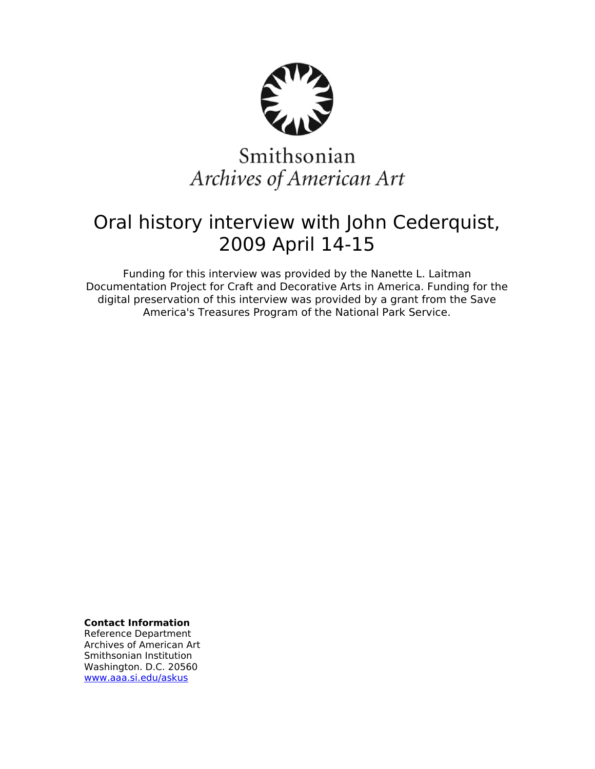Smithsonian
*Archives of American Art*

# Oral history interview with John Cederquist, 2009 April 14-15

Funding for this interview was provided by the Nanette L. Laitman Documentation Project for Craft and Decorative Arts in America. Funding for the digital preservation of this interview was provided by a grant from the Save America's Treasures Program of the National Park Service.

**Contact Information**
Reference Department
Archives of American Art
Smithsonian Institution
Washington. D.C. 20560
[www.aaa.si.edu/askus](http://www.aaa.si.edu/askus)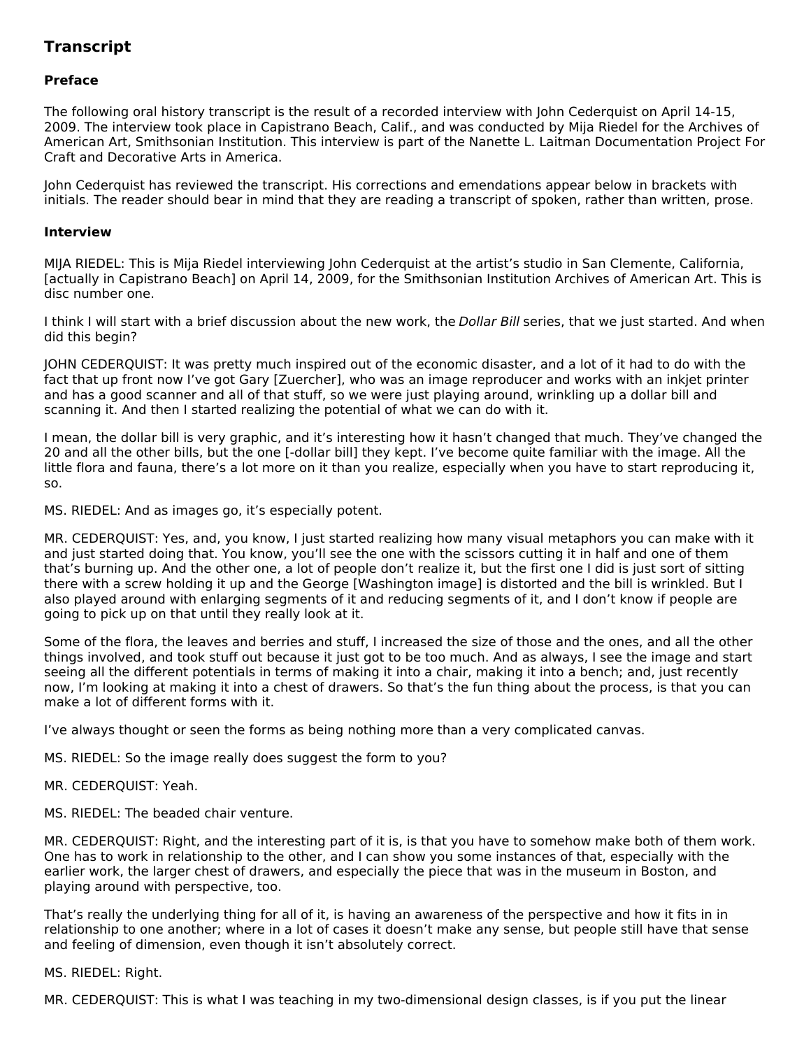## Transcript

### Preface

The following oral history transcript is the result of a recorded interview with John Cederquist on April 14-15, 2009. The interview took place in Capistrano Beach, Calif., and was conducted by Mija Riedel for the Archives of American Art, Smithsonian Institution. This interview is part of the Nanette L. Laitman Documentation Project For Craft and Decorative Arts in America.

John Cederquist has reviewed the transcript. His corrections and emendations appear below in brackets with initials. The reader should bear in mind that they are reading a transcript of spoken, rather than written, prose.

### Interview

MIJA RIEDEL: This is Mija Riedel interviewing John Cederquist at the artist's studio in San Clemente, California, [actually in Capistrano Beach] on April 14, 2009, for the Smithsonian Institution Archives of American Art. This is disc number one.

I think I will start with a brief discussion about the new work, the *Dollar Bill* series, that we just started. And when did this begin?

JOHN CEDERQUIST: It was pretty much inspired out of the economic disaster, and a lot of it had to do with the fact that up front now I've got Gary [Zuercher], who was an image reproducer and works with an inkjet printer and has a good scanner and all of that stuff, so we were just playing around, wrinkling up a dollar bill and scanning it. And then I started realizing the potential of what we can do with it.

I mean, the dollar bill is very graphic, and it's interesting how it hasn't changed that much. They've changed the 20 and all the other bills, but the one [-dollar bill] they kept. I've become quite familiar with the image. All the little flora and fauna, there's a lot more on it than you realize, especially when you have to start reproducing it, so.

MS. RIEDEL: And as images go, it's especially potent.

MR. CEDERQUIST: Yes, and, you know, I just started realizing how many visual metaphors you can make with it and just started doing that. You know, you'll see the one with the scissors cutting it in half and one of them that's burning up. And the other one, a lot of people don't realize it, but the first one I did is just sort of sitting there with a screw holding it up and the George [Washington image] is distorted and the bill is wrinkled. But I also played around with enlarging segments of it and reducing segments of it, and I don't know if people are going to pick up on that until they really look at it.

Some of the flora, the leaves and berries and stuff, I increased the size of those and the ones, and all the other things involved, and took stuff out because it just got to be too much. And as always, I see the image and start seeing all the different potentials in terms of making it into a chair, making it into a bench; and, just recently now, I'm looking at making it into a chest of drawers. So that's the fun thing about the process, is that you can make a lot of different forms with it.

I've always thought or seen the forms as being nothing more than a very complicated canvas.

MS. RIEDEL: So the image really does suggest the form to you?

MR. CEDERQUIST: Yeah.

MS. RIEDEL: The beaded chair venture.

MR. CEDERQUIST: Right, and the interesting part of it is, is that you have to somehow make both of them work. One has to work in relationship to the other, and I can show you some instances of that, especially with the earlier work, the larger chest of drawers, and especially the piece that was in the museum in Boston, and playing around with perspective, too.

That's really the underlying thing for all of it, is having an awareness of the perspective and how it fits in in relationship to one another; where in a lot of cases it doesn't make any sense, but people still have that sense and feeling of dimension, even though it isn't absolutely correct.

MS. RIEDEL: Right.

MR. CEDERQUIST: This is what I was teaching in my two-dimensional design classes, is if you put the linear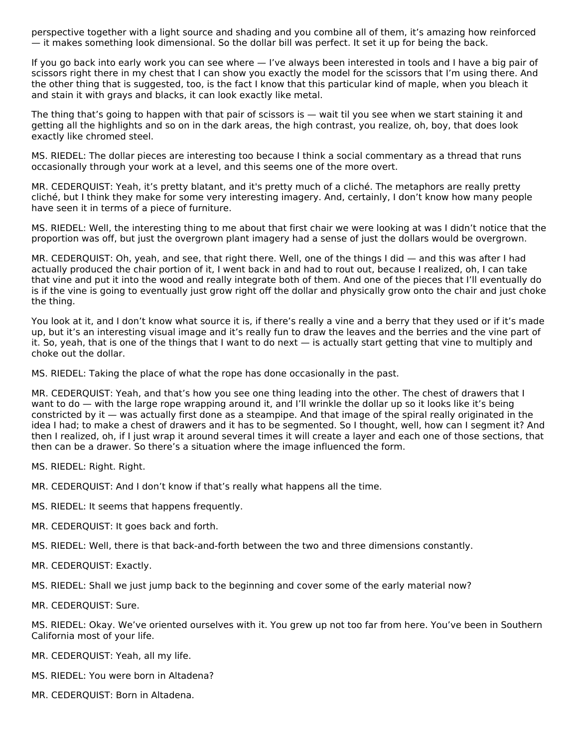perspective together with a light source and shading and you combine all of them, it's amazing how reinforced — it makes something look dimensional. So the dollar bill was perfect. It set it up for being the back.

If you go back into early work you can see where — I've always been interested in tools and I have a big pair of scissors right there in my chest that I can show you exactly the model for the scissors that I'm using there. And the other thing that is suggested, too, is the fact I know that this particular kind of maple, when you bleach it and stain it with grays and blacks, it can look exactly like metal.

The thing that's going to happen with that pair of scissors is — wait til you see when we start staining it and getting all the highlights and so on in the dark areas, the high contrast, you realize, oh, boy, that does look exactly like chromed steel.

MS. RIEDEL: The dollar pieces are interesting too because I think a social commentary as a thread that runs occasionally through your work at a level, and this seems one of the more overt.

MR. CEDERQUIST: Yeah, it's pretty blatant, and it's pretty much of a cliché. The metaphors are really pretty cliché, but I think they make for some very interesting imagery. And, certainly, I don't know how many people have seen it in terms of a piece of furniture.

MS. RIEDEL: Well, the interesting thing to me about that first chair we were looking at was I didn't notice that the proportion was off, but just the overgrown plant imagery had a sense of just the dollars would be overgrown.

MR. CEDERQUIST: Oh, yeah, and see, that right there. Well, one of the things I did — and this was after I had actually produced the chair portion of it, I went back in and had to rout out, because I realized, oh, I can take that vine and put it into the wood and really integrate both of them. And one of the pieces that I'll eventually do is if the vine is going to eventually just grow right off the dollar and physically grow onto the chair and just choke the thing.

You look at it, and I don't know what source it is, if there's really a vine and a berry that they used or if it's made up, but it's an interesting visual image and it's really fun to draw the leaves and the berries and the vine part of it. So, yeah, that is one of the things that I want to do next — is actually start getting that vine to multiply and choke out the dollar.

MS. RIEDEL: Taking the place of what the rope has done occasionally in the past.

MR. CEDERQUIST: Yeah, and that's how you see one thing leading into the other. The chest of drawers that I want to do — with the large rope wrapping around it, and I'll wrinkle the dollar up so it looks like it's being constricted by it — was actually first done as a steampipe. And that image of the spiral really originated in the idea I had; to make a chest of drawers and it has to be segmented. So I thought, well, how can I segment it? And then I realized, oh, if I just wrap it around several times it will create a layer and each one of those sections, that then can be a drawer. So there's a situation where the image influenced the form.

MS. RIEDEL: Right. Right.

MR. CEDERQUIST: And I don't know if that's really what happens all the time.

MS. RIEDEL: It seems that happens frequently.

MR. CEDERQUIST: It goes back and forth.

MS. RIEDEL: Well, there is that back-and-forth between the two and three dimensions constantly.

MR. CEDERQUIST: Exactly.

MS. RIEDEL: Shall we just jump back to the beginning and cover some of the early material now?

MR. CEDERQUIST: Sure.

MS. RIEDEL: Okay. We've oriented ourselves with it. You grew up not too far from here. You've been in Southern California most of your life.

MR. CEDERQUIST: Yeah, all my life.

MS. RIEDEL: You were born in Altadena?

MR. CEDERQUIST: Born in Altadena.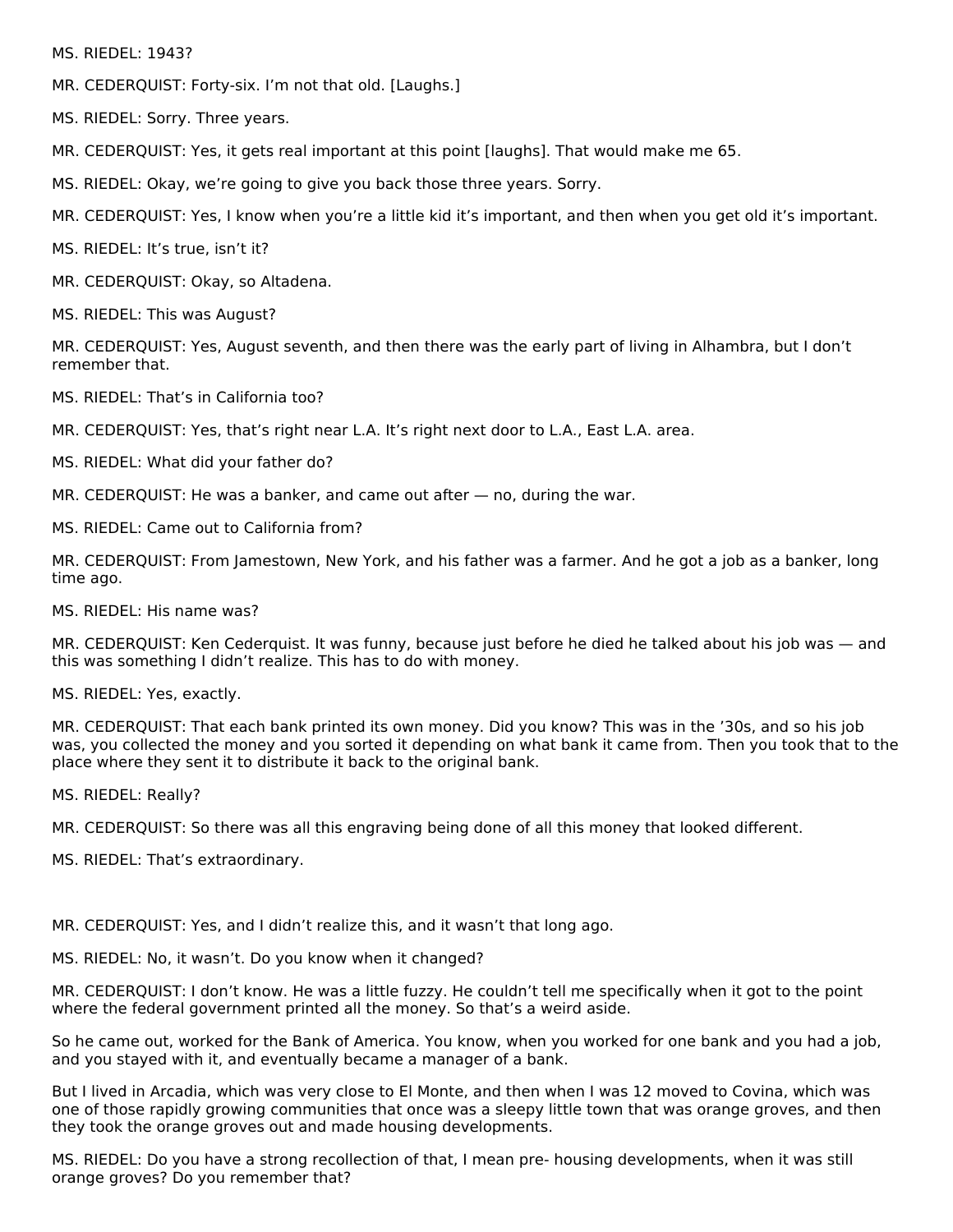MS. RIEDEL: 1943?

MR. CEDERQUIST: Forty-six. I'm not that old. [Laughs.]

MS. RIEDEL: Sorry. Three years.

MR. CEDERQUIST: Yes, it gets real important at this point [laughs]. That would make me 65.

MS. RIEDEL: Okay, we're going to give you back those three years. Sorry.

MR. CEDERQUIST: Yes, I know when you're a little kid it's important, and then when you get old it's important.

MS. RIEDEL: It's true, isn't it?

MR. CEDERQUIST: Okay, so Altadena.

MS. RIEDEL: This was August?

MR. CEDERQUIST: Yes, August seventh, and then there was the early part of living in Alhambra, but I don't remember that.

MS. RIEDEL: That's in California too?

MR. CEDERQUIST: Yes, that's right near L.A. It's right next door to L.A., East L.A. area.

MS. RIEDEL: What did your father do?

MR. CEDERQUIST: He was a banker, and came out after — no, during the war.

MS. RIEDEL: Came out to California from?

MR. CEDERQUIST: From Jamestown, New York, and his father was a farmer. And he got a job as a banker, long time ago.

MS. RIEDEL: His name was?

MR. CEDERQUIST: Ken Cederquist. It was funny, because just before he died he talked about his job was — and this was something I didn't realize. This has to do with money.

MS. RIEDEL: Yes, exactly.

MR. CEDERQUIST: That each bank printed its own money. Did you know? This was in the '30s, and so his job was, you collected the money and you sorted it depending on what bank it came from. Then you took that to the place where they sent it to distribute it back to the original bank.

MS. RIEDEL: Really?

MR. CEDERQUIST: So there was all this engraving being done of all this money that looked different.

MS. RIEDEL: That's extraordinary.

MR. CEDERQUIST: Yes, and I didn't realize this, and it wasn't that long ago.

MS. RIEDEL: No, it wasn't. Do you know when it changed?

MR. CEDERQUIST: I don't know. He was a little fuzzy. He couldn't tell me specifically when it got to the point where the federal government printed all the money. So that's a weird aside.

So he came out, worked for the Bank of America. You know, when you worked for one bank and you had a job, and you stayed with it, and eventually became a manager of a bank.

But I lived in Arcadia, which was very close to El Monte, and then when I was 12 moved to Covina, which was one of those rapidly growing communities that once was a sleepy little town that was orange groves, and then they took the orange groves out and made housing developments.

MS. RIEDEL: Do you have a strong recollection of that, I mean pre- housing developments, when it was still orange groves? Do you remember that?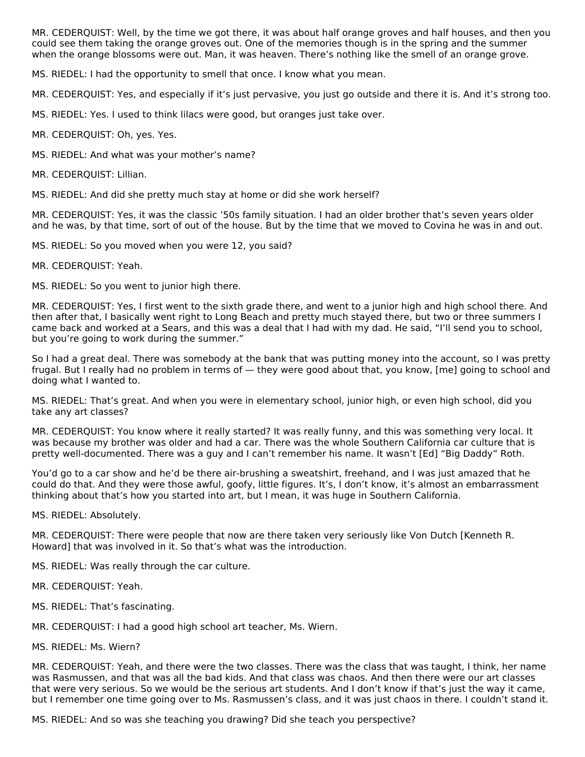MR. CEDERQUIST: Well, by the time we got there, it was about half orange groves and half houses, and then you could see them taking the orange groves out. One of the memories though is in the spring and the summer when the orange blossoms were out. Man, it was heaven. There's nothing like the smell of an orange grove.

MS. RIEDEL: I had the opportunity to smell that once. I know what you mean.

MR. CEDERQUIST: Yes, and especially if it's just pervasive, you just go outside and there it is. And it's strong too.

MS. RIEDEL: Yes. I used to think lilacs were good, but oranges just take over.

MR. CEDERQUIST: Oh, yes. Yes.

MS. RIEDEL: And what was your mother's name?

MR. CEDERQUIST: Lillian.

MS. RIEDEL: And did she pretty much stay at home or did she work herself?

MR. CEDERQUIST: Yes, it was the classic '50s family situation. I had an older brother that's seven years older and he was, by that time, sort of out of the house. But by the time that we moved to Covina he was in and out.

MS. RIEDEL: So you moved when you were 12, you said?

MR. CEDERQUIST: Yeah.

MS. RIEDEL: So you went to junior high there.

MR. CEDERQUIST: Yes, I first went to the sixth grade there, and went to a junior high and high school there. And then after that, I basically went right to Long Beach and pretty much stayed there, but two or three summers I came back and worked at a Sears, and this was a deal that I had with my dad. He said, "I'll send you to school, but you're going to work during the summer."

So I had a great deal. There was somebody at the bank that was putting money into the account, so I was pretty frugal. But I really had no problem in terms of — they were good about that, you know, [me] going to school and doing what I wanted to.

MS. RIEDEL: That's great. And when you were in elementary school, junior high, or even high school, did you take any art classes?

MR. CEDERQUIST: You know where it really started? It was really funny, and this was something very local. It was because my brother was older and had a car. There was the whole Southern California car culture that is pretty well-documented. There was a guy and I can't remember his name. It wasn't [Ed] "Big Daddy" Roth.

You'd go to a car show and he'd be there air-brushing a sweatshirt, freehand, and I was just amazed that he could do that. And they were those awful, goofy, little figures. It's, I don't know, it's almost an embarrassment thinking about that's how you started into art, but I mean, it was huge in Southern California.

MS. RIEDEL: Absolutely.

MR. CEDERQUIST: There were people that now are there taken very seriously like Von Dutch [Kenneth R. Howard] that was involved in it. So that's what was the introduction.

MS. RIEDEL: Was really through the car culture.

MR. CEDERQUIST: Yeah.

MS. RIEDEL: That's fascinating.

MR. CEDERQUIST: I had a good high school art teacher, Ms. Wiern.

MS. RIEDEL: Ms. Wiern?

MR. CEDERQUIST: Yeah, and there were the two classes. There was the class that was taught, I think, her name was Rasmussen, and that was all the bad kids. And that class was chaos. And then there were our art classes that were very serious. So we would be the serious art students. And I don't know if that's just the way it came, but I remember one time going over to Ms. Rasmussen's class, and it was just chaos in there. I couldn't stand it.

MS. RIEDEL: And so was she teaching you drawing? Did she teach you perspective?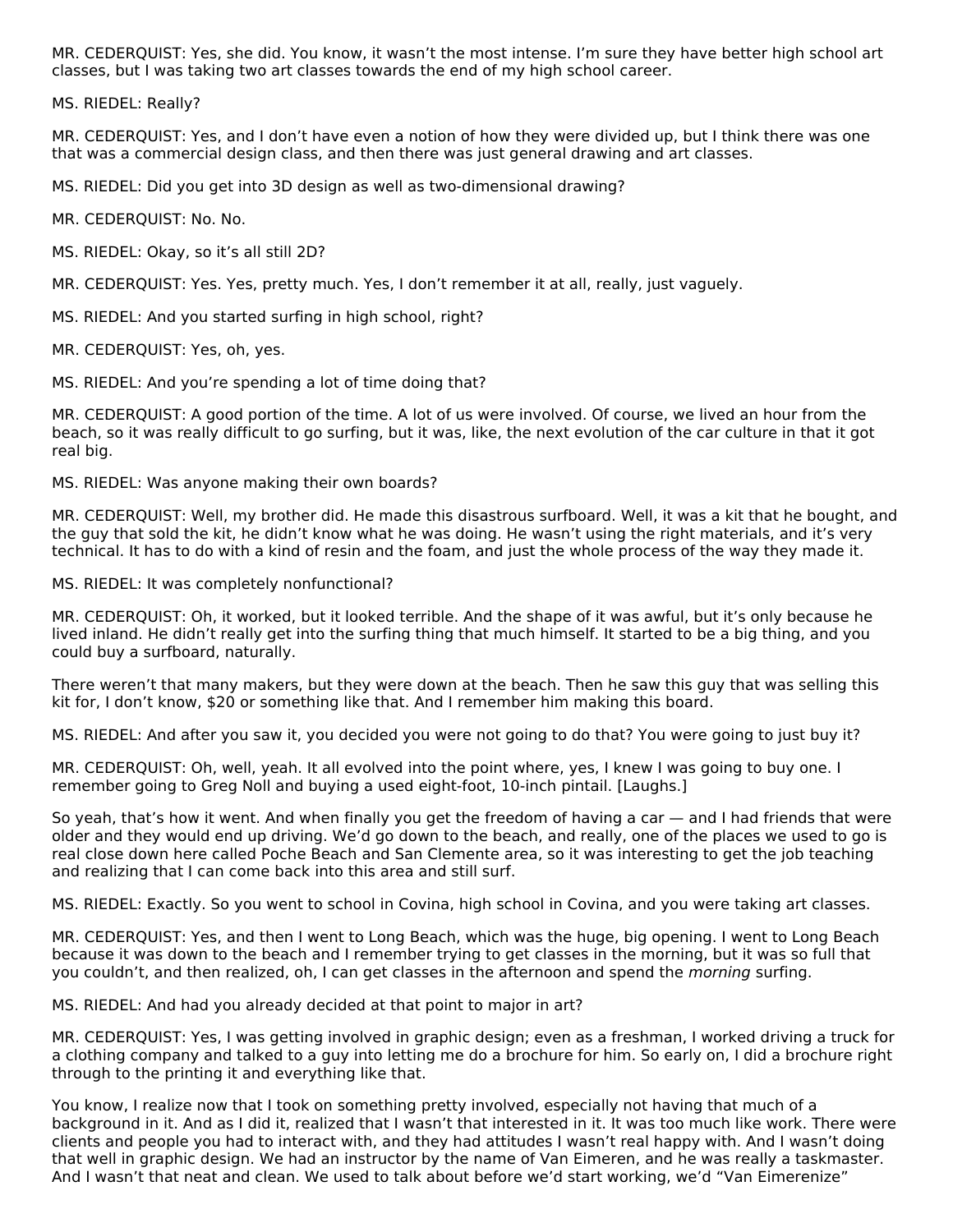MR. CEDERQUIST: Yes, she did. You know, it wasn't the most intense. I'm sure they have better high school art classes, but I was taking two art classes towards the end of my high school career.

MS. RIEDEL: Really?

MR. CEDERQUIST: Yes, and I don't have even a notion of how they were divided up, but I think there was one that was a commercial design class, and then there was just general drawing and art classes.

MS. RIEDEL: Did you get into 3D design as well as two-dimensional drawing?

MR. CEDERQUIST: No. No.

MS. RIEDEL: Okay, so it's all still 2D?

MR. CEDERQUIST: Yes. Yes, pretty much. Yes, I don't remember it at all, really, just vaguely.

MS. RIEDEL: And you started surfing in high school, right?

MR. CEDERQUIST: Yes, oh, yes.

MS. RIEDEL: And you're spending a lot of time doing that?

MR. CEDERQUIST: A good portion of the time. A lot of us were involved. Of course, we lived an hour from the beach, so it was really difficult to go surfing, but it was, like, the next evolution of the car culture in that it got real big.

MS. RIEDEL: Was anyone making their own boards?

MR. CEDERQUIST: Well, my brother did. He made this disastrous surfboard. Well, it was a kit that he bought, and the guy that sold the kit, he didn't know what he was doing. He wasn't using the right materials, and it's very technical. It has to do with a kind of resin and the foam, and just the whole process of the way they made it.

MS. RIEDEL: It was completely nonfunctional?

MR. CEDERQUIST: Oh, it worked, but it looked terrible. And the shape of it was awful, but it's only because he lived inland. He didn't really get into the surfing thing that much himself. It started to be a big thing, and you could buy a surfboard, naturally.

There weren't that many makers, but they were down at the beach. Then he saw this guy that was selling this kit for, I don't know, $20 or something like that. And I remember him making this board.

MS. RIEDEL: And after you saw it, you decided you were not going to do that? You were going to just buy it?

MR. CEDERQUIST: Oh, well, yeah. It all evolved into the point where, yes, I knew I was going to buy one. I remember going to Greg Noll and buying a used eight-foot, 10-inch pintail. [Laughs.]

So yeah, that's how it went. And when finally you get the freedom of having a car — and I had friends that were older and they would end up driving. We'd go down to the beach, and really, one of the places we used to go is real close down here called Poche Beach and San Clemente area, so it was interesting to get the job teaching and realizing that I can come back into this area and still surf.

MS. RIEDEL: Exactly. So you went to school in Covina, high school in Covina, and you were taking art classes.

MR. CEDERQUIST: Yes, and then I went to Long Beach, which was the huge, big opening. I went to Long Beach because it was down to the beach and I remember trying to get classes in the morning, but it was so full that you couldn't, and then realized, oh, I can get classes in the afternoon and spend the *morning* surfing.

MS. RIEDEL: And had you already decided at that point to major in art?

MR. CEDERQUIST: Yes, I was getting involved in graphic design; even as a freshman, I worked driving a truck for a clothing company and talked to a guy into letting me do a brochure for him. So early on, I did a brochure right through to the printing it and everything like that.

You know, I realize now that I took on something pretty involved, especially not having that much of a background in it. And as I did it, realized that I wasn't that interested in it. It was too much like work. There were clients and people you had to interact with, and they had attitudes I wasn't real happy with. And I wasn't doing that well in graphic design. We had an instructor by the name of Van Eimeren, and he was really a taskmaster. And I wasn't that neat and clean. We used to talk about before we'd start working, we'd "Van Eimerenize"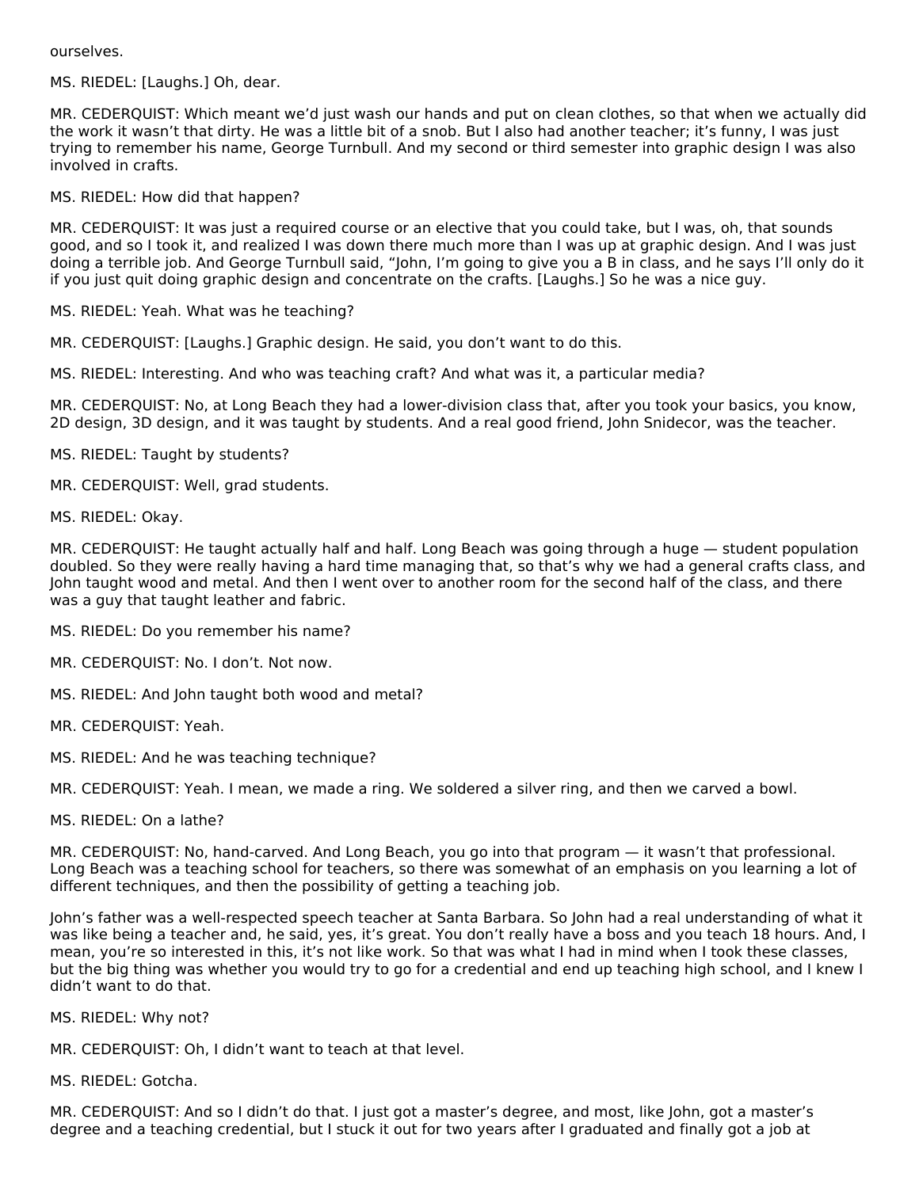ourselves.

MS. RIEDEL: [Laughs.] Oh, dear.

MR. CEDERQUIST: Which meant we'd just wash our hands and put on clean clothes, so that when we actually did the work it wasn't that dirty. He was a little bit of a snob. But I also had another teacher; it's funny, I was just trying to remember his name, George Turnbull. And my second or third semester into graphic design I was also involved in crafts.

MS. RIEDEL: How did that happen?

MR. CEDERQUIST: It was just a required course or an elective that you could take, but I was, oh, that sounds good, and so I took it, and realized I was down there much more than I was up at graphic design. And I was just doing a terrible job. And George Turnbull said, "John, I'm going to give you a B in class, and he says I'll only do it if you just quit doing graphic design and concentrate on the crafts. [Laughs.] So he was a nice guy.

MS. RIEDEL: Yeah. What was he teaching?

MR. CEDERQUIST: [Laughs.] Graphic design. He said, you don't want to do this.

MS. RIEDEL: Interesting. And who was teaching craft? And what was it, a particular media?

MR. CEDERQUIST: No, at Long Beach they had a lower-division class that, after you took your basics, you know, 2D design, 3D design, and it was taught by students. And a real good friend, John Snidecor, was the teacher.

MS. RIEDEL: Taught by students?

MR. CEDERQUIST: Well, grad students.

MS. RIEDEL: Okay.

MR. CEDERQUIST: He taught actually half and half. Long Beach was going through a huge — student population doubled. So they were really having a hard time managing that, so that's why we had a general crafts class, and John taught wood and metal. And then I went over to another room for the second half of the class, and there was a guy that taught leather and fabric.

MS. RIEDEL: Do you remember his name?

MR. CEDERQUIST: No. I don't. Not now.

MS. RIEDEL: And John taught both wood and metal?

MR. CEDERQUIST: Yeah.

MS. RIEDEL: And he was teaching technique?

MR. CEDERQUIST: Yeah. I mean, we made a ring. We soldered a silver ring, and then we carved a bowl.

MS. RIEDEL: On a lathe?

MR. CEDERQUIST: No, hand-carved. And Long Beach, you go into that program — it wasn't that professional. Long Beach was a teaching school for teachers, so there was somewhat of an emphasis on you learning a lot of different techniques, and then the possibility of getting a teaching job.

John's father was a well-respected speech teacher at Santa Barbara. So John had a real understanding of what it was like being a teacher and, he said, yes, it's great. You don't really have a boss and you teach 18 hours. And, I mean, you're so interested in this, it's not like work. So that was what I had in mind when I took these classes, but the big thing was whether you would try to go for a credential and end up teaching high school, and I knew I didn't want to do that.

MS. RIEDEL: Why not?

MR. CEDERQUIST: Oh, I didn't want to teach at that level.

MS. RIEDEL: Gotcha.

MR. CEDERQUIST: And so I didn't do that. I just got a master's degree, and most, like John, got a master's degree and a teaching credential, but I stuck it out for two years after I graduated and finally got a job at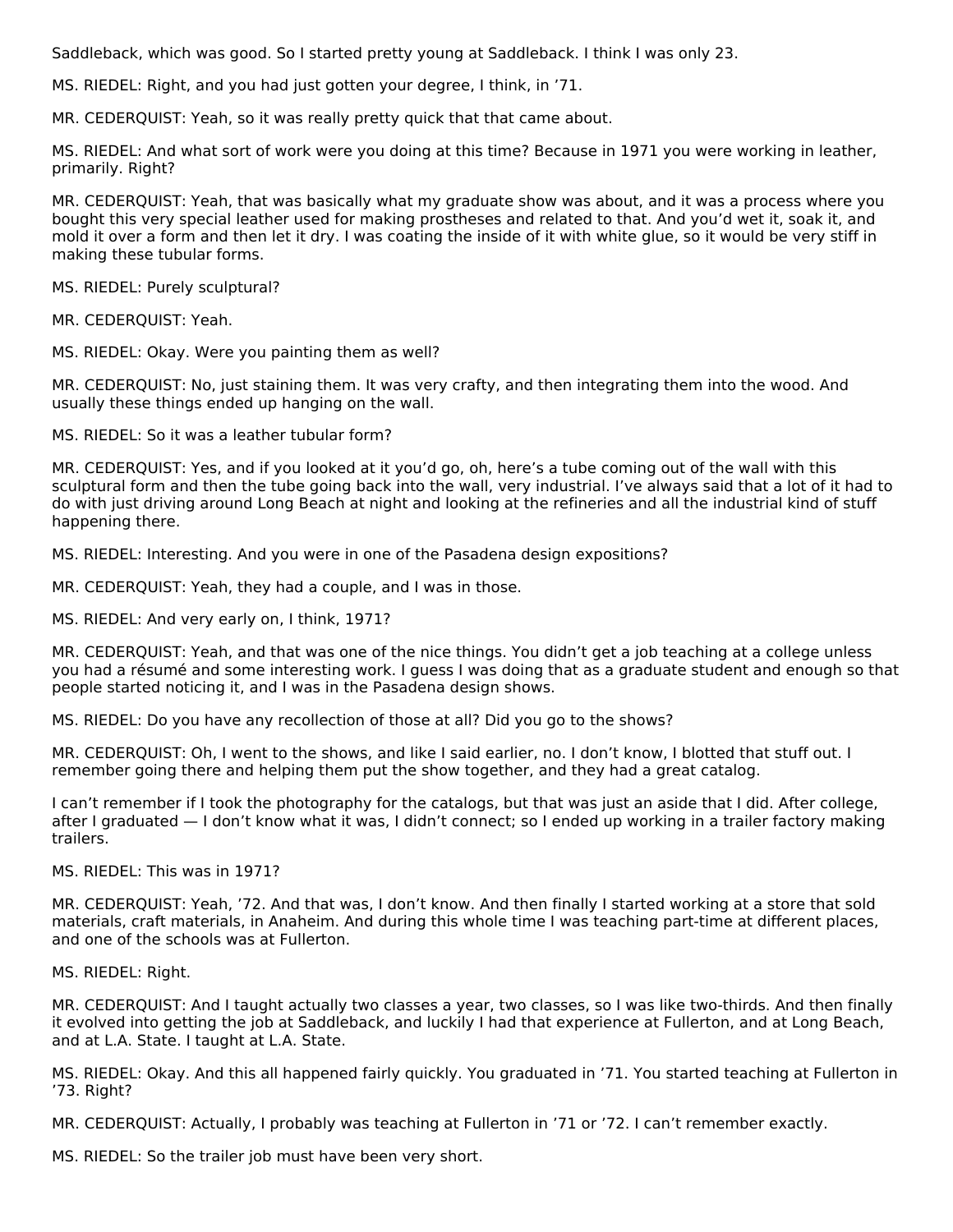Saddleback, which was good. So I started pretty young at Saddleback. I think I was only 23.

MS. RIEDEL: Right, and you had just gotten your degree, I think, in '71.

MR. CEDERQUIST: Yeah, so it was really pretty quick that that came about.

MS. RIEDEL: And what sort of work were you doing at this time? Because in 1971 you were working in leather, primarily. Right?

MR. CEDERQUIST: Yeah, that was basically what my graduate show was about, and it was a process where you bought this very special leather used for making prostheses and related to that. And you'd wet it, soak it, and mold it over a form and then let it dry. I was coating the inside of it with white glue, so it would be very stiff in making these tubular forms.

MS. RIEDEL: Purely sculptural?

MR. CEDERQUIST: Yeah.

MS. RIEDEL: Okay. Were you painting them as well?

MR. CEDERQUIST: No, just staining them. It was very crafty, and then integrating them into the wood. And usually these things ended up hanging on the wall.

MS. RIEDEL: So it was a leather tubular form?

MR. CEDERQUIST: Yes, and if you looked at it you'd go, oh, here's a tube coming out of the wall with this sculptural form and then the tube going back into the wall, very industrial. I've always said that a lot of it had to do with just driving around Long Beach at night and looking at the refineries and all the industrial kind of stuff happening there.

MS. RIEDEL: Interesting. And you were in one of the Pasadena design expositions?

MR. CEDERQUIST: Yeah, they had a couple, and I was in those.

MS. RIEDEL: And very early on, I think, 1971?

MR. CEDERQUIST: Yeah, and that was one of the nice things. You didn't get a job teaching at a college unless you had a résumé and some interesting work. I guess I was doing that as a graduate student and enough so that people started noticing it, and I was in the Pasadena design shows.

MS. RIEDEL: Do you have any recollection of those at all? Did you go to the shows?

MR. CEDERQUIST: Oh, I went to the shows, and like I said earlier, no. I don't know, I blotted that stuff out. I remember going there and helping them put the show together, and they had a great catalog.

I can't remember if I took the photography for the catalogs, but that was just an aside that I did. After college, after I graduated — I don't know what it was, I didn't connect; so I ended up working in a trailer factory making trailers.

MS. RIEDEL: This was in 1971?

MR. CEDERQUIST: Yeah, '72. And that was, I don't know. And then finally I started working at a store that sold materials, craft materials, in Anaheim. And during this whole time I was teaching part-time at different places, and one of the schools was at Fullerton.

MS. RIEDEL: Right.

MR. CEDERQUIST: And I taught actually two classes a year, two classes, so I was like two-thirds. And then finally it evolved into getting the job at Saddleback, and luckily I had that experience at Fullerton, and at Long Beach, and at L.A. State. I taught at L.A. State.

MS. RIEDEL: Okay. And this all happened fairly quickly. You graduated in '71. You started teaching at Fullerton in '73. Right?

MR. CEDERQUIST: Actually, I probably was teaching at Fullerton in '71 or '72. I can't remember exactly.

MS. RIEDEL: So the trailer job must have been very short.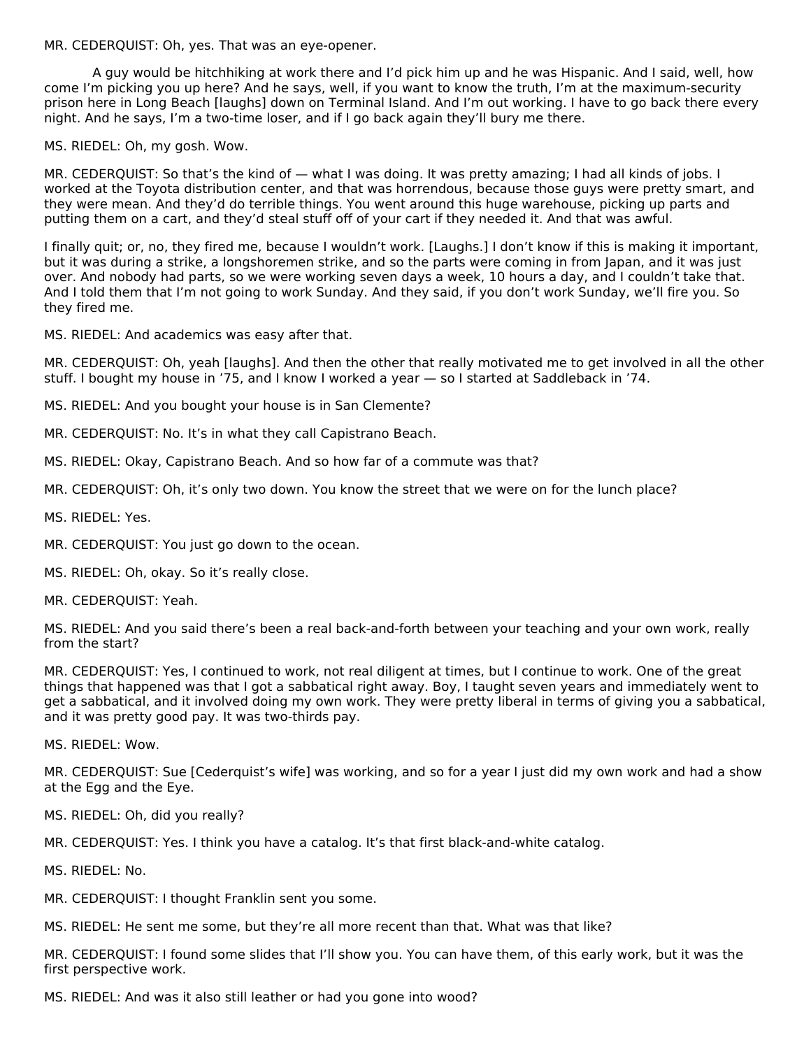MR. CEDERQUIST: Oh, yes. That was an eye-opener.

A guy would be hitchhiking at work there and I'd pick him up and he was Hispanic. And I said, well, how come I'm picking you up here? And he says, well, if you want to know the truth, I'm at the maximum-security prison here in Long Beach [laughs] down on Terminal Island. And I'm out working. I have to go back there every night. And he says, I'm a two-time loser, and if I go back again they'll bury me there.

MS. RIEDEL: Oh, my gosh. Wow.

MR. CEDERQUIST: So that's the kind of — what I was doing. It was pretty amazing; I had all kinds of jobs. I worked at the Toyota distribution center, and that was horrendous, because those guys were pretty smart, and they were mean. And they'd do terrible things. You went around this huge warehouse, picking up parts and putting them on a cart, and they'd steal stuff off of your cart if they needed it. And that was awful.

I finally quit; or, no, they fired me, because I wouldn't work. [Laughs.] I don't know if this is making it important, but it was during a strike, a longshoremen strike, and so the parts were coming in from Japan, and it was just over. And nobody had parts, so we were working seven days a week, 10 hours a day, and I couldn't take that. And I told them that I'm not going to work Sunday. And they said, if you don't work Sunday, we'll fire you. So they fired me.

MS. RIEDEL: And academics was easy after that.

MR. CEDERQUIST: Oh, yeah [laughs]. And then the other that really motivated me to get involved in all the other stuff. I bought my house in '75, and I know I worked a year — so I started at Saddleback in '74.

MS. RIEDEL: And you bought your house is in San Clemente?

MR. CEDERQUIST: No. It's in what they call Capistrano Beach.

MS. RIEDEL: Okay, Capistrano Beach. And so how far of a commute was that?

MR. CEDERQUIST: Oh, it's only two down. You know the street that we were on for the lunch place?

MS. RIEDEL: Yes.

MR. CEDERQUIST: You just go down to the ocean.

MS. RIEDEL: Oh, okay. So it's really close.

MR. CEDERQUIST: Yeah.

MS. RIEDEL: And you said there's been a real back-and-forth between your teaching and your own work, really from the start?

MR. CEDERQUIST: Yes, I continued to work, not real diligent at times, but I continue to work. One of the great things that happened was that I got a sabbatical right away. Boy, I taught seven years and immediately went to get a sabbatical, and it involved doing my own work. They were pretty liberal in terms of giving you a sabbatical, and it was pretty good pay. It was two-thirds pay.

MS. RIEDEL: Wow.

MR. CEDERQUIST: Sue [Cederquist's wife] was working, and so for a year I just did my own work and had a show at the Egg and the Eye.

MS. RIEDEL: Oh, did you really?

MR. CEDERQUIST: Yes. I think you have a catalog. It's that first black-and-white catalog.

MS. RIEDEL: No.

MR. CEDERQUIST: I thought Franklin sent you some.

MS. RIEDEL: He sent me some, but they're all more recent than that. What was that like?

MR. CEDERQUIST: I found some slides that I'll show you. You can have them, of this early work, but it was the first perspective work.

MS. RIEDEL: And was it also still leather or had you gone into wood?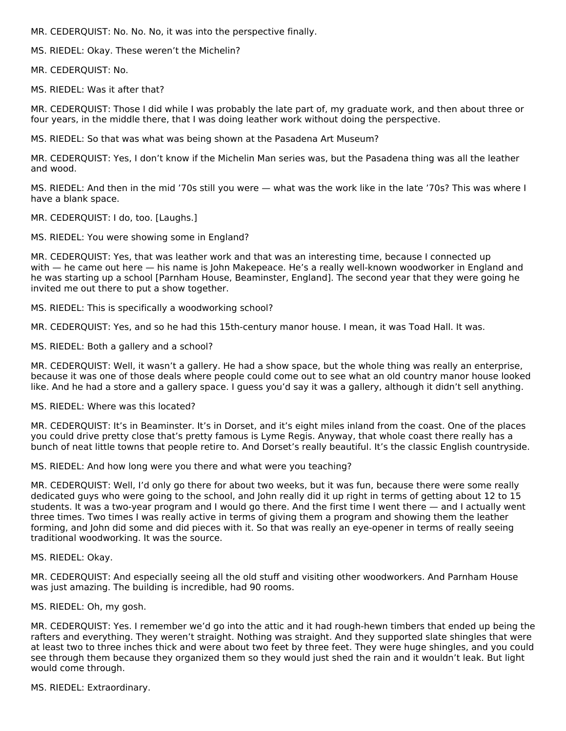MR. CEDERQUIST: No. No. No, it was into the perspective finally.

MS. RIEDEL: Okay. These weren't the Michelin?

MR. CEDERQUIST: No.

MS. RIEDEL: Was it after that?

MR. CEDERQUIST: Those I did while I was probably the late part of, my graduate work, and then about three or four years, in the middle there, that I was doing leather work without doing the perspective.

MS. RIEDEL: So that was what was being shown at the Pasadena Art Museum?

MR. CEDERQUIST: Yes, I don't know if the Michelin Man series was, but the Pasadena thing was all the leather and wood.

MS. RIEDEL: And then in the mid '70s still you were — what was the work like in the late '70s? This was where I have a blank space.

MR. CEDERQUIST: I do, too. [Laughs.]

MS. RIEDEL: You were showing some in England?

MR. CEDERQUIST: Yes, that was leather work and that was an interesting time, because I connected up with — he came out here — his name is John Makepeace. He's a really well-known woodworker in England and he was starting up a school [Parnham House, Beaminster, England]. The second year that they were going he invited me out there to put a show together.

MS. RIEDEL: This is specifically a woodworking school?

MR. CEDERQUIST: Yes, and so he had this 15th-century manor house. I mean, it was Toad Hall. It was.

MS. RIEDEL: Both a gallery and a school?

MR. CEDERQUIST: Well, it wasn't a gallery. He had a show space, but the whole thing was really an enterprise, because it was one of those deals where people could come out to see what an old country manor house looked like. And he had a store and a gallery space. I guess you'd say it was a gallery, although it didn't sell anything.

MS. RIEDEL: Where was this located?

MR. CEDERQUIST: It's in Beaminster. It's in Dorset, and it's eight miles inland from the coast. One of the places you could drive pretty close that's pretty famous is Lyme Regis. Anyway, that whole coast there really has a bunch of neat little towns that people retire to. And Dorset's really beautiful. It's the classic English countryside.

MS. RIEDEL: And how long were you there and what were you teaching?

MR. CEDERQUIST: Well, I'd only go there for about two weeks, but it was fun, because there were some really dedicated guys who were going to the school, and John really did it up right in terms of getting about 12 to 15 students. It was a two-year program and I would go there. And the first time I went there — and I actually went three times. Two times I was really active in terms of giving them a program and showing them the leather forming, and John did some and did pieces with it. So that was really an eye-opener in terms of really seeing traditional woodworking. It was the source.

MS. RIEDEL: Okay.

MR. CEDERQUIST: And especially seeing all the old stuff and visiting other woodworkers. And Parnham House was just amazing. The building is incredible, had 90 rooms.

MS. RIEDEL: Oh, my gosh.

MR. CEDERQUIST: Yes. I remember we'd go into the attic and it had rough-hewn timbers that ended up being the rafters and everything. They weren't straight. Nothing was straight. And they supported slate shingles that were at least two to three inches thick and were about two feet by three feet. They were huge shingles, and you could see through them because they organized them so they would just shed the rain and it wouldn't leak. But light would come through.

MS. RIEDEL: Extraordinary.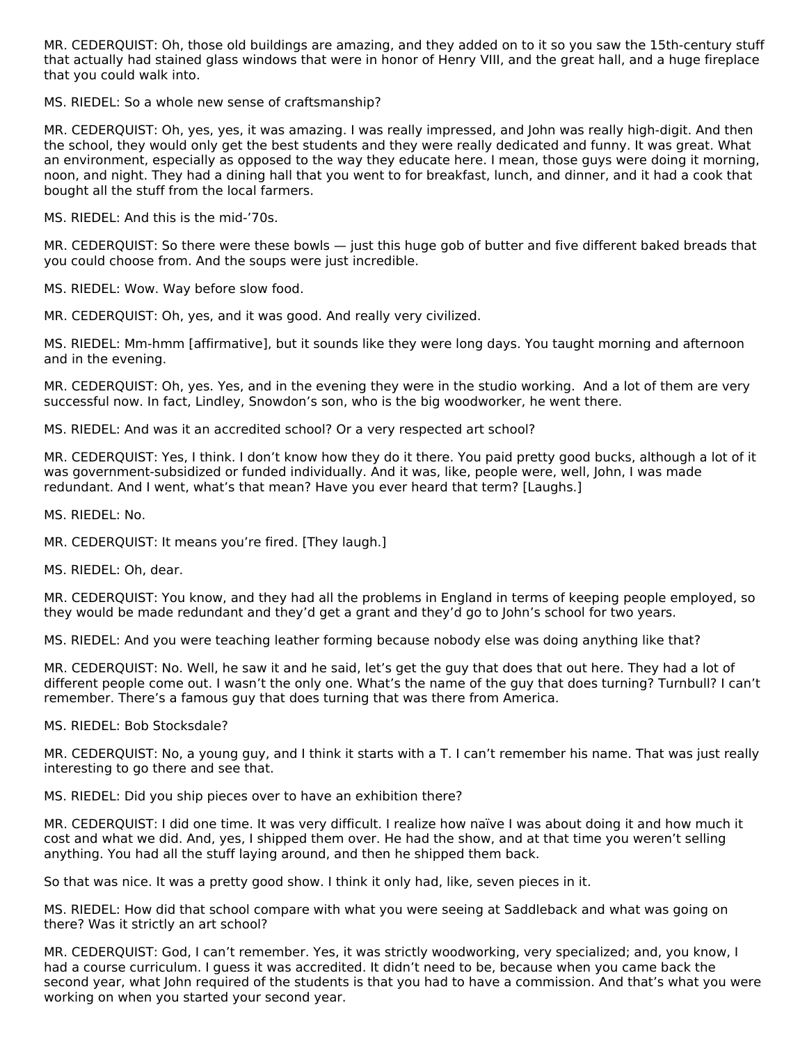MR. CEDERQUIST: Oh, those old buildings are amazing, and they added on to it so you saw the 15th-century stuff that actually had stained glass windows that were in honor of Henry VIII, and the great hall, and a huge fireplace that you could walk into.

MS. RIEDEL: So a whole new sense of craftsmanship?

MR. CEDERQUIST: Oh, yes, yes, it was amazing. I was really impressed, and John was really high-digit. And then the school, they would only get the best students and they were really dedicated and funny. It was great. What an environment, especially as opposed to the way they educate here. I mean, those guys were doing it morning, noon, and night. They had a dining hall that you went to for breakfast, lunch, and dinner, and it had a cook that bought all the stuff from the local farmers.

MS. RIEDEL: And this is the mid-’70s.

MR. CEDERQUIST: So there were these bowls — just this huge gob of butter and five different baked breads that you could choose from. And the soups were just incredible.

MS. RIEDEL: Wow. Way before slow food.

MR. CEDERQUIST: Oh, yes, and it was good. And really very civilized.

MS. RIEDEL: Mm-hmm [affirmative], but it sounds like they were long days. You taught morning and afternoon and in the evening.

MR. CEDERQUIST: Oh, yes. Yes, and in the evening they were in the studio working. And a lot of them are very successful now. In fact, Lindley, Snowdon’s son, who is the big woodworker, he went there.

MS. RIEDEL: And was it an accredited school? Or a very respected art school?

MR. CEDERQUIST: Yes, I think. I don’t know how they do it there. You paid pretty good bucks, although a lot of it was government-subsidized or funded individually. And it was, like, people were, well, John, I was made redundant. And I went, what’s that mean? Have you ever heard that term? [Laughs.]

MS. RIEDEL: No.

MR. CEDERQUIST: It means you’re fired. [They laugh.]

MS. RIEDEL: Oh, dear.

MR. CEDERQUIST: You know, and they had all the problems in England in terms of keeping people employed, so they would be made redundant and they’d get a grant and they’d go to John’s school for two years.

MS. RIEDEL: And you were teaching leather forming because nobody else was doing anything like that?

MR. CEDERQUIST: No. Well, he saw it and he said, let’s get the guy that does that out here. They had a lot of different people come out. I wasn’t the only one. What’s the name of the guy that does turning? Turnbull? I can’t remember. There’s a famous guy that does turning that was there from America.

MS. RIEDEL: Bob Stocksdale?

MR. CEDERQUIST: No, a young guy, and I think it starts with a T. I can’t remember his name. That was just really interesting to go there and see that.

MS. RIEDEL: Did you ship pieces over to have an exhibition there?

MR. CEDERQUIST: I did one time. It was very difficult. I realize how naïve I was about doing it and how much it cost and what we did. And, yes, I shipped them over. He had the show, and at that time you weren’t selling anything. You had all the stuff laying around, and then he shipped them back.

So that was nice. It was a pretty good show. I think it only had, like, seven pieces in it.

MS. RIEDEL: How did that school compare with what you were seeing at Saddleback and what was going on there? Was it strictly an art school?

MR. CEDERQUIST: God, I can’t remember. Yes, it was strictly woodworking, very specialized; and, you know, I had a course curriculum. I guess it was accredited. It didn’t need to be, because when you came back the second year, what John required of the students is that you had to have a commission. And that’s what you were working on when you started your second year.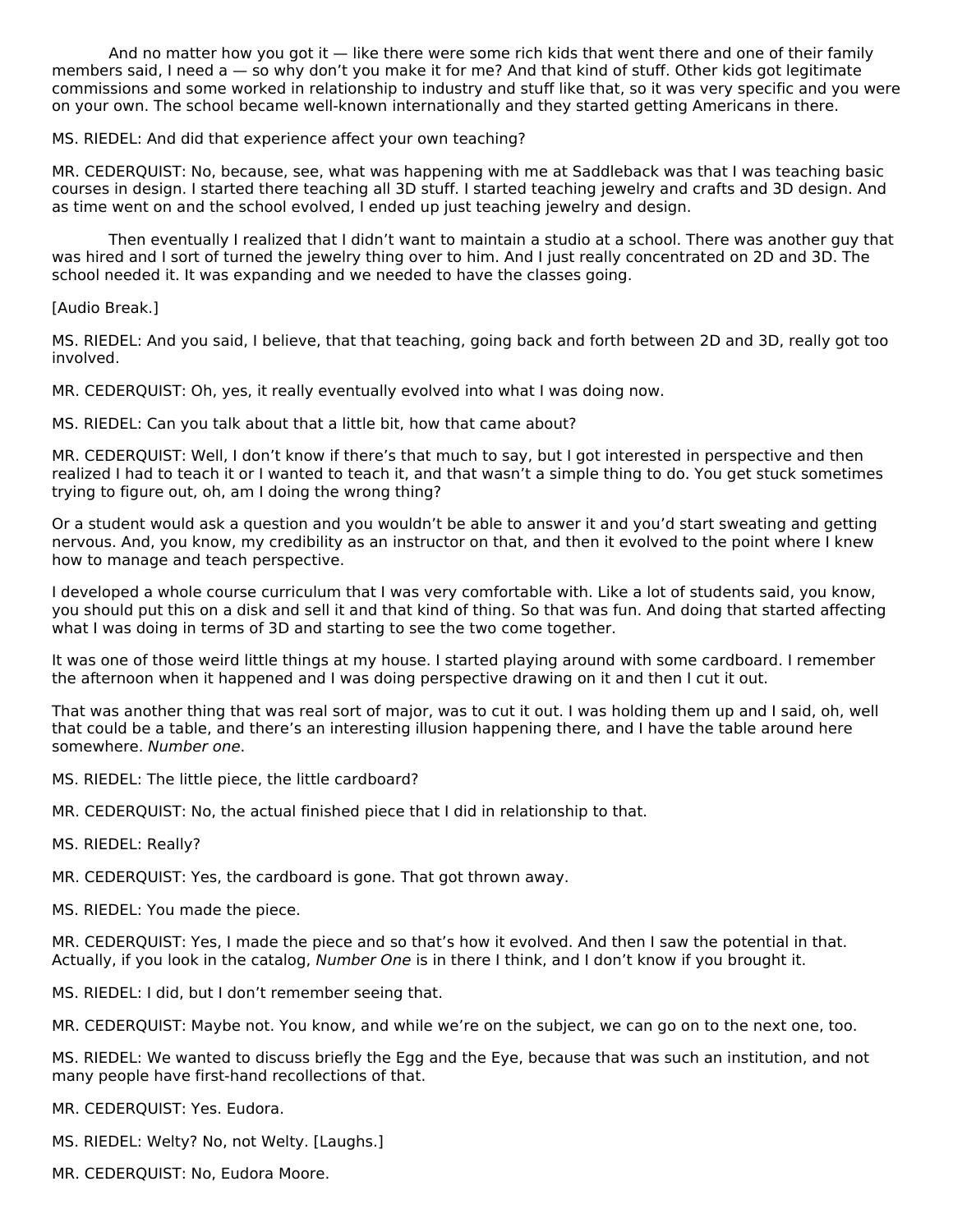And no matter how you got it — like there were some rich kids that went there and one of their family members said, I need a — so why don't you make it for me? And that kind of stuff. Other kids got legitimate commissions and some worked in relationship to industry and stuff like that, so it was very specific and you were on your own. The school became well-known internationally and they started getting Americans in there.

MS. RIEDEL: And did that experience affect your own teaching?

MR. CEDERQUIST: No, because, see, what was happening with me at Saddleback was that I was teaching basic courses in design. I started there teaching all 3D stuff. I started teaching jewelry and crafts and 3D design. And as time went on and the school evolved, I ended up just teaching jewelry and design.

Then eventually I realized that I didn't want to maintain a studio at a school. There was another guy that was hired and I sort of turned the jewelry thing over to him. And I just really concentrated on 2D and 3D. The school needed it. It was expanding and we needed to have the classes going.

[Audio Break.]

MS. RIEDEL: And you said, I believe, that that teaching, going back and forth between 2D and 3D, really got too involved.

MR. CEDERQUIST: Oh, yes, it really eventually evolved into what I was doing now.

MS. RIEDEL: Can you talk about that a little bit, how that came about?

MR. CEDERQUIST: Well, I don't know if there's that much to say, but I got interested in perspective and then realized I had to teach it or I wanted to teach it, and that wasn't a simple thing to do. You get stuck sometimes trying to figure out, oh, am I doing the wrong thing?

Or a student would ask a question and you wouldn't be able to answer it and you'd start sweating and getting nervous. And, you know, my credibility as an instructor on that, and then it evolved to the point where I knew how to manage and teach perspective.

I developed a whole course curriculum that I was very comfortable with. Like a lot of students said, you know, you should put this on a disk and sell it and that kind of thing. So that was fun. And doing that started affecting what I was doing in terms of 3D and starting to see the two come together.

It was one of those weird little things at my house. I started playing around with some cardboard. I remember the afternoon when it happened and I was doing perspective drawing on it and then I cut it out.

That was another thing that was real sort of major, was to cut it out. I was holding them up and I said, oh, well that could be a table, and there's an interesting illusion happening there, and I have the table around here somewhere. *Number one*.

MS. RIEDEL: The little piece, the little cardboard?

MR. CEDERQUIST: No, the actual finished piece that I did in relationship to that.

MS. RIEDEL: Really?

MR. CEDERQUIST: Yes, the cardboard is gone. That got thrown away.

MS. RIEDEL: You made the piece.

MR. CEDERQUIST: Yes, I made the piece and so that's how it evolved. And then I saw the potential in that. Actually, if you look in the catalog, *Number One* is in there I think, and I don't know if you brought it.

MS. RIEDEL: I did, but I don't remember seeing that.

MR. CEDERQUIST: Maybe not. You know, and while we're on the subject, we can go on to the next one, too.

MS. RIEDEL: We wanted to discuss briefly the Egg and the Eye, because that was such an institution, and not many people have first-hand recollections of that.

MR. CEDERQUIST: Yes. Eudora.

MS. RIEDEL: Welty? No, not Welty. [Laughs.]

MR. CEDERQUIST: No, Eudora Moore.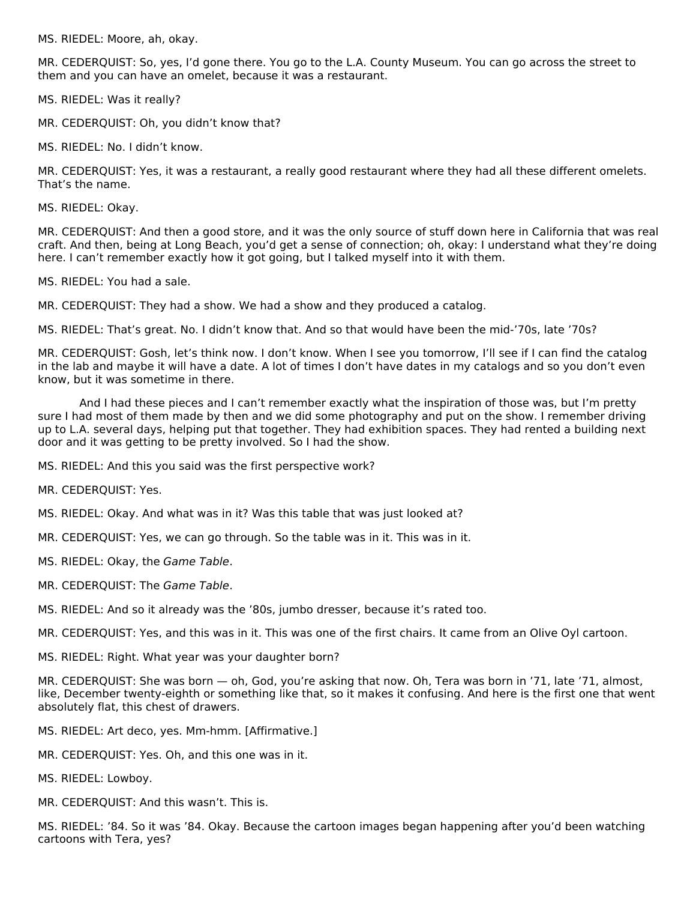MS. RIEDEL: Moore, ah, okay.

MR. CEDERQUIST: So, yes, I'd gone there. You go to the L.A. County Museum. You can go across the street to them and you can have an omelet, because it was a restaurant.

MS. RIEDEL: Was it really?

MR. CEDERQUIST: Oh, you didn't know that?

MS. RIEDEL: No. I didn't know.

MR. CEDERQUIST: Yes, it was a restaurant, a really good restaurant where they had all these different omelets. That's the name.

MS. RIEDEL: Okay.

MR. CEDERQUIST: And then a good store, and it was the only source of stuff down here in California that was real craft. And then, being at Long Beach, you'd get a sense of connection; oh, okay: I understand what they're doing here. I can't remember exactly how it got going, but I talked myself into it with them.

MS. RIEDEL: You had a sale.

MR. CEDERQUIST: They had a show. We had a show and they produced a catalog.

MS. RIEDEL: That's great. No. I didn't know that. And so that would have been the mid-'70s, late '70s?

MR. CEDERQUIST: Gosh, let's think now. I don't know. When I see you tomorrow, I'll see if I can find the catalog in the lab and maybe it will have a date. A lot of times I don't have dates in my catalogs and so you don't even know, but it was sometime in there.

And I had these pieces and I can't remember exactly what the inspiration of those was, but I'm pretty sure I had most of them made by then and we did some photography and put on the show. I remember driving up to L.A. several days, helping put that together. They had exhibition spaces. They had rented a building next door and it was getting to be pretty involved. So I had the show.

MS. RIEDEL: And this you said was the first perspective work?

MR. CEDERQUIST: Yes.

MS. RIEDEL: Okay. And what was in it? Was this table that was just looked at?

MR. CEDERQUIST: Yes, we can go through. So the table was in it. This was in it.

MS. RIEDEL: Okay, the *Game Table*.

MR. CEDERQUIST: The *Game Table*.

MS. RIEDEL: And so it already was the '80s, jumbo dresser, because it's rated too.

MR. CEDERQUIST: Yes, and this was in it. This was one of the first chairs. It came from an Olive Oyl cartoon.

MS. RIEDEL: Right. What year was your daughter born?

MR. CEDERQUIST: She was born — oh, God, you're asking that now. Oh, Tera was born in '71, late '71, almost, like, December twenty-eighth or something like that, so it makes it confusing. And here is the first one that went absolutely flat, this chest of drawers.

MS. RIEDEL: Art deco, yes. Mm-hmm. [Affirmative.]

MR. CEDERQUIST: Yes. Oh, and this one was in it.

MS. RIEDEL: Lowboy.

MR. CEDERQUIST: And this wasn't. This is.

MS. RIEDEL: '84. So it was '84. Okay. Because the cartoon images began happening after you'd been watching cartoons with Tera, yes?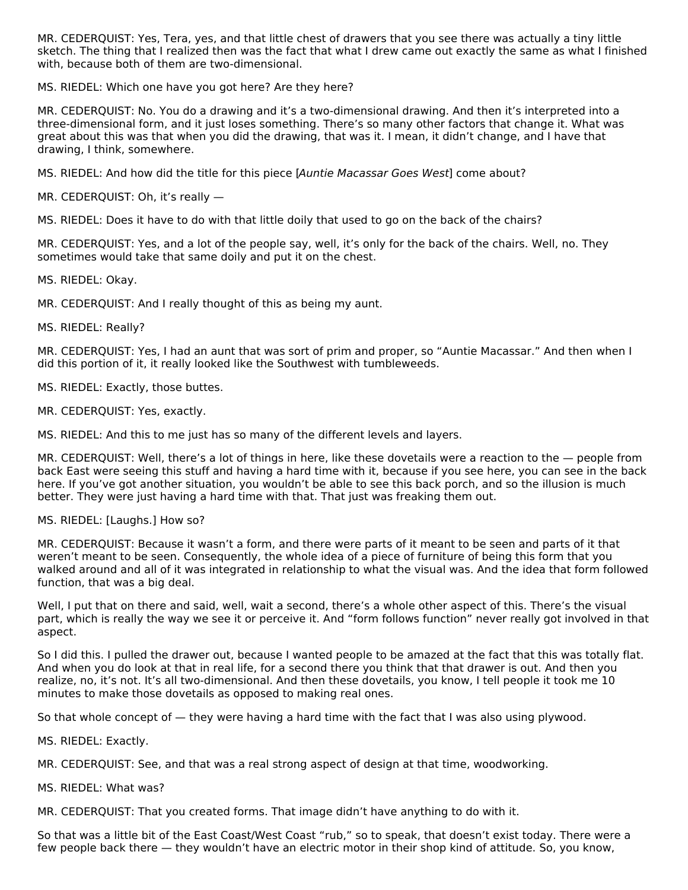MR. CEDERQUIST: Yes, Tera, yes, and that little chest of drawers that you see there was actually a tiny little sketch. The thing that I realized then was the fact that what I drew came out exactly the same as what I finished with, because both of them are two-dimensional.

MS. RIEDEL: Which one have you got here? Are they here?

MR. CEDERQUIST: No. You do a drawing and it's a two-dimensional drawing. And then it's interpreted into a three-dimensional form, and it just loses something. There's so many other factors that change it. What was great about this was that when you did the drawing, that was it. I mean, it didn't change, and I have that drawing, I think, somewhere.

MS. RIEDEL: And how did the title for this piece [*Auntie Macassar Goes West*] come about?

MR. CEDERQUIST: Oh, it's really —

MS. RIEDEL: Does it have to do with that little doily that used to go on the back of the chairs?

MR. CEDERQUIST: Yes, and a lot of the people say, well, it's only for the back of the chairs. Well, no. They sometimes would take that same doily and put it on the chest.

MS. RIEDEL: Okay.

MR. CEDERQUIST: And I really thought of this as being my aunt.

MS. RIEDEL: Really?

MR. CEDERQUIST: Yes, I had an aunt that was sort of prim and proper, so "Auntie Macassar." And then when I did this portion of it, it really looked like the Southwest with tumbleweeds.

MS. RIEDEL: Exactly, those buttes.

MR. CEDERQUIST: Yes, exactly.

MS. RIEDEL: And this to me just has so many of the different levels and layers.

MR. CEDERQUIST: Well, there's a lot of things in here, like these dovetails were a reaction to the — people from back East were seeing this stuff and having a hard time with it, because if you see here, you can see in the back here. If you've got another situation, you wouldn't be able to see this back porch, and so the illusion is much better. They were just having a hard time with that. That just was freaking them out.

MS. RIEDEL: [Laughs.] How so?

MR. CEDERQUIST: Because it wasn't a form, and there were parts of it meant to be seen and parts of it that weren't meant to be seen. Consequently, the whole idea of a piece of furniture of being this form that you walked around and all of it was integrated in relationship to what the visual was. And the idea that form followed function, that was a big deal.

Well, I put that on there and said, well, wait a second, there's a whole other aspect of this. There's the visual part, which is really the way we see it or perceive it. And "form follows function" never really got involved in that aspect.

So I did this. I pulled the drawer out, because I wanted people to be amazed at the fact that this was totally flat. And when you do look at that in real life, for a second there you think that that drawer is out. And then you realize, no, it's not. It's all two-dimensional. And then these dovetails, you know, I tell people it took me 10 minutes to make those dovetails as opposed to making real ones.

So that whole concept of — they were having a hard time with the fact that I was also using plywood.

MS. RIEDEL: Exactly.

MR. CEDERQUIST: See, and that was a real strong aspect of design at that time, woodworking.

MS. RIEDEL: What was?

MR. CEDERQUIST: That you created forms. That image didn't have anything to do with it.

So that was a little bit of the East Coast/West Coast "rub," so to speak, that doesn't exist today. There were a few people back there — they wouldn't have an electric motor in their shop kind of attitude. So, you know,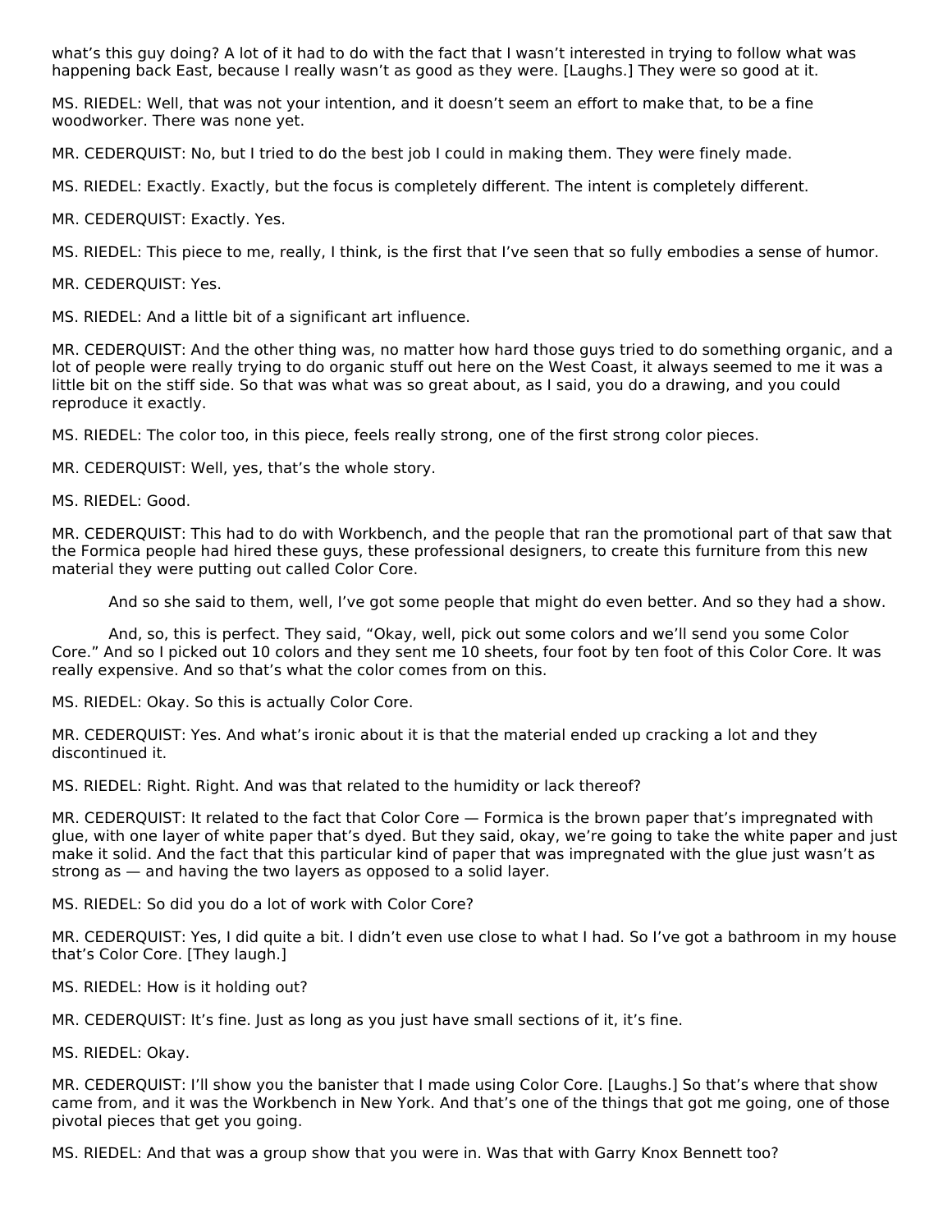what's this guy doing? A lot of it had to do with the fact that I wasn't interested in trying to follow what was happening back East, because I really wasn't as good as they were. [Laughs.] They were so good at it.

MS. RIEDEL: Well, that was not your intention, and it doesn't seem an effort to make that, to be a fine woodworker. There was none yet.

MR. CEDERQUIST: No, but I tried to do the best job I could in making them. They were finely made.

MS. RIEDEL: Exactly. Exactly, but the focus is completely different. The intent is completely different.

MR. CEDERQUIST: Exactly. Yes.

MS. RIEDEL: This piece to me, really, I think, is the first that I've seen that so fully embodies a sense of humor.

MR. CEDERQUIST: Yes.

MS. RIEDEL: And a little bit of a significant art influence.

MR. CEDERQUIST: And the other thing was, no matter how hard those guys tried to do something organic, and a lot of people were really trying to do organic stuff out here on the West Coast, it always seemed to me it was a little bit on the stiff side. So that was what was so great about, as I said, you do a drawing, and you could reproduce it exactly.

MS. RIEDEL: The color too, in this piece, feels really strong, one of the first strong color pieces.

MR. CEDERQUIST: Well, yes, that's the whole story.

MS. RIEDEL: Good.

MR. CEDERQUIST: This had to do with Workbench, and the people that ran the promotional part of that saw that the Formica people had hired these guys, these professional designers, to create this furniture from this new material they were putting out called Color Core.

And so she said to them, well, I've got some people that might do even better. And so they had a show.

And, so, this is perfect. They said, "Okay, well, pick out some colors and we'll send you some Color Core." And so I picked out 10 colors and they sent me 10 sheets, four foot by ten foot of this Color Core. It was really expensive. And so that's what the color comes from on this.

MS. RIEDEL: Okay. So this is actually Color Core.

MR. CEDERQUIST: Yes. And what's ironic about it is that the material ended up cracking a lot and they discontinued it.

MS. RIEDEL: Right. Right. And was that related to the humidity or lack thereof?

MR. CEDERQUIST: It related to the fact that Color Core — Formica is the brown paper that's impregnated with glue, with one layer of white paper that's dyed. But they said, okay, we're going to take the white paper and just make it solid. And the fact that this particular kind of paper that was impregnated with the glue just wasn't as strong as — and having the two layers as opposed to a solid layer.

MS. RIEDEL: So did you do a lot of work with Color Core?

MR. CEDERQUIST: Yes, I did quite a bit. I didn't even use close to what I had. So I've got a bathroom in my house that's Color Core. [They laugh.]

MS. RIEDEL: How is it holding out?

MR. CEDERQUIST: It's fine. Just as long as you just have small sections of it, it's fine.

MS. RIEDEL: Okay.

MR. CEDERQUIST: I'll show you the banister that I made using Color Core. [Laughs.] So that's where that show came from, and it was the Workbench in New York. And that's one of the things that got me going, one of those pivotal pieces that get you going.

MS. RIEDEL: And that was a group show that you were in. Was that with Garry Knox Bennett too?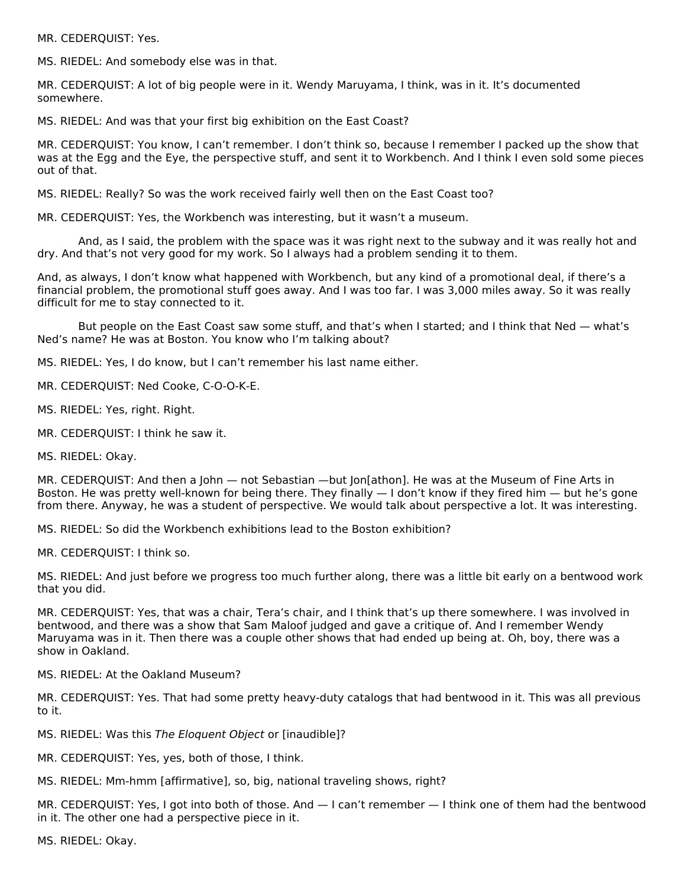MR. CEDERQUIST: Yes.

MS. RIEDEL: And somebody else was in that.

MR. CEDERQUIST: A lot of big people were in it. Wendy Maruyama, I think, was in it. It's documented somewhere.

MS. RIEDEL: And was that your first big exhibition on the East Coast?

MR. CEDERQUIST: You know, I can't remember. I don't think so, because I remember I packed up the show that was at the Egg and the Eye, the perspective stuff, and sent it to Workbench. And I think I even sold some pieces out of that.

MS. RIEDEL: Really? So was the work received fairly well then on the East Coast too?

MR. CEDERQUIST: Yes, the Workbench was interesting, but it wasn't a museum.

And, as I said, the problem with the space was it was right next to the subway and it was really hot and dry. And that's not very good for my work. So I always had a problem sending it to them.

And, as always, I don't know what happened with Workbench, but any kind of a promotional deal, if there's a financial problem, the promotional stuff goes away. And I was too far. I was 3,000 miles away. So it was really difficult for me to stay connected to it.

But people on the East Coast saw some stuff, and that's when I started; and I think that Ned — what's Ned's name? He was at Boston. You know who I'm talking about?

MS. RIEDEL: Yes, I do know, but I can't remember his last name either.

MR. CEDERQUIST: Ned Cooke, C-O-O-K-E.

MS. RIEDEL: Yes, right. Right.

MR. CEDERQUIST: I think he saw it.

MS. RIEDEL: Okay.

MR. CEDERQUIST: And then a John — not Sebastian —but Jon[athon]. He was at the Museum of Fine Arts in Boston. He was pretty well-known for being there. They finally — I don't know if they fired him — but he's gone from there. Anyway, he was a student of perspective. We would talk about perspective a lot. It was interesting.

MS. RIEDEL: So did the Workbench exhibitions lead to the Boston exhibition?

MR. CEDERQUIST: I think so.

MS. RIEDEL: And just before we progress too much further along, there was a little bit early on a bentwood work that you did.

MR. CEDERQUIST: Yes, that was a chair, Tera's chair, and I think that's up there somewhere. I was involved in bentwood, and there was a show that Sam Maloof judged and gave a critique of. And I remember Wendy Maruyama was in it. Then there was a couple other shows that had ended up being at. Oh, boy, there was a show in Oakland.

MS. RIEDEL: At the Oakland Museum?

MR. CEDERQUIST: Yes. That had some pretty heavy-duty catalogs that had bentwood in it. This was all previous to it.

MS. RIEDEL: Was this *The Eloquent Object* or [inaudible]?

MR. CEDERQUIST: Yes, yes, both of those, I think.

MS. RIEDEL: Mm-hmm [affirmative], so, big, national traveling shows, right?

MR. CEDERQUIST: Yes, I got into both of those. And — I can't remember — I think one of them had the bentwood in it. The other one had a perspective piece in it.

MS. RIEDEL: Okay.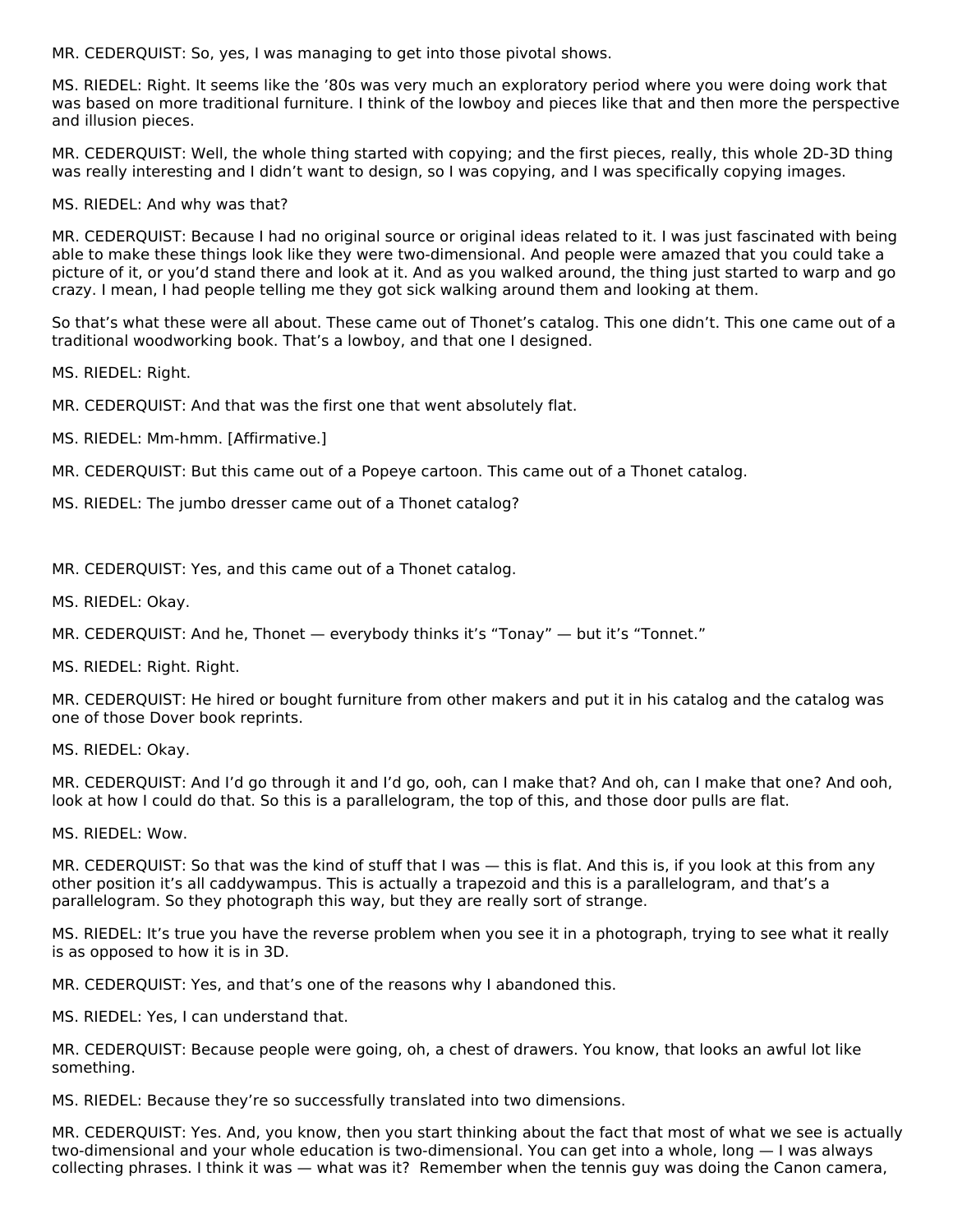MR. CEDERQUIST: So, yes, I was managing to get into those pivotal shows.

MS. RIEDEL: Right. It seems like the ’80s was very much an exploratory period where you were doing work that was based on more traditional furniture. I think of the lowboy and pieces like that and then more the perspective and illusion pieces.

MR. CEDERQUIST: Well, the whole thing started with copying; and the first pieces, really, this whole 2D-3D thing was really interesting and I didn’t want to design, so I was copying, and I was specifically copying images.

MS. RIEDEL: And why was that?

MR. CEDERQUIST: Because I had no original source or original ideas related to it. I was just fascinated with being able to make these things look like they were two-dimensional. And people were amazed that you could take a picture of it, or you’d stand there and look at it. And as you walked around, the thing just started to warp and go crazy. I mean, I had people telling me they got sick walking around them and looking at them.

So that’s what these were all about. These came out of Thonet’s catalog. This one didn’t. This one came out of a traditional woodworking book. That’s a lowboy, and that one I designed.

MS. RIEDEL: Right.

MR. CEDERQUIST: And that was the first one that went absolutely flat.

MS. RIEDEL: Mm-hmm. [Affirmative.]

MR. CEDERQUIST: But this came out of a Popeye cartoon. This came out of a Thonet catalog.

MS. RIEDEL: The jumbo dresser came out of a Thonet catalog?

MR. CEDERQUIST: Yes, and this came out of a Thonet catalog.

MS. RIEDEL: Okay.

MR. CEDERQUIST: And he, Thonet — everybody thinks it’s “Tonay” — but it’s “Tonnet.”

MS. RIEDEL: Right. Right.

MR. CEDERQUIST: He hired or bought furniture from other makers and put it in his catalog and the catalog was one of those Dover book reprints.

MS. RIEDEL: Okay.

MR. CEDERQUIST: And I’d go through it and I’d go, ooh, can I make that? And oh, can I make that one? And ooh, look at how I could do that. So this is a parallelogram, the top of this, and those door pulls are flat.

MS. RIEDEL: Wow.

MR. CEDERQUIST: So that was the kind of stuff that I was — this is flat. And this is, if you look at this from any other position it’s all caddywampus. This is actually a trapezoid and this is a parallelogram, and that’s a parallelogram. So they photograph this way, but they are really sort of strange.

MS. RIEDEL: It’s true you have the reverse problem when you see it in a photograph, trying to see what it really is as opposed to how it is in 3D.

MR. CEDERQUIST: Yes, and that’s one of the reasons why I abandoned this.

MS. RIEDEL: Yes, I can understand that.

MR. CEDERQUIST: Because people were going, oh, a chest of drawers. You know, that looks an awful lot like something.

MS. RIEDEL: Because they’re so successfully translated into two dimensions.

MR. CEDERQUIST: Yes. And, you know, then you start thinking about the fact that most of what we see is actually two-dimensional and your whole education is two-dimensional. You can get into a whole, long — I was always collecting phrases. I think it was — what was it? Remember when the tennis guy was doing the Canon camera,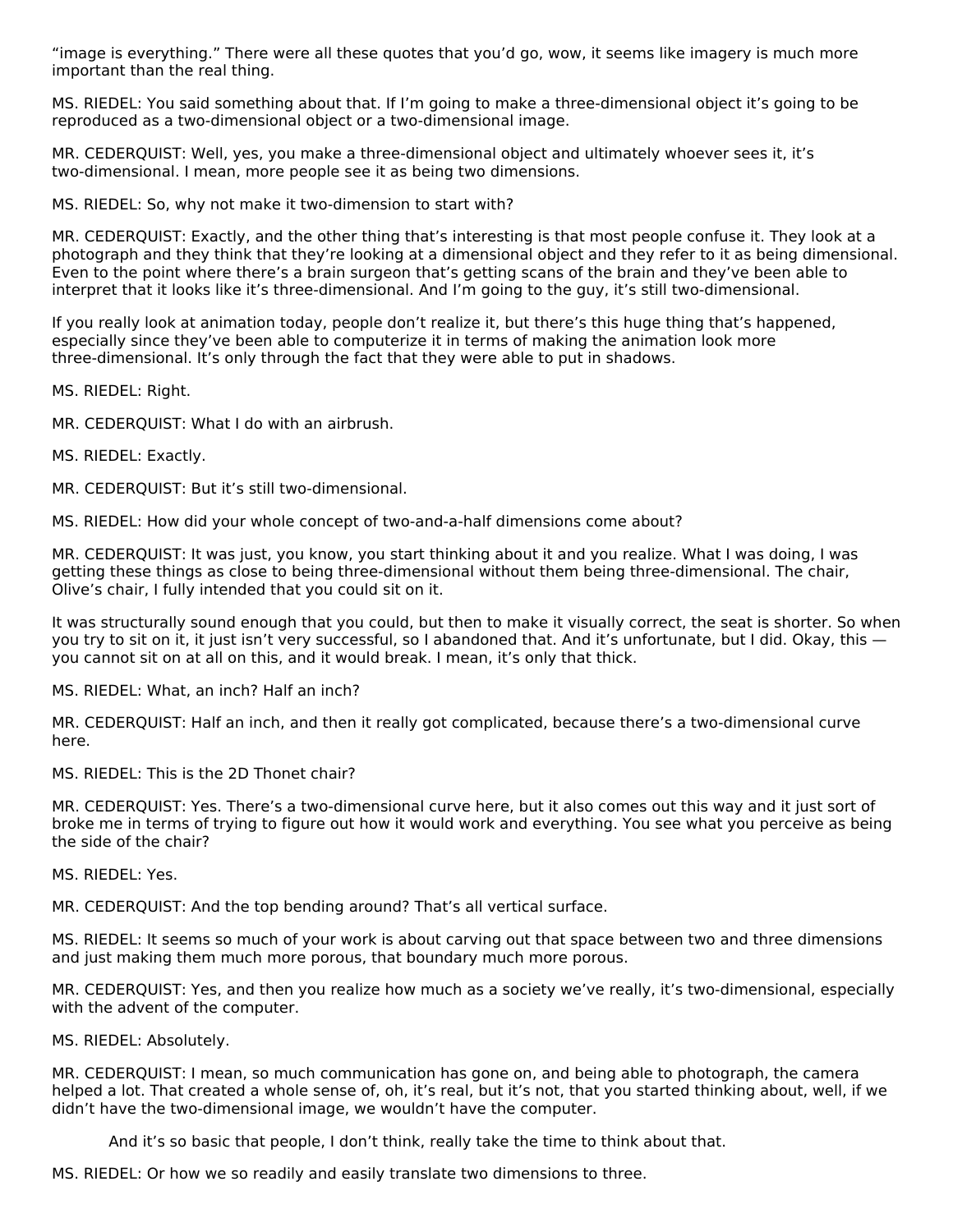"image is everything." There were all these quotes that you'd go, wow, it seems like imagery is much more important than the real thing.

MS. RIEDEL: You said something about that. If I'm going to make a three-dimensional object it's going to be reproduced as a two-dimensional object or a two-dimensional image.

MR. CEDERQUIST: Well, yes, you make a three-dimensional object and ultimately whoever sees it, it's two-dimensional. I mean, more people see it as being two dimensions.

MS. RIEDEL: So, why not make it two-dimension to start with?

MR. CEDERQUIST: Exactly, and the other thing that's interesting is that most people confuse it. They look at a photograph and they think that they're looking at a dimensional object and they refer to it as being dimensional. Even to the point where there's a brain surgeon that's getting scans of the brain and they've been able to interpret that it looks like it's three-dimensional. And I'm going to the guy, it's still two-dimensional.

If you really look at animation today, people don't realize it, but there's this huge thing that's happened, especially since they've been able to computerize it in terms of making the animation look more three-dimensional. It's only through the fact that they were able to put in shadows.

MS. RIEDEL: Right.

MR. CEDERQUIST: What I do with an airbrush.

MS. RIEDEL: Exactly.

MR. CEDERQUIST: But it's still two-dimensional.

MS. RIEDEL: How did your whole concept of two-and-a-half dimensions come about?

MR. CEDERQUIST: It was just, you know, you start thinking about it and you realize. What I was doing, I was getting these things as close to being three-dimensional without them being three-dimensional. The chair, Olive's chair, I fully intended that you could sit on it.

It was structurally sound enough that you could, but then to make it visually correct, the seat is shorter. So when you try to sit on it, it just isn't very successful, so I abandoned that. And it's unfortunate, but I did. Okay, this — you cannot sit on at all on this, and it would break. I mean, it's only that thick.

MS. RIEDEL: What, an inch? Half an inch?

MR. CEDERQUIST: Half an inch, and then it really got complicated, because there's a two-dimensional curve here.

MS. RIEDEL: This is the 2D Thonet chair?

MR. CEDERQUIST: Yes. There's a two-dimensional curve here, but it also comes out this way and it just sort of broke me in terms of trying to figure out how it would work and everything. You see what you perceive as being the side of the chair?

MS. RIEDEL: Yes.

MR. CEDERQUIST: And the top bending around? That's all vertical surface.

MS. RIEDEL: It seems so much of your work is about carving out that space between two and three dimensions and just making them much more porous, that boundary much more porous.

MR. CEDERQUIST: Yes, and then you realize how much as a society we've really, it's two-dimensional, especially with the advent of the computer.

MS. RIEDEL: Absolutely.

MR. CEDERQUIST: I mean, so much communication has gone on, and being able to photograph, the camera helped a lot. That created a whole sense of, oh, it's real, but it's not, that you started thinking about, well, if we didn't have the two-dimensional image, we wouldn't have the computer.

And it's so basic that people, I don't think, really take the time to think about that.

MS. RIEDEL: Or how we so readily and easily translate two dimensions to three.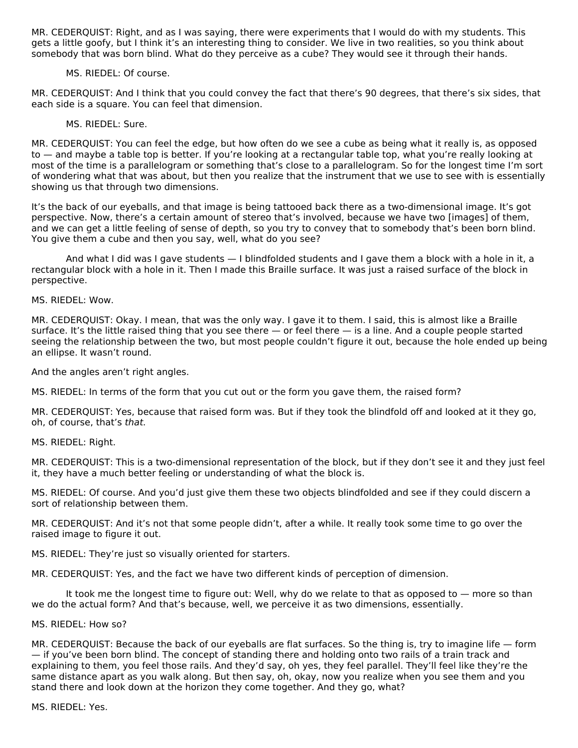MR. CEDERQUIST: Right, and as I was saying, there were experiments that I would do with my students. This gets a little goofy, but I think it's an interesting thing to consider. We live in two realities, so you think about somebody that was born blind. What do they perceive as a cube? They would see it through their hands.

MS. RIEDEL: Of course.

MR. CEDERQUIST: And I think that you could convey the fact that there's 90 degrees, that there's six sides, that each side is a square. You can feel that dimension.

MS. RIEDEL: Sure.

MR. CEDERQUIST: You can feel the edge, but how often do we see a cube as being what it really is, as opposed to — and maybe a table top is better. If you're looking at a rectangular table top, what you're really looking at most of the time is a parallelogram or something that's close to a parallelogram. So for the longest time I'm sort of wondering what that was about, but then you realize that the instrument that we use to see with is essentially showing us that through two dimensions.

It's the back of our eyeballs, and that image is being tattooed back there as a two-dimensional image. It's got perspective. Now, there's a certain amount of stereo that's involved, because we have two [images] of them, and we can get a little feeling of sense of depth, so you try to convey that to somebody that's been born blind. You give them a cube and then you say, well, what do you see?

And what I did was I gave students — I blindfolded students and I gave them a block with a hole in it, a rectangular block with a hole in it. Then I made this Braille surface. It was just a raised surface of the block in perspective.

MS. RIEDEL: Wow.

MR. CEDERQUIST: Okay. I mean, that was the only way. I gave it to them. I said, this is almost like a Braille surface. It's the little raised thing that you see there — or feel there — is a line. And a couple people started seeing the relationship between the two, but most people couldn't figure it out, because the hole ended up being an ellipse. It wasn't round.

And the angles aren't right angles.

MS. RIEDEL: In terms of the form that you cut out or the form you gave them, the raised form?

MR. CEDERQUIST: Yes, because that raised form was. But if they took the blindfold off and looked at it they go, oh, of course, that's *that*.

MS. RIEDEL: Right.

MR. CEDERQUIST: This is a two-dimensional representation of the block, but if they don't see it and they just feel it, they have a much better feeling or understanding of what the block is.

MS. RIEDEL: Of course. And you'd just give them these two objects blindfolded and see if they could discern a sort of relationship between them.

MR. CEDERQUIST: And it's not that some people didn't, after a while. It really took some time to go over the raised image to figure it out.

MS. RIEDEL: They're just so visually oriented for starters.

MR. CEDERQUIST: Yes, and the fact we have two different kinds of perception of dimension.

It took me the longest time to figure out: Well, why do we relate to that as opposed to — more so than we do the actual form? And that's because, well, we perceive it as two dimensions, essentially.

MS. RIEDEL: How so?

MR. CEDERQUIST: Because the back of our eyeballs are flat surfaces. So the thing is, try to imagine life — form — if you've been born blind. The concept of standing there and holding onto two rails of a train track and explaining to them, you feel those rails. And they'd say, oh yes, they feel parallel. They'll feel like they're the same distance apart as you walk along. But then say, oh, okay, now you realize when you see them and you stand there and look down at the horizon they come together. And they go, what?

MS. RIEDEL: Yes.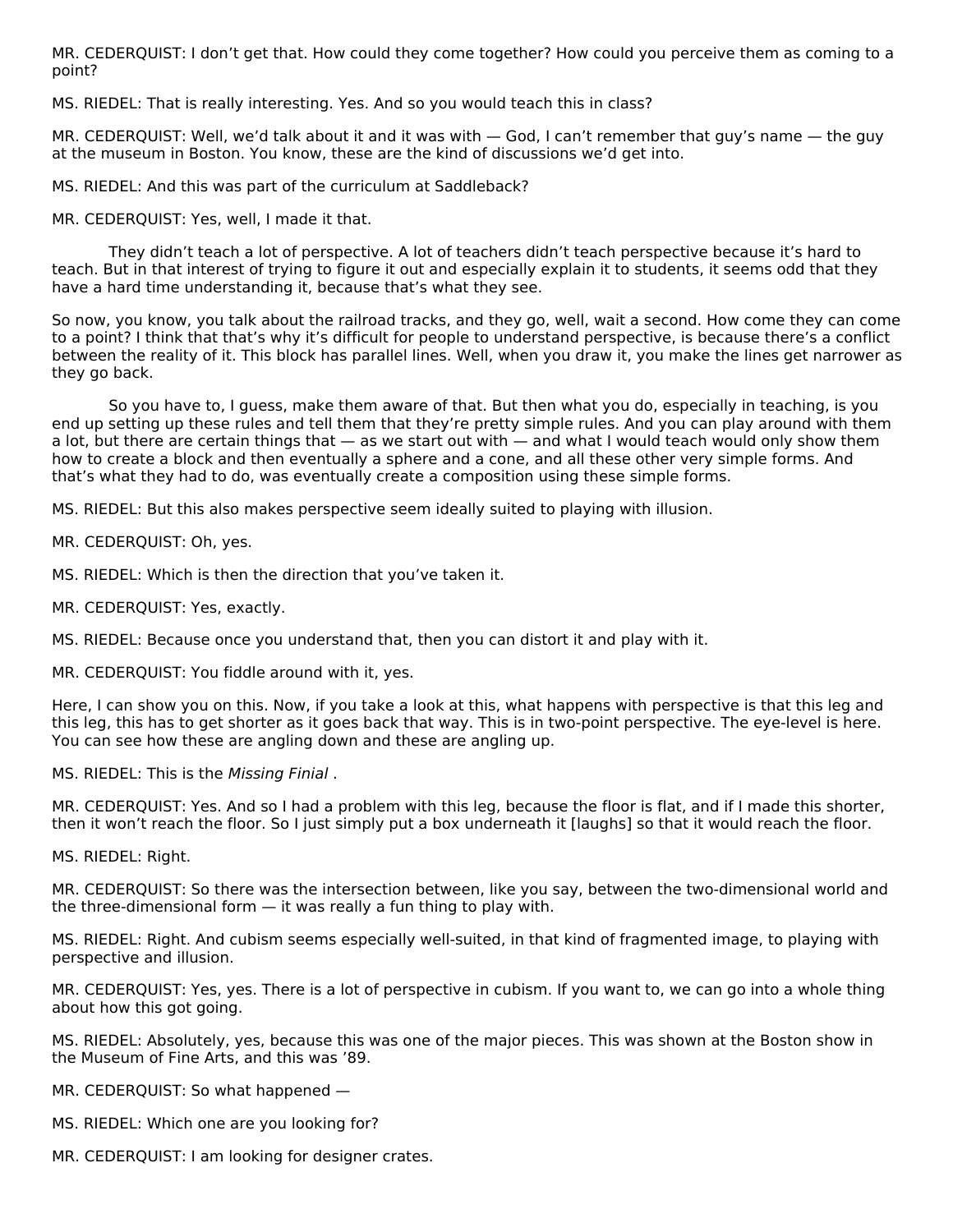MR. CEDERQUIST: I don't get that. How could they come together? How could you perceive them as coming to a point?

MS. RIEDEL: That is really interesting. Yes. And so you would teach this in class?

MR. CEDERQUIST: Well, we'd talk about it and it was with — God, I can't remember that guy's name — the guy at the museum in Boston. You know, these are the kind of discussions we'd get into.

MS. RIEDEL: And this was part of the curriculum at Saddleback?

MR. CEDERQUIST: Yes, well, I made it that.

They didn't teach a lot of perspective. A lot of teachers didn't teach perspective because it's hard to teach. But in that interest of trying to figure it out and especially explain it to students, it seems odd that they have a hard time understanding it, because that's what they see.

So now, you know, you talk about the railroad tracks, and they go, well, wait a second. How come they can come to a point? I think that that's why it's difficult for people to understand perspective, is because there's a conflict between the reality of it. This block has parallel lines. Well, when you draw it, you make the lines get narrower as they go back.

So you have to, I guess, make them aware of that. But then what you do, especially in teaching, is you end up setting up these rules and tell them that they're pretty simple rules. And you can play around with them a lot, but there are certain things that — as we start out with — and what I would teach would only show them how to create a block and then eventually a sphere and a cone, and all these other very simple forms. And that's what they had to do, was eventually create a composition using these simple forms.

MS. RIEDEL: But this also makes perspective seem ideally suited to playing with illusion.

MR. CEDERQUIST: Oh, yes.

MS. RIEDEL: Which is then the direction that you've taken it.

MR. CEDERQUIST: Yes, exactly.

MS. RIEDEL: Because once you understand that, then you can distort it and play with it.

MR. CEDERQUIST: You fiddle around with it, yes.

Here, I can show you on this. Now, if you take a look at this, what happens with perspective is that this leg and this leg, this has to get shorter as it goes back that way. This is in two-point perspective. The eye-level is here. You can see how these are angling down and these are angling up.

MS. RIEDEL: This is the *Missing Finial* .

MR. CEDERQUIST: Yes. And so I had a problem with this leg, because the floor is flat, and if I made this shorter, then it won't reach the floor. So I just simply put a box underneath it [laughs] so that it would reach the floor.

MS. RIEDEL: Right.

MR. CEDERQUIST: So there was the intersection between, like you say, between the two-dimensional world and the three-dimensional form — it was really a fun thing to play with.

MS. RIEDEL: Right. And cubism seems especially well-suited, in that kind of fragmented image, to playing with perspective and illusion.

MR. CEDERQUIST: Yes, yes. There is a lot of perspective in cubism. If you want to, we can go into a whole thing about how this got going.

MS. RIEDEL: Absolutely, yes, because this was one of the major pieces. This was shown at the Boston show in the Museum of Fine Arts, and this was '89.

MR. CEDERQUIST: So what happened —

MS. RIEDEL: Which one are you looking for?

MR. CEDERQUIST: I am looking for designer crates.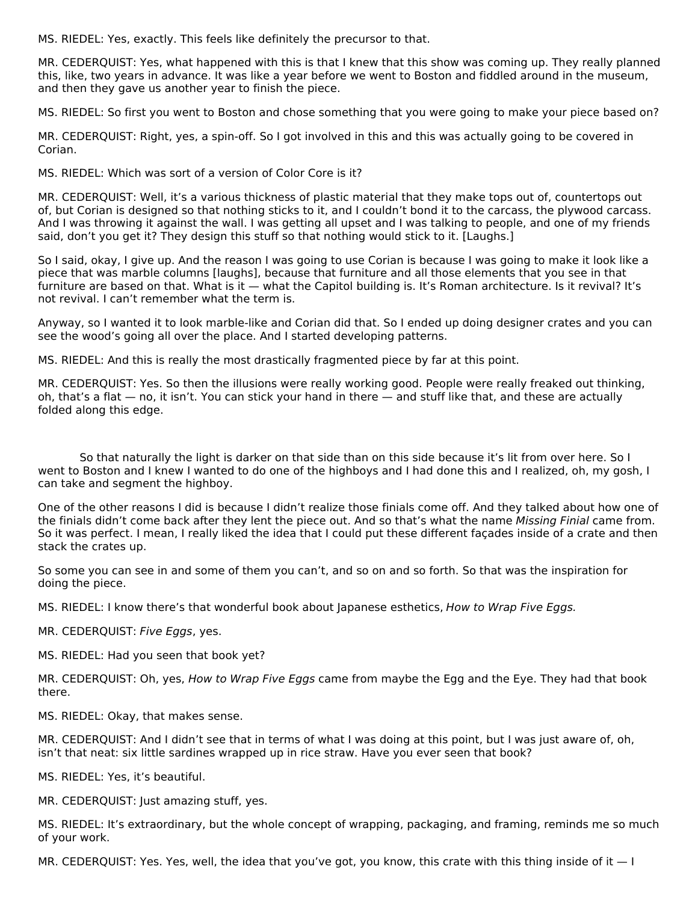MS. RIEDEL: Yes, exactly. This feels like definitely the precursor to that.

MR. CEDERQUIST: Yes, what happened with this is that I knew that this show was coming up. They really planned this, like, two years in advance. It was like a year before we went to Boston and fiddled around in the museum, and then they gave us another year to finish the piece.

MS. RIEDEL: So first you went to Boston and chose something that you were going to make your piece based on?

MR. CEDERQUIST: Right, yes, a spin-off. So I got involved in this and this was actually going to be covered in Corian.

MS. RIEDEL: Which was sort of a version of Color Core is it?

MR. CEDERQUIST: Well, it's a various thickness of plastic material that they make tops out of, countertops out of, but Corian is designed so that nothing sticks to it, and I couldn't bond it to the carcass, the plywood carcass. And I was throwing it against the wall. I was getting all upset and I was talking to people, and one of my friends said, don't you get it? They design this stuff so that nothing would stick to it. [Laughs.]

So I said, okay, I give up. And the reason I was going to use Corian is because I was going to make it look like a piece that was marble columns [laughs], because that furniture and all those elements that you see in that furniture are based on that. What is it — what the Capitol building is. It's Roman architecture. Is it revival? It's not revival. I can't remember what the term is.

Anyway, so I wanted it to look marble-like and Corian did that. So I ended up doing designer crates and you can see the wood's going all over the place. And I started developing patterns.

MS. RIEDEL: And this is really the most drastically fragmented piece by far at this point.

MR. CEDERQUIST: Yes. So then the illusions were really working good. People were really freaked out thinking, oh, that's a flat — no, it isn't. You can stick your hand in there — and stuff like that, and these are actually folded along this edge.

So that naturally the light is darker on that side than on this side because it's lit from over here. So I went to Boston and I knew I wanted to do one of the highboys and I had done this and I realized, oh, my gosh, I can take and segment the highboy.

One of the other reasons I did is because I didn't realize those finials come off. And they talked about how one of the finials didn't come back after they lent the piece out. And so that's what the name *Missing Finial* came from. So it was perfect. I mean, I really liked the idea that I could put these different façades inside of a crate and then stack the crates up.

So some you can see in and some of them you can't, and so on and so forth. So that was the inspiration for doing the piece.

MS. RIEDEL: I know there's that wonderful book about Japanese esthetics, *How to Wrap Five Eggs.*

MR. CEDERQUIST: *Five Eggs*, yes.

MS. RIEDEL: Had you seen that book yet?

MR. CEDERQUIST: Oh, yes, *How to Wrap Five Eggs* came from maybe the Egg and the Eye. They had that book there.

MS. RIEDEL: Okay, that makes sense.

MR. CEDERQUIST: And I didn't see that in terms of what I was doing at this point, but I was just aware of, oh, isn't that neat: six little sardines wrapped up in rice straw. Have you ever seen that book?

MS. RIEDEL: Yes, it's beautiful.

MR. CEDERQUIST: Just amazing stuff, yes.

MS. RIEDEL: It's extraordinary, but the whole concept of wrapping, packaging, and framing, reminds me so much of your work.

MR. CEDERQUIST: Yes. Yes, well, the idea that you've got, you know, this crate with this thing inside of it — I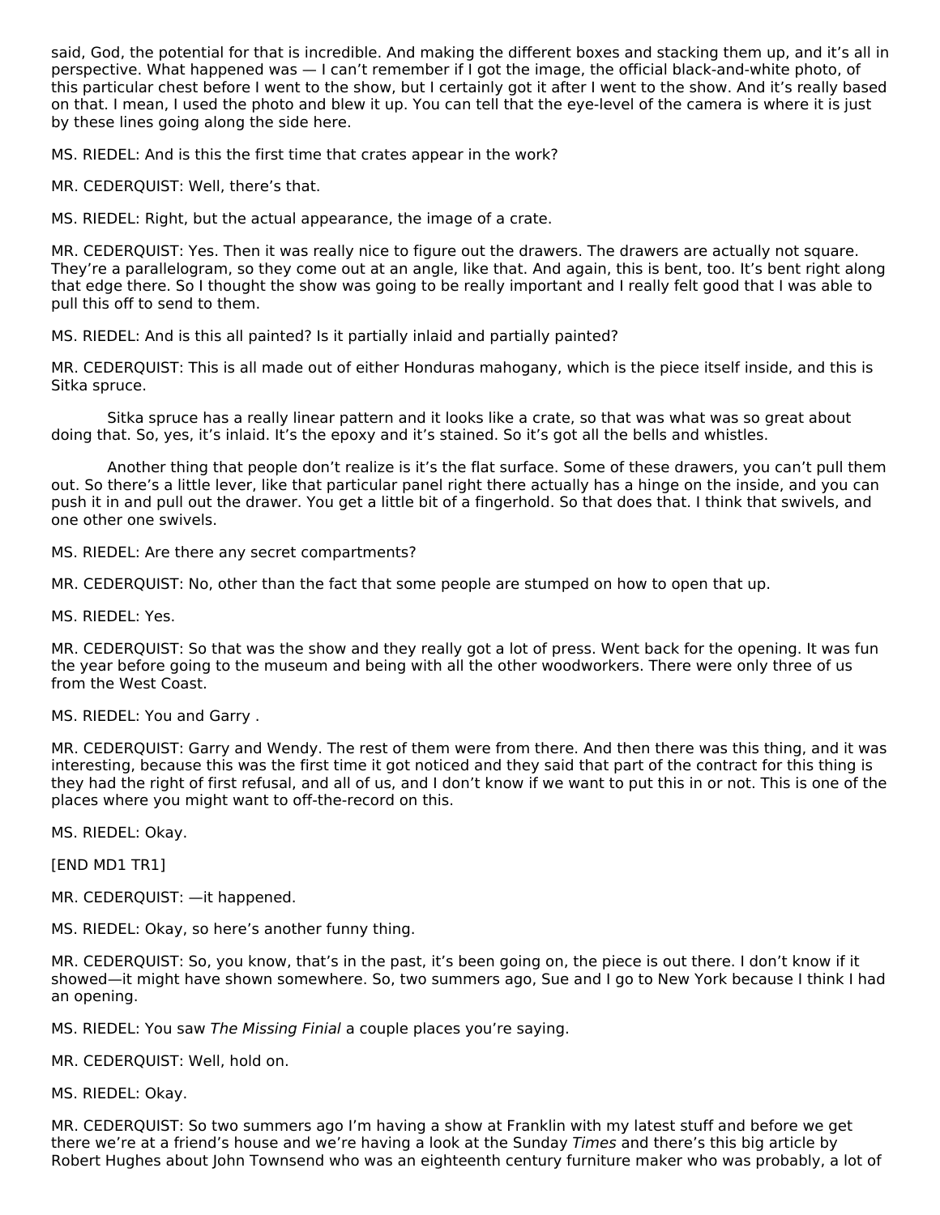said, God, the potential for that is incredible. And making the different boxes and stacking them up, and it's all in perspective. What happened was — I can't remember if I got the image, the official black-and-white photo, of this particular chest before I went to the show, but I certainly got it after I went to the show. And it's really based on that. I mean, I used the photo and blew it up. You can tell that the eye-level of the camera is where it is just by these lines going along the side here.

MS. RIEDEL: And is this the first time that crates appear in the work?

MR. CEDERQUIST: Well, there's that.

MS. RIEDEL: Right, but the actual appearance, the image of a crate.

MR. CEDERQUIST: Yes. Then it was really nice to figure out the drawers. The drawers are actually not square. They're a parallelogram, so they come out at an angle, like that. And again, this is bent, too. It's bent right along that edge there. So I thought the show was going to be really important and I really felt good that I was able to pull this off to send to them.

MS. RIEDEL: And is this all painted? Is it partially inlaid and partially painted?

MR. CEDERQUIST: This is all made out of either Honduras mahogany, which is the piece itself inside, and this is Sitka spruce.

Sitka spruce has a really linear pattern and it looks like a crate, so that was what was so great about doing that. So, yes, it's inlaid. It's the epoxy and it's stained. So it's got all the bells and whistles.

Another thing that people don't realize is it's the flat surface. Some of these drawers, you can't pull them out. So there's a little lever, like that particular panel right there actually has a hinge on the inside, and you can push it in and pull out the drawer. You get a little bit of a fingerhold. So that does that. I think that swivels, and one other one swivels.

MS. RIEDEL: Are there any secret compartments?

MR. CEDERQUIST: No, other than the fact that some people are stumped on how to open that up.

MS. RIEDEL: Yes.

MR. CEDERQUIST: So that was the show and they really got a lot of press. Went back for the opening. It was fun the year before going to the museum and being with all the other woodworkers. There were only three of us from the West Coast.

MS. RIEDEL: You and Garry .

MR. CEDERQUIST: Garry and Wendy. The rest of them were from there. And then there was this thing, and it was interesting, because this was the first time it got noticed and they said that part of the contract for this thing is they had the right of first refusal, and all of us, and I don't know if we want to put this in or not. This is one of the places where you might want to off-the-record on this.

MS. RIEDEL: Okay.

[END MD1 TR1]

MR. CEDERQUIST: —it happened.

MS. RIEDEL: Okay, so here's another funny thing.

MR. CEDERQUIST: So, you know, that's in the past, it's been going on, the piece is out there. I don't know if it showed—it might have shown somewhere. So, two summers ago, Sue and I go to New York because I think I had an opening.

MS. RIEDEL: You saw *The Missing Finial* a couple places you're saying.

MR. CEDERQUIST: Well, hold on.

MS. RIEDEL: Okay.

MR. CEDERQUIST: So two summers ago I'm having a show at Franklin with my latest stuff and before we get there we're at a friend's house and we're having a look at the Sunday *Times* and there's this big article by Robert Hughes about John Townsend who was an eighteenth century furniture maker who was probably, a lot of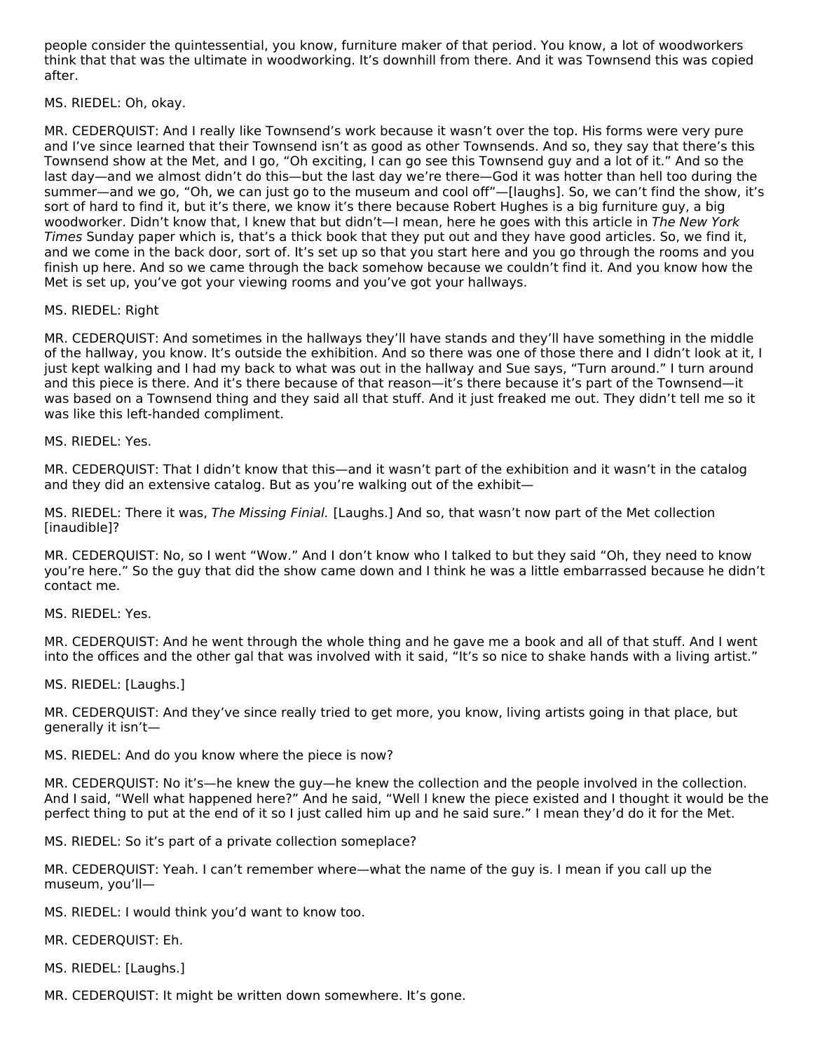people consider the quintessential, you know, furniture maker of that period. You know, a lot of woodworkers think that that was the ultimate in woodworking. It's downhill from there. And it was Townsend this was copied after.

MS. RIEDEL: Oh, okay.

MR. CEDERQUIST: And I really like Townsend's work because it wasn't over the top. His forms were very pure and I've since learned that their Townsend isn't as good as other Townsends. And so, they say that there's this Townsend show at the Met, and I go, "Oh exciting, I can go see this Townsend guy and a lot of it." And so the last day—and we almost didn't do this—but the last day we're there—God it was hotter than hell too during the summer—and we go, "Oh, we can just go to the museum and cool off"—[laughs]. So, we can't find the show, it's sort of hard to find it, but it's there, we know it's there because Robert Hughes is a big furniture guy, a big woodworker. Didn't know that, I knew that but didn't—I mean, here he goes with this article in *The New York Times* Sunday paper which is, that's a thick book that they put out and they have good articles. So, we find it, and we come in the back door, sort of. It's set up so that you start here and you go through the rooms and you finish up here. And so we came through the back somehow because we couldn't find it. And you know how the Met is set up, you've got your viewing rooms and you've got your hallways.

MS. RIEDEL: Right

MR. CEDERQUIST: And sometimes in the hallways they'll have stands and they'll have something in the middle of the hallway, you know. It's outside the exhibition. And so there was one of those there and I didn't look at it, I just kept walking and I had my back to what was out in the hallway and Sue says, "Turn around." I turn around and this piece is there. And it's there because of that reason—it's there because it's part of the Townsend—it was based on a Townsend thing and they said all that stuff. And it just freaked me out. They didn't tell me so it was like this left-handed compliment.

MS. RIEDEL: Yes.

MR. CEDERQUIST: That I didn't know that this—and it wasn't part of the exhibition and it wasn't in the catalog and they did an extensive catalog. But as you're walking out of the exhibit—

MS. RIEDEL: There it was, *The Missing Finial.* [Laughs.] And so, that wasn't now part of the Met collection [inaudible]?

MR. CEDERQUIST: No, so I went "Wow." And I don't know who I talked to but they said "Oh, they need to know you're here." So the guy that did the show came down and I think he was a little embarrassed because he didn't contact me.

MS. RIEDEL: Yes.

MR. CEDERQUIST: And he went through the whole thing and he gave me a book and all of that stuff. And I went into the offices and the other gal that was involved with it said, "It's so nice to shake hands with a living artist."

MS. RIEDEL: [Laughs.]

MR. CEDERQUIST: And they've since really tried to get more, you know, living artists going in that place, but generally it isn't—

MS. RIEDEL: And do you know where the piece is now?

MR. CEDERQUIST: No it's—he knew the guy—he knew the collection and the people involved in the collection. And I said, "Well what happened here?" And he said, "Well I knew the piece existed and I thought it would be the perfect thing to put at the end of it so I just called him up and he said sure." I mean they'd do it for the Met.

MS. RIEDEL: So it's part of a private collection someplace?

MR. CEDERQUIST: Yeah. I can't remember where—what the name of the guy is. I mean if you call up the museum, you'll—

MS. RIEDEL: I would think you'd want to know too.

MR. CEDERQUIST: Eh.

MS. RIEDEL: [Laughs.]

MR. CEDERQUIST: It might be written down somewhere. It's gone.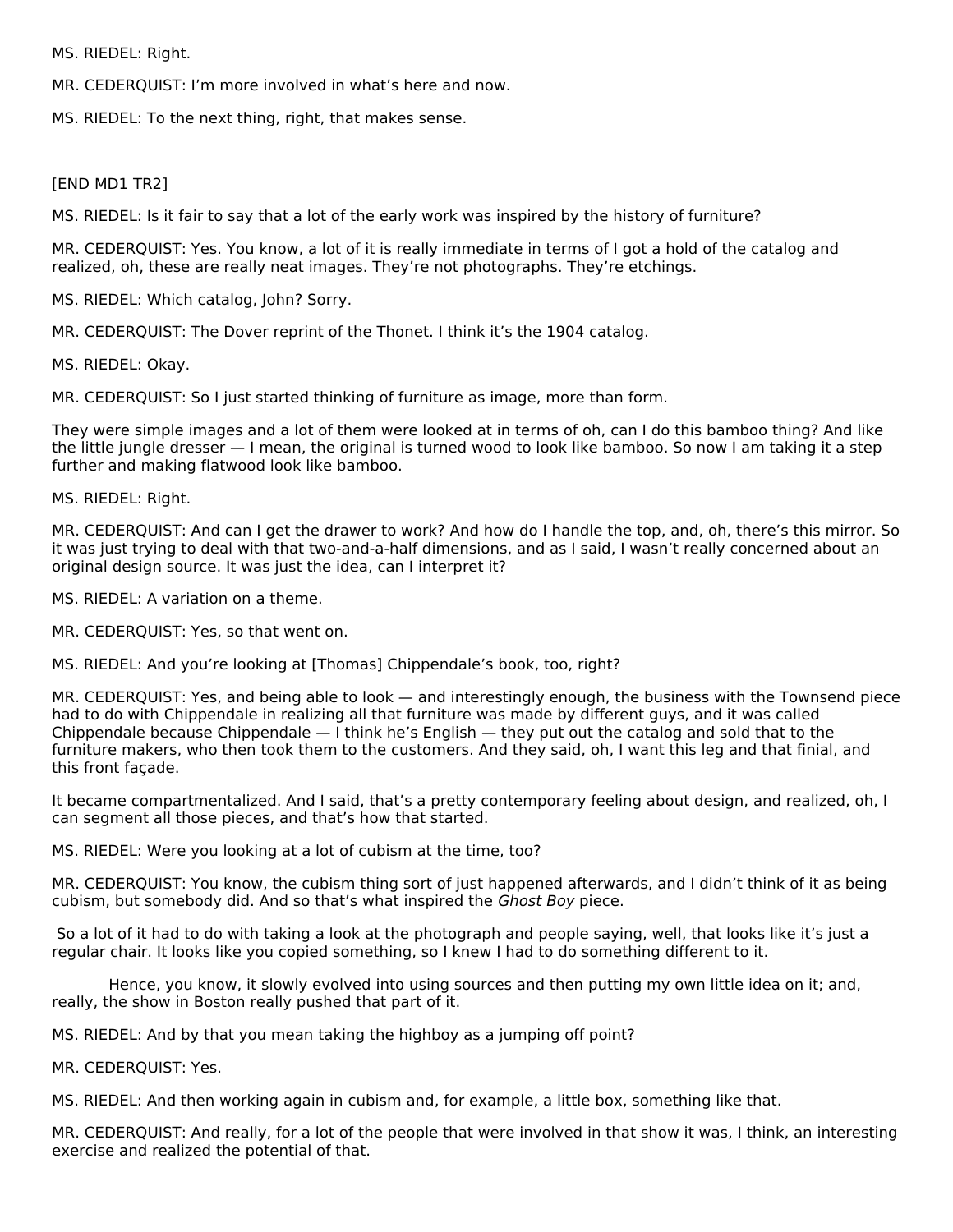MS. RIEDEL: Right.

MR. CEDERQUIST: I'm more involved in what's here and now.

MS. RIEDEL: To the next thing, right, that makes sense.

[END MD1 TR2]

MS. RIEDEL: Is it fair to say that a lot of the early work was inspired by the history of furniture?

MR. CEDERQUIST: Yes. You know, a lot of it is really immediate in terms of I got a hold of the catalog and realized, oh, these are really neat images. They're not photographs. They're etchings.

MS. RIEDEL: Which catalog, John? Sorry.

MR. CEDERQUIST: The Dover reprint of the Thonet. I think it's the 1904 catalog.

MS. RIEDEL: Okay.

MR. CEDERQUIST: So I just started thinking of furniture as image, more than form.

They were simple images and a lot of them were looked at in terms of oh, can I do this bamboo thing? And like the little jungle dresser — I mean, the original is turned wood to look like bamboo. So now I am taking it a step further and making flatwood look like bamboo.

MS. RIEDEL: Right.

MR. CEDERQUIST: And can I get the drawer to work? And how do I handle the top, and, oh, there's this mirror. So it was just trying to deal with that two-and-a-half dimensions, and as I said, I wasn't really concerned about an original design source. It was just the idea, can I interpret it?

MS. RIEDEL: A variation on a theme.

MR. CEDERQUIST: Yes, so that went on.

MS. RIEDEL: And you're looking at [Thomas] Chippendale's book, too, right?

MR. CEDERQUIST: Yes, and being able to look — and interestingly enough, the business with the Townsend piece had to do with Chippendale in realizing all that furniture was made by different guys, and it was called Chippendale because Chippendale — I think he's English — they put out the catalog and sold that to the furniture makers, who then took them to the customers. And they said, oh, I want this leg and that finial, and this front façade.

It became compartmentalized. And I said, that's a pretty contemporary feeling about design, and realized, oh, I can segment all those pieces, and that's how that started.

MS. RIEDEL: Were you looking at a lot of cubism at the time, too?

MR. CEDERQUIST: You know, the cubism thing sort of just happened afterwards, and I didn't think of it as being cubism, but somebody did. And so that's what inspired the *Ghost Boy* piece.

So a lot of it had to do with taking a look at the photograph and people saying, well, that looks like it's just a regular chair. It looks like you copied something, so I knew I had to do something different to it.

Hence, you know, it slowly evolved into using sources and then putting my own little idea on it; and, really, the show in Boston really pushed that part of it.

MS. RIEDEL: And by that you mean taking the highboy as a jumping off point?

MR. CEDERQUIST: Yes.

MS. RIEDEL: And then working again in cubism and, for example, a little box, something like that.

MR. CEDERQUIST: And really, for a lot of the people that were involved in that show it was, I think, an interesting exercise and realized the potential of that.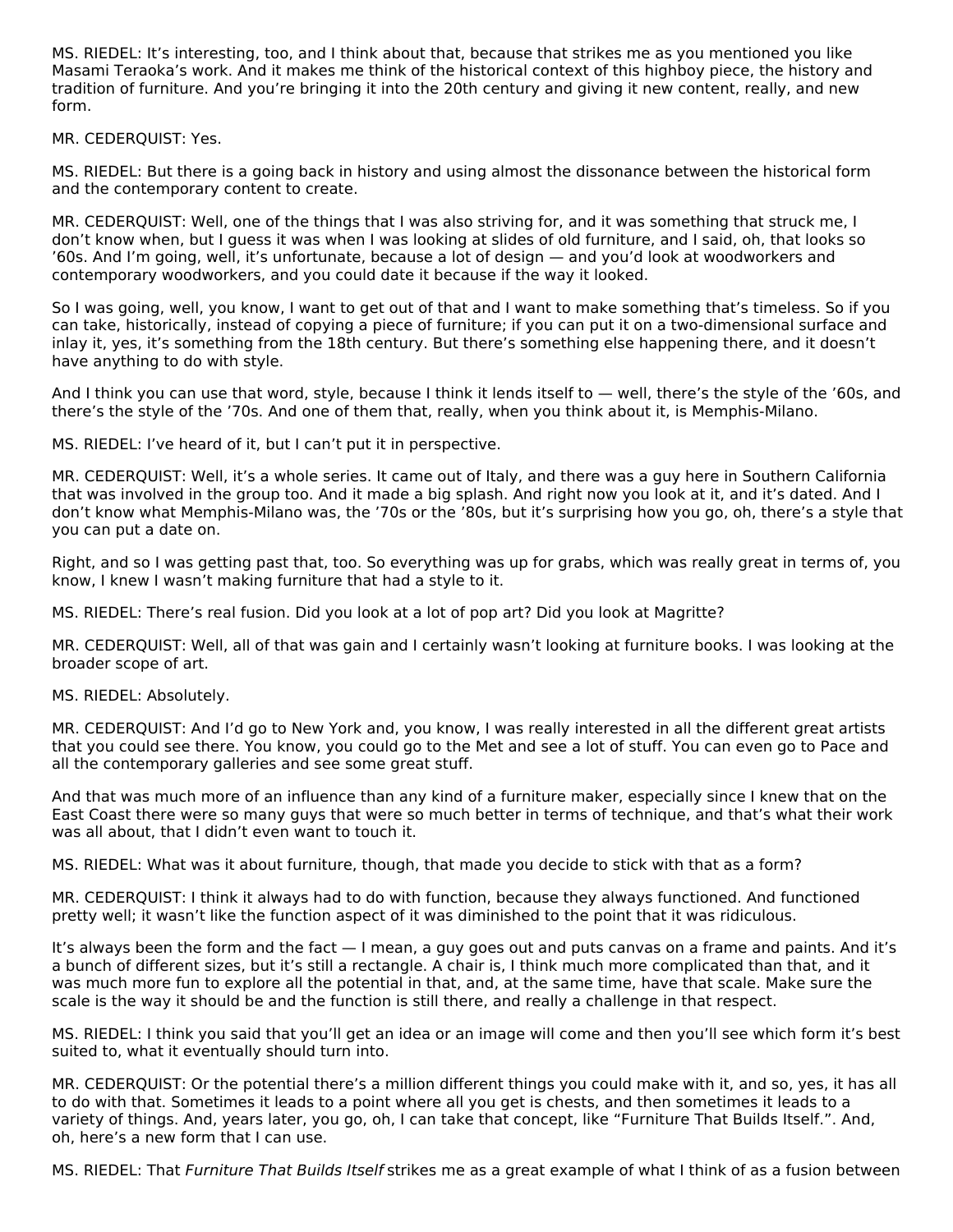MS. RIEDEL: It's interesting, too, and I think about that, because that strikes me as you mentioned you like Masami Teraoka's work. And it makes me think of the historical context of this highboy piece, the history and tradition of furniture. And you're bringing it into the 20th century and giving it new content, really, and new form.

MR. CEDERQUIST: Yes.

MS. RIEDEL: But there is a going back in history and using almost the dissonance between the historical form and the contemporary content to create.

MR. CEDERQUIST: Well, one of the things that I was also striving for, and it was something that struck me, I don't know when, but I guess it was when I was looking at slides of old furniture, and I said, oh, that looks so '60s. And I'm going, well, it's unfortunate, because a lot of design — and you'd look at woodworkers and contemporary woodworkers, and you could date it because if the way it looked.

So I was going, well, you know, I want to get out of that and I want to make something that's timeless. So if you can take, historically, instead of copying a piece of furniture; if you can put it on a two-dimensional surface and inlay it, yes, it's something from the 18th century. But there's something else happening there, and it doesn't have anything to do with style.

And I think you can use that word, style, because I think it lends itself to — well, there's the style of the '60s, and there's the style of the '70s. And one of them that, really, when you think about it, is Memphis-Milano.

MS. RIEDEL: I've heard of it, but I can't put it in perspective.

MR. CEDERQUIST: Well, it's a whole series. It came out of Italy, and there was a guy here in Southern California that was involved in the group too. And it made a big splash. And right now you look at it, and it's dated. And I don't know what Memphis-Milano was, the '70s or the '80s, but it's surprising how you go, oh, there's a style that you can put a date on.

Right, and so I was getting past that, too. So everything was up for grabs, which was really great in terms of, you know, I knew I wasn't making furniture that had a style to it.

MS. RIEDEL: There's real fusion. Did you look at a lot of pop art? Did you look at Magritte?

MR. CEDERQUIST: Well, all of that was gain and I certainly wasn't looking at furniture books. I was looking at the broader scope of art.

MS. RIEDEL: Absolutely.

MR. CEDERQUIST: And I'd go to New York and, you know, I was really interested in all the different great artists that you could see there. You know, you could go to the Met and see a lot of stuff. You can even go to Pace and all the contemporary galleries and see some great stuff.

And that was much more of an influence than any kind of a furniture maker, especially since I knew that on the East Coast there were so many guys that were so much better in terms of technique, and that's what their work was all about, that I didn't even want to touch it.

MS. RIEDEL: What was it about furniture, though, that made you decide to stick with that as a form?

MR. CEDERQUIST: I think it always had to do with function, because they always functioned. And functioned pretty well; it wasn't like the function aspect of it was diminished to the point that it was ridiculous.

It's always been the form and the fact — I mean, a guy goes out and puts canvas on a frame and paints. And it's a bunch of different sizes, but it's still a rectangle. A chair is, I think much more complicated than that, and it was much more fun to explore all the potential in that, and, at the same time, have that scale. Make sure the scale is the way it should be and the function is still there, and really a challenge in that respect.

MS. RIEDEL: I think you said that you'll get an idea or an image will come and then you'll see which form it's best suited to, what it eventually should turn into.

MR. CEDERQUIST: Or the potential there's a million different things you could make with it, and so, yes, it has all to do with that. Sometimes it leads to a point where all you get is chests, and then sometimes it leads to a variety of things. And, years later, you go, oh, I can take that concept, like "Furniture That Builds Itself.". And, oh, here's a new form that I can use.

MS. RIEDEL: That *Furniture That Builds Itself* strikes me as a great example of what I think of as a fusion between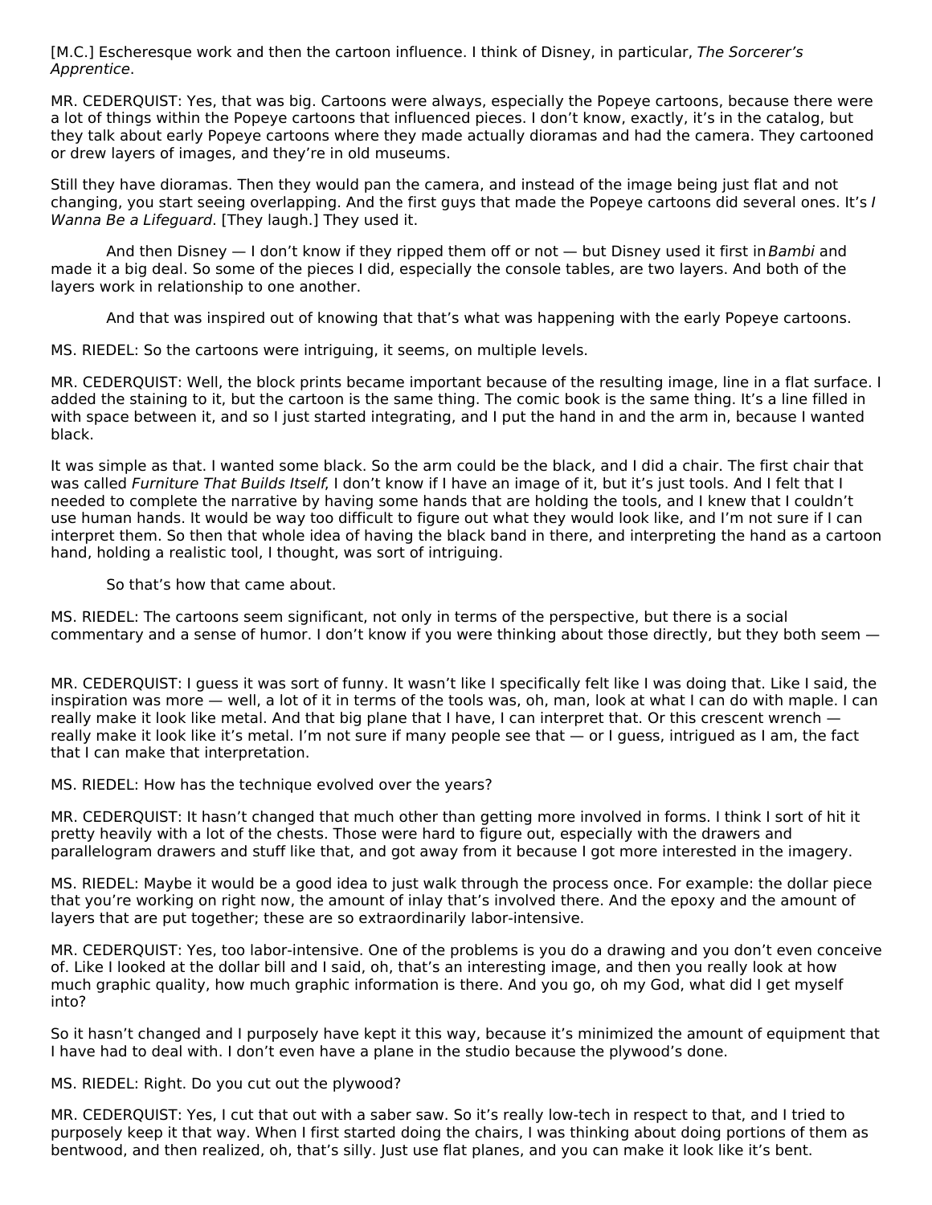[M.C.] Escheresque work and then the cartoon influence. I think of Disney, in particular, *The Sorcerer's Apprentice*.

MR. CEDERQUIST: Yes, that was big. Cartoons were always, especially the Popeye cartoons, because there were a lot of things within the Popeye cartoons that influenced pieces. I don't know, exactly, it's in the catalog, but they talk about early Popeye cartoons where they made actually dioramas and had the camera. They cartooned or drew layers of images, and they're in old museums.

Still they have dioramas. Then they would pan the camera, and instead of the image being just flat and not changing, you start seeing overlapping. And the first guys that made the Popeye cartoons did several ones. It's *I Wanna Be a Lifeguard*. [They laugh.] They used it.

And then Disney — I don't know if they ripped them off or not — but Disney used it first in *Bambi* and made it a big deal. So some of the pieces I did, especially the console tables, are two layers. And both of the layers work in relationship to one another.

And that was inspired out of knowing that that's what was happening with the early Popeye cartoons.

MS. RIEDEL: So the cartoons were intriguing, it seems, on multiple levels.

MR. CEDERQUIST: Well, the block prints became important because of the resulting image, line in a flat surface. I added the staining to it, but the cartoon is the same thing. The comic book is the same thing. It's a line filled in with space between it, and so I just started integrating, and I put the hand in and the arm in, because I wanted black.

It was simple as that. I wanted some black. So the arm could be the black, and I did a chair. The first chair that was called *Furniture That Builds Itself*, I don't know if I have an image of it, but it's just tools. And I felt that I needed to complete the narrative by having some hands that are holding the tools, and I knew that I couldn't use human hands. It would be way too difficult to figure out what they would look like, and I'm not sure if I can interpret them. So then that whole idea of having the black band in there, and interpreting the hand as a cartoon hand, holding a realistic tool, I thought, was sort of intriguing.

So that's how that came about.

MS. RIEDEL: The cartoons seem significant, not only in terms of the perspective, but there is a social commentary and a sense of humor. I don't know if you were thinking about those directly, but they both seem —

MR. CEDERQUIST: I guess it was sort of funny. It wasn't like I specifically felt like I was doing that. Like I said, the inspiration was more — well, a lot of it in terms of the tools was, oh, man, look at what I can do with maple. I can really make it look like metal. And that big plane that I have, I can interpret that. Or this crescent wrench — really make it look like it's metal. I'm not sure if many people see that — or I guess, intrigued as I am, the fact that I can make that interpretation.

MS. RIEDEL: How has the technique evolved over the years?

MR. CEDERQUIST: It hasn't changed that much other than getting more involved in forms. I think I sort of hit it pretty heavily with a lot of the chests. Those were hard to figure out, especially with the drawers and parallelogram drawers and stuff like that, and got away from it because I got more interested in the imagery.

MS. RIEDEL: Maybe it would be a good idea to just walk through the process once. For example: the dollar piece that you're working on right now, the amount of inlay that's involved there. And the epoxy and the amount of layers that are put together; these are so extraordinarily labor-intensive.

MR. CEDERQUIST: Yes, too labor-intensive. One of the problems is you do a drawing and you don't even conceive of. Like I looked at the dollar bill and I said, oh, that's an interesting image, and then you really look at how much graphic quality, how much graphic information is there. And you go, oh my God, what did I get myself into?

So it hasn't changed and I purposely have kept it this way, because it's minimized the amount of equipment that I have had to deal with. I don't even have a plane in the studio because the plywood's done.

MS. RIEDEL: Right. Do you cut out the plywood?

MR. CEDERQUIST: Yes, I cut that out with a saber saw. So it's really low-tech in respect to that, and I tried to purposely keep it that way. When I first started doing the chairs, I was thinking about doing portions of them as bentwood, and then realized, oh, that's silly. Just use flat planes, and you can make it look like it's bent.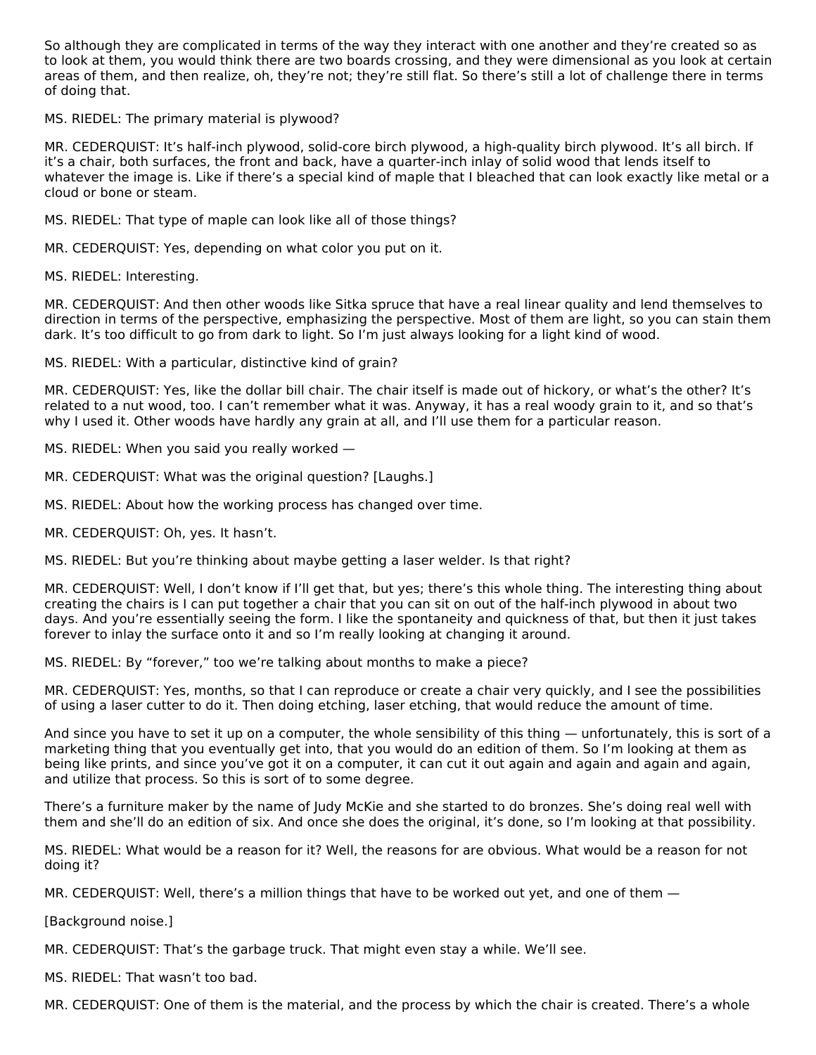So although they are complicated in terms of the way they interact with one another and they're created so as to look at them, you would think there are two boards crossing, and they were dimensional as you look at certain areas of them, and then realize, oh, they're not; they're still flat. So there's still a lot of challenge there in terms of doing that.

MS. RIEDEL: The primary material is plywood?

MR. CEDERQUIST: It's half-inch plywood, solid-core birch plywood, a high-quality birch plywood. It's all birch. If it's a chair, both surfaces, the front and back, have a quarter-inch inlay of solid wood that lends itself to whatever the image is. Like if there's a special kind of maple that I bleached that can look exactly like metal or a cloud or bone or steam.

MS. RIEDEL: That type of maple can look like all of those things?

MR. CEDERQUIST: Yes, depending on what color you put on it.

MS. RIEDEL: Interesting.

MR. CEDERQUIST: And then other woods like Sitka spruce that have a real linear quality and lend themselves to direction in terms of the perspective, emphasizing the perspective. Most of them are light, so you can stain them dark. It's too difficult to go from dark to light. So I'm just always looking for a light kind of wood.

MS. RIEDEL: With a particular, distinctive kind of grain?

MR. CEDERQUIST: Yes, like the dollar bill chair. The chair itself is made out of hickory, or what's the other? It's related to a nut wood, too. I can't remember what it was. Anyway, it has a real woody grain to it, and so that's why I used it. Other woods have hardly any grain at all, and I'll use them for a particular reason.

MS. RIEDEL: When you said you really worked —

MR. CEDERQUIST: What was the original question? [Laughs.]

MS. RIEDEL: About how the working process has changed over time.

MR. CEDERQUIST: Oh, yes. It hasn't.

MS. RIEDEL: But you're thinking about maybe getting a laser welder. Is that right?

MR. CEDERQUIST: Well, I don't know if I'll get that, but yes; there's this whole thing. The interesting thing about creating the chairs is I can put together a chair that you can sit on out of the half-inch plywood in about two days. And you're essentially seeing the form. I like the spontaneity and quickness of that, but then it just takes forever to inlay the surface onto it and so I'm really looking at changing it around.

MS. RIEDEL: By "forever," too we're talking about months to make a piece?

MR. CEDERQUIST: Yes, months, so that I can reproduce or create a chair very quickly, and I see the possibilities of using a laser cutter to do it. Then doing etching, laser etching, that would reduce the amount of time.

And since you have to set it up on a computer, the whole sensibility of this thing — unfortunately, this is sort of a marketing thing that you eventually get into, that you would do an edition of them. So I'm looking at them as being like prints, and since you've got it on a computer, it can cut it out again and again and again and again, and utilize that process. So this is sort of to some degree.

There's a furniture maker by the name of Judy McKie and she started to do bronzes. She's doing real well with them and she'll do an edition of six. And once she does the original, it's done, so I'm looking at that possibility.

MS. RIEDEL: What would be a reason for it? Well, the reasons for are obvious. What would be a reason for not doing it?

MR. CEDERQUIST: Well, there's a million things that have to be worked out yet, and one of them —

[Background noise.]

MR. CEDERQUIST: That's the garbage truck. That might even stay a while. We'll see.

MS. RIEDEL: That wasn't too bad.

MR. CEDERQUIST: One of them is the material, and the process by which the chair is created. There's a whole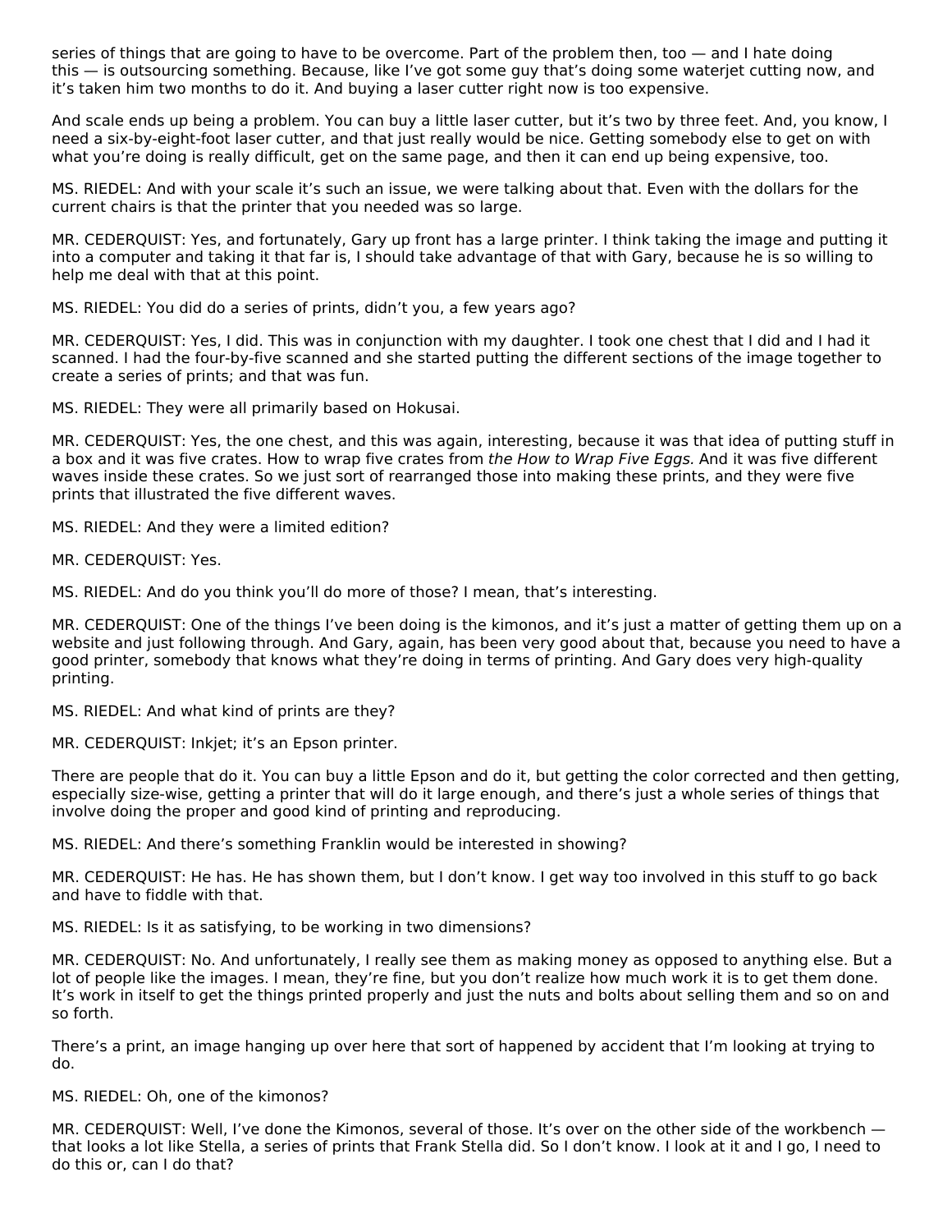series of things that are going to have to be overcome. Part of the problem then, too — and I hate doing this — is outsourcing something. Because, like I've got some guy that's doing some waterjet cutting now, and it's taken him two months to do it. And buying a laser cutter right now is too expensive.

And scale ends up being a problem. You can buy a little laser cutter, but it's two by three feet. And, you know, I need a six-by-eight-foot laser cutter, and that just really would be nice. Getting somebody else to get on with what you're doing is really difficult, get on the same page, and then it can end up being expensive, too.

MS. RIEDEL: And with your scale it's such an issue, we were talking about that. Even with the dollars for the current chairs is that the printer that you needed was so large.

MR. CEDERQUIST: Yes, and fortunately, Gary up front has a large printer. I think taking the image and putting it into a computer and taking it that far is, I should take advantage of that with Gary, because he is so willing to help me deal with that at this point.

MS. RIEDEL: You did do a series of prints, didn't you, a few years ago?

MR. CEDERQUIST: Yes, I did. This was in conjunction with my daughter. I took one chest that I did and I had it scanned. I had the four-by-five scanned and she started putting the different sections of the image together to create a series of prints; and that was fun.

MS. RIEDEL: They were all primarily based on Hokusai.

MR. CEDERQUIST: Yes, the one chest, and this was again, interesting, because it was that idea of putting stuff in a box and it was five crates. How to wrap five crates from *the How to Wrap Five Eggs.* And it was five different waves inside these crates. So we just sort of rearranged those into making these prints, and they were five prints that illustrated the five different waves.

MS. RIEDEL: And they were a limited edition?

MR. CEDERQUIST: Yes.

MS. RIEDEL: And do you think you'll do more of those? I mean, that's interesting.

MR. CEDERQUIST: One of the things I've been doing is the kimonos, and it's just a matter of getting them up on a website and just following through. And Gary, again, has been very good about that, because you need to have a good printer, somebody that knows what they're doing in terms of printing. And Gary does very high-quality printing.

MS. RIEDEL: And what kind of prints are they?

MR. CEDERQUIST: Inkjet; it's an Epson printer.

There are people that do it. You can buy a little Epson and do it, but getting the color corrected and then getting, especially size-wise, getting a printer that will do it large enough, and there's just a whole series of things that involve doing the proper and good kind of printing and reproducing.

MS. RIEDEL: And there's something Franklin would be interested in showing?

MR. CEDERQUIST: He has. He has shown them, but I don't know. I get way too involved in this stuff to go back and have to fiddle with that.

MS. RIEDEL: Is it as satisfying, to be working in two dimensions?

MR. CEDERQUIST: No. And unfortunately, I really see them as making money as opposed to anything else. But a lot of people like the images. I mean, they're fine, but you don't realize how much work it is to get them done. It's work in itself to get the things printed properly and just the nuts and bolts about selling them and so on and so forth.

There's a print, an image hanging up over here that sort of happened by accident that I'm looking at trying to do.

MS. RIEDEL: Oh, one of the kimonos?

MR. CEDERQUIST: Well, I've done the Kimonos, several of those. It's over on the other side of the workbench — that looks a lot like Stella, a series of prints that Frank Stella did. So I don't know. I look at it and I go, I need to do this or, can I do that?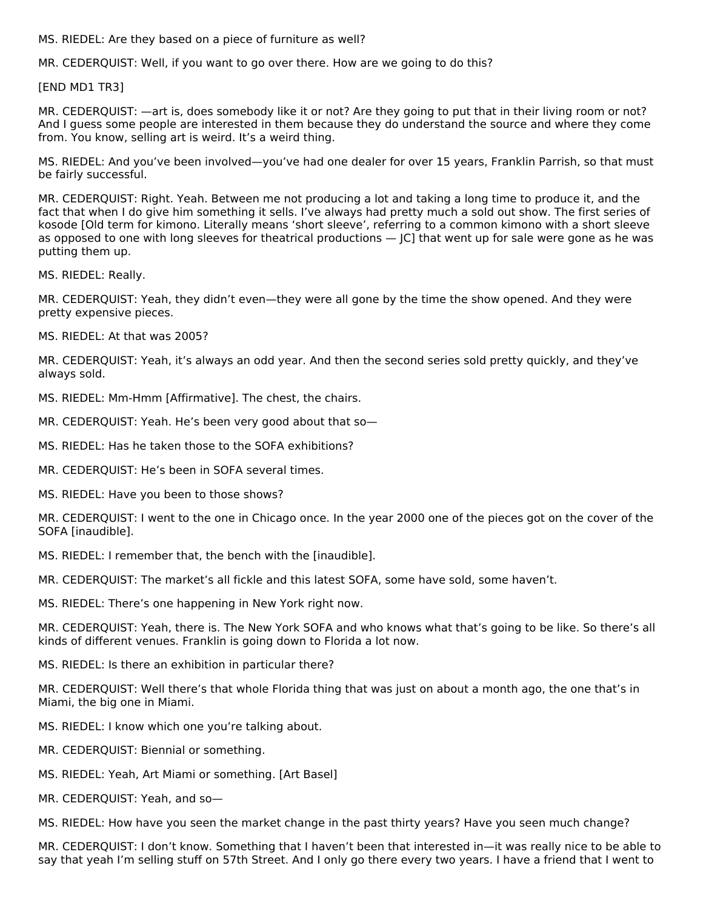MS. RIEDEL: Are they based on a piece of furniture as well?

MR. CEDERQUIST: Well, if you want to go over there. How are we going to do this?

[END MD1 TR3]

MR. CEDERQUIST: —art is, does somebody like it or not? Are they going to put that in their living room or not? And I guess some people are interested in them because they do understand the source and where they come from. You know, selling art is weird. It's a weird thing.

MS. RIEDEL: And you've been involved—you've had one dealer for over 15 years, Franklin Parrish, so that must be fairly successful.

MR. CEDERQUIST: Right. Yeah. Between me not producing a lot and taking a long time to produce it, and the fact that when I do give him something it sells. I've always had pretty much a sold out show. The first series of kosode [Old term for kimono. Literally means 'short sleeve', referring to a common kimono with a short sleeve as opposed to one with long sleeves for theatrical productions — JC] that went up for sale were gone as he was putting them up.

MS. RIEDEL: Really.

MR. CEDERQUIST: Yeah, they didn't even—they were all gone by the time the show opened. And they were pretty expensive pieces.

MS. RIEDEL: At that was 2005?

MR. CEDERQUIST: Yeah, it's always an odd year. And then the second series sold pretty quickly, and they've always sold.

MS. RIEDEL: Mm-Hmm [Affirmative]. The chest, the chairs.

MR. CEDERQUIST: Yeah. He's been very good about that so—

MS. RIEDEL: Has he taken those to the SOFA exhibitions?

MR. CEDERQUIST: He's been in SOFA several times.

MS. RIEDEL: Have you been to those shows?

MR. CEDERQUIST: I went to the one in Chicago once. In the year 2000 one of the pieces got on the cover of the SOFA [inaudible].

MS. RIEDEL: I remember that, the bench with the [inaudible].

MR. CEDERQUIST: The market's all fickle and this latest SOFA, some have sold, some haven't.

MS. RIEDEL: There's one happening in New York right now.

MR. CEDERQUIST: Yeah, there is. The New York SOFA and who knows what that's going to be like. So there's all kinds of different venues. Franklin is going down to Florida a lot now.

MS. RIEDEL: Is there an exhibition in particular there?

MR. CEDERQUIST: Well there's that whole Florida thing that was just on about a month ago, the one that's in Miami, the big one in Miami.

MS. RIEDEL: I know which one you're talking about.

MR. CEDERQUIST: Biennial or something.

MS. RIEDEL: Yeah, Art Miami or something. [Art Basel]

MR. CEDERQUIST: Yeah, and so—

MS. RIEDEL: How have you seen the market change in the past thirty years? Have you seen much change?

MR. CEDERQUIST: I don't know. Something that I haven't been that interested in—it was really nice to be able to say that yeah I'm selling stuff on 57th Street. And I only go there every two years. I have a friend that I went to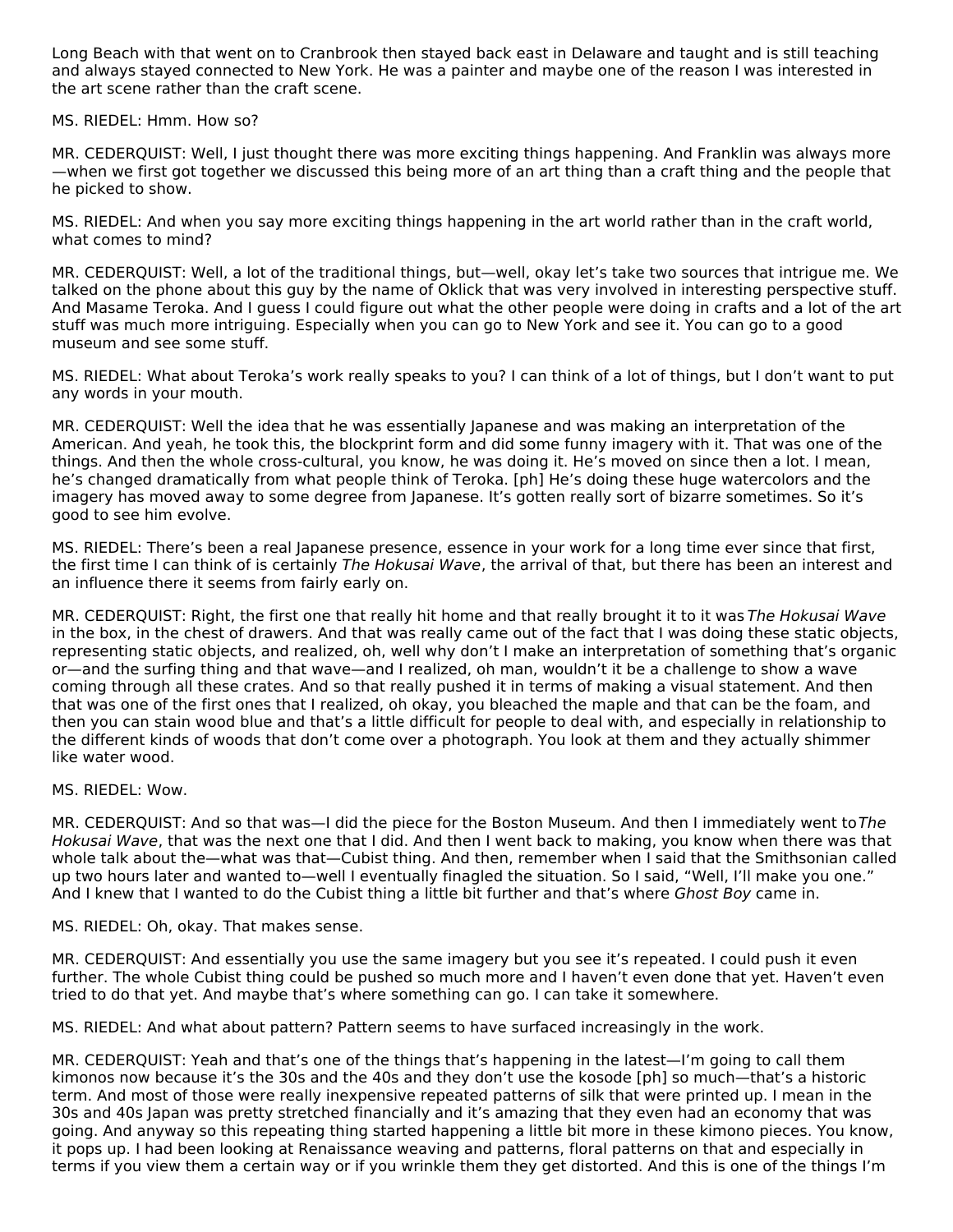Long Beach with that went on to Cranbrook then stayed back east in Delaware and taught and is still teaching and always stayed connected to New York. He was a painter and maybe one of the reason I was interested in the art scene rather than the craft scene.

MS. RIEDEL: Hmm. How so?

MR. CEDERQUIST: Well, I just thought there was more exciting things happening. And Franklin was always more—when we first got together we discussed this being more of an art thing than a craft thing and the people that he picked to show.

MS. RIEDEL: And when you say more exciting things happening in the art world rather than in the craft world, what comes to mind?

MR. CEDERQUIST: Well, a lot of the traditional things, but—well, okay let's take two sources that intrigue me. We talked on the phone about this guy by the name of Oklick that was very involved in interesting perspective stuff. And Masame Teroka. And I guess I could figure out what the other people were doing in crafts and a lot of the art stuff was much more intriguing. Especially when you can go to New York and see it. You can go to a good museum and see some stuff.

MS. RIEDEL: What about Teroka's work really speaks to you? I can think of a lot of things, but I don't want to put any words in your mouth.

MR. CEDERQUIST: Well the idea that he was essentially Japanese and was making an interpretation of the American. And yeah, he took this, the blockprint form and did some funny imagery with it. That was one of the things. And then the whole cross-cultural, you know, he was doing it. He's moved on since then a lot. I mean, he's changed dramatically from what people think of Teroka. [ph] He's doing these huge watercolors and the imagery has moved away to some degree from Japanese. It's gotten really sort of bizarre sometimes. So it's good to see him evolve.

MS. RIEDEL: There's been a real Japanese presence, essence in your work for a long time ever since that first, the first time I can think of is certainly *The Hokusai Wave*, the arrival of that, but there has been an interest and an influence there it seems from fairly early on.

MR. CEDERQUIST: Right, the first one that really hit home and that really brought it to it was *The Hokusai Wave* in the box, in the chest of drawers. And that was really came out of the fact that I was doing these static objects, representing static objects, and realized, oh, well why don't I make an interpretation of something that's organic or—and the surfing thing and that wave—and I realized, oh man, wouldn't it be a challenge to show a wave coming through all these crates. And so that really pushed it in terms of making a visual statement. And then that was one of the first ones that I realized, oh okay, you bleached the maple and that can be the foam, and then you can stain wood blue and that's a little difficult for people to deal with, and especially in relationship to the different kinds of woods that don't come over a photograph. You look at them and they actually shimmer like water wood.

MS. RIEDEL: Wow.

MR. CEDERQUIST: And so that was—I did the piece for the Boston Museum. And then I immediately went to *The Hokusai Wave*, that was the next one that I did. And then I went back to making, you know when there was that whole talk about the—what was that—Cubist thing. And then, remember when I said that the Smithsonian called up two hours later and wanted to—well I eventually finagled the situation. So I said, "Well, I'll make you one." And I knew that I wanted to do the Cubist thing a little bit further and that's where *Ghost Boy* came in.

MS. RIEDEL: Oh, okay. That makes sense.

MR. CEDERQUIST: And essentially you use the same imagery but you see it's repeated. I could push it even further. The whole Cubist thing could be pushed so much more and I haven't even done that yet. Haven't even tried to do that yet. And maybe that's where something can go. I can take it somewhere.

MS. RIEDEL: And what about pattern? Pattern seems to have surfaced increasingly in the work.

MR. CEDERQUIST: Yeah and that's one of the things that's happening in the latest—I'm going to call them kimonos now because it's the 30s and the 40s and they don't use the kosode [ph] so much—that's a historic term. And most of those were really inexpensive repeated patterns of silk that were printed up. I mean in the 30s and 40s Japan was pretty stretched financially and it's amazing that they even had an economy that was going. And anyway so this repeating thing started happening a little bit more in these kimono pieces. You know, it pops up. I had been looking at Renaissance weaving and patterns, floral patterns on that and especially in terms if you view them a certain way or if you wrinkle them they get distorted. And this is one of the things I'm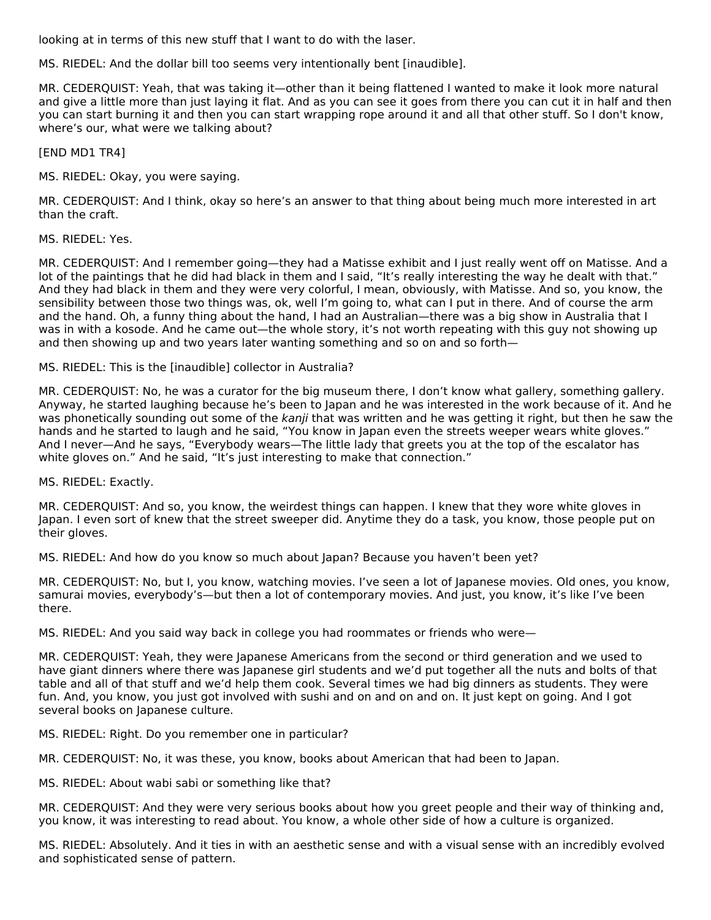looking at in terms of this new stuff that I want to do with the laser.

MS. RIEDEL: And the dollar bill too seems very intentionally bent [inaudible].

MR. CEDERQUIST: Yeah, that was taking it—other than it being flattened I wanted to make it look more natural and give a little more than just laying it flat. And as you can see it goes from there you can cut it in half and then you can start burning it and then you can start wrapping rope around it and all that other stuff. So I don't know, where's our, what were we talking about?

[END MD1 TR4]

MS. RIEDEL: Okay, you were saying.

MR. CEDERQUIST: And I think, okay so here's an answer to that thing about being much more interested in art than the craft.

MS. RIEDEL: Yes.

MR. CEDERQUIST: And I remember going—they had a Matisse exhibit and I just really went off on Matisse. And a lot of the paintings that he did had black in them and I said, "It's really interesting the way he dealt with that." And they had black in them and they were very colorful, I mean, obviously, with Matisse. And so, you know, the sensibility between those two things was, ok, well I'm going to, what can I put in there. And of course the arm and the hand. Oh, a funny thing about the hand, I had an Australian—there was a big show in Australia that I was in with a kosode. And he came out—the whole story, it's not worth repeating with this guy not showing up and then showing up and two years later wanting something and so on and so forth—

MS. RIEDEL: This is the [inaudible] collector in Australia?

MR. CEDERQUIST: No, he was a curator for the big museum there, I don't know what gallery, something gallery. Anyway, he started laughing because he's been to Japan and he was interested in the work because of it. And he was phonetically sounding out some of the *kanji* that was written and he was getting it right, but then he saw the hands and he started to laugh and he said, "You know in Japan even the streets weeper wears white gloves." And I never—And he says, "Everybody wears—The little lady that greets you at the top of the escalator has white gloves on." And he said, "It's just interesting to make that connection."

MS. RIEDEL: Exactly.

MR. CEDERQUIST: And so, you know, the weirdest things can happen. I knew that they wore white gloves in Japan. I even sort of knew that the street sweeper did. Anytime they do a task, you know, those people put on their gloves.

MS. RIEDEL: And how do you know so much about Japan? Because you haven't been yet?

MR. CEDERQUIST: No, but I, you know, watching movies. I've seen a lot of Japanese movies. Old ones, you know, samurai movies, everybody's—but then a lot of contemporary movies. And just, you know, it's like I've been there.

MS. RIEDEL: And you said way back in college you had roommates or friends who were—

MR. CEDERQUIST: Yeah, they were Japanese Americans from the second or third generation and we used to have giant dinners where there was Japanese girl students and we'd put together all the nuts and bolts of that table and all of that stuff and we'd help them cook. Several times we had big dinners as students. They were fun. And, you know, you just got involved with sushi and on and on and on. It just kept on going. And I got several books on Japanese culture.

MS. RIEDEL: Right. Do you remember one in particular?

MR. CEDERQUIST: No, it was these, you know, books about American that had been to Japan.

MS. RIEDEL: About wabi sabi or something like that?

MR. CEDERQUIST: And they were very serious books about how you greet people and their way of thinking and, you know, it was interesting to read about. You know, a whole other side of how a culture is organized.

MS. RIEDEL: Absolutely. And it ties in with an aesthetic sense and with a visual sense with an incredibly evolved and sophisticated sense of pattern.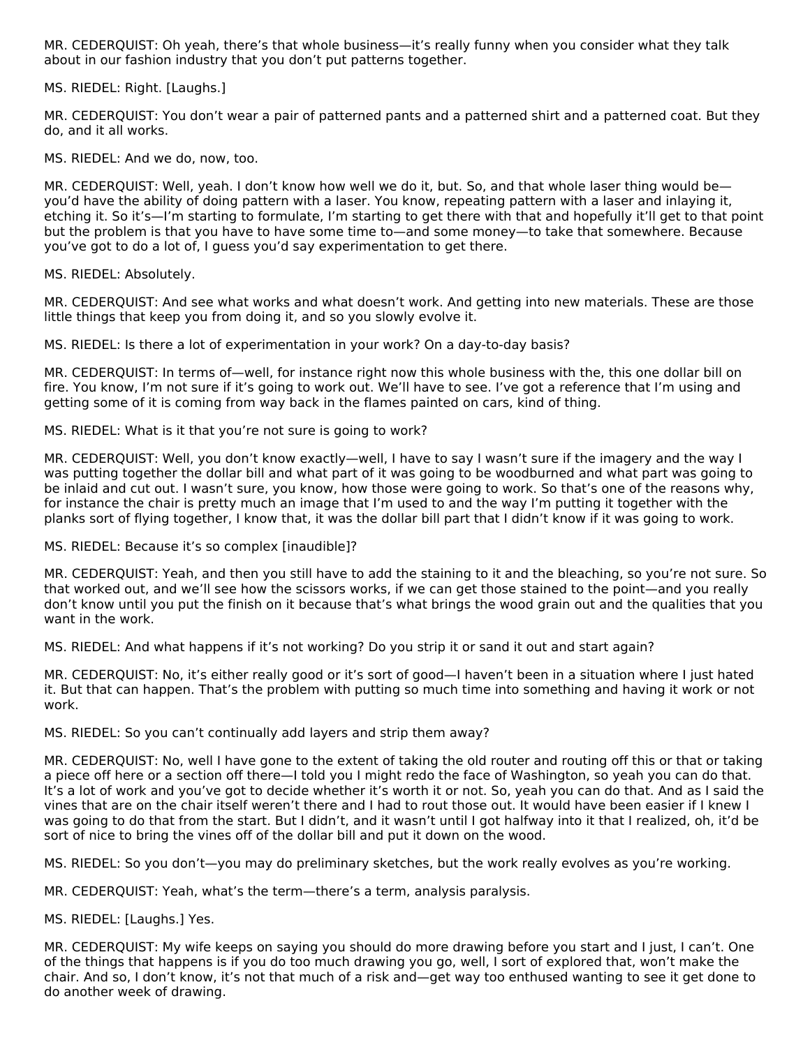MR. CEDERQUIST: Oh yeah, there's that whole business—it's really funny when you consider what they talk about in our fashion industry that you don't put patterns together.

MS. RIEDEL: Right. [Laughs.]

MR. CEDERQUIST: You don't wear a pair of patterned pants and a patterned shirt and a patterned coat. But they do, and it all works.

MS. RIEDEL: And we do, now, too.

MR. CEDERQUIST: Well, yeah. I don't know how well we do it, but. So, and that whole laser thing would be—you'd have the ability of doing pattern with a laser. You know, repeating pattern with a laser and inlaying it, etching it. So it's—I'm starting to formulate, I'm starting to get there with that and hopefully it'll get to that point but the problem is that you have to have some time to—and some money—to take that somewhere. Because you've got to do a lot of, I guess you'd say experimentation to get there.

MS. RIEDEL: Absolutely.

MR. CEDERQUIST: And see what works and what doesn't work. And getting into new materials. These are those little things that keep you from doing it, and so you slowly evolve it.

MS. RIEDEL: Is there a lot of experimentation in your work? On a day-to-day basis?

MR. CEDERQUIST: In terms of—well, for instance right now this whole business with the, this one dollar bill on fire. You know, I'm not sure if it's going to work out. We'll have to see. I've got a reference that I'm using and getting some of it is coming from way back in the flames painted on cars, kind of thing.

MS. RIEDEL: What is it that you're not sure is going to work?

MR. CEDERQUIST: Well, you don't know exactly—well, I have to say I wasn't sure if the imagery and the way I was putting together the dollar bill and what part of it was going to be woodburned and what part was going to be inlaid and cut out. I wasn't sure, you know, how those were going to work. So that's one of the reasons why, for instance the chair is pretty much an image that I'm used to and the way I'm putting it together with the planks sort of flying together, I know that, it was the dollar bill part that I didn't know if it was going to work.

MS. RIEDEL: Because it's so complex [inaudible]?

MR. CEDERQUIST: Yeah, and then you still have to add the staining to it and the bleaching, so you're not sure. So that worked out, and we'll see how the scissors works, if we can get those stained to the point—and you really don't know until you put the finish on it because that's what brings the wood grain out and the qualities that you want in the work.

MS. RIEDEL: And what happens if it's not working? Do you strip it or sand it out and start again?

MR. CEDERQUIST: No, it's either really good or it's sort of good—I haven't been in a situation where I just hated it. But that can happen. That's the problem with putting so much time into something and having it work or not work.

MS. RIEDEL: So you can't continually add layers and strip them away?

MR. CEDERQUIST: No, well I have gone to the extent of taking the old router and routing off this or that or taking a piece off here or a section off there—I told you I might redo the face of Washington, so yeah you can do that. It's a lot of work and you've got to decide whether it's worth it or not. So, yeah you can do that. And as I said the vines that are on the chair itself weren't there and I had to rout those out. It would have been easier if I knew I was going to do that from the start. But I didn't, and it wasn't until I got halfway into it that I realized, oh, it'd be sort of nice to bring the vines off of the dollar bill and put it down on the wood.

MS. RIEDEL: So you don't—you may do preliminary sketches, but the work really evolves as you're working.

MR. CEDERQUIST: Yeah, what's the term—there's a term, analysis paralysis.

MS. RIEDEL: [Laughs.] Yes.

MR. CEDERQUIST: My wife keeps on saying you should do more drawing before you start and I just, I can't. One of the things that happens is if you do too much drawing you go, well, I sort of explored that, won't make the chair. And so, I don't know, it's not that much of a risk and—get way too enthused wanting to see it get done to do another week of drawing.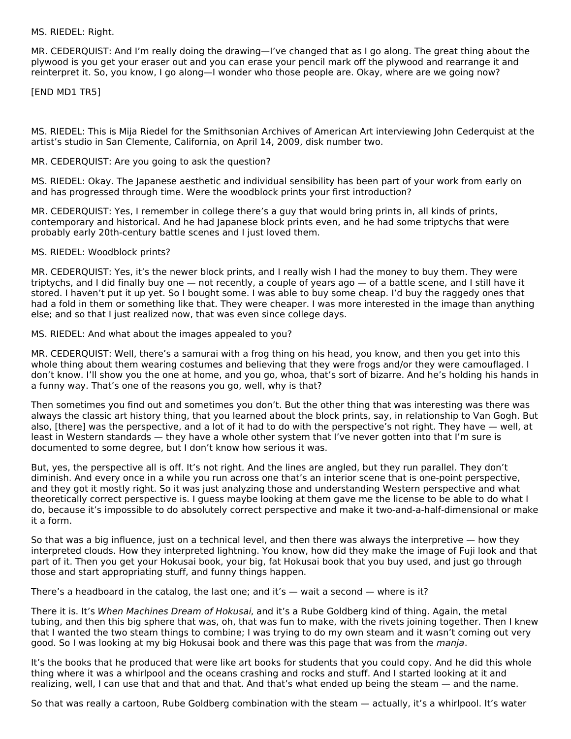MS. RIEDEL: Right.

MR. CEDERQUIST: And I'm really doing the drawing—I've changed that as I go along. The great thing about the plywood is you get your eraser out and you can erase your pencil mark off the plywood and rearrange it and reinterpret it. So, you know, I go along—I wonder who those people are. Okay, where are we going now?

[END MD1 TR5]

MS. RIEDEL: This is Mija Riedel for the Smithsonian Archives of American Art interviewing John Cederquist at the artist's studio in San Clemente, California, on April 14, 2009, disk number two.

MR. CEDERQUIST: Are you going to ask the question?

MS. RIEDEL: Okay. The Japanese aesthetic and individual sensibility has been part of your work from early on and has progressed through time. Were the woodblock prints your first introduction?

MR. CEDERQUIST: Yes, I remember in college there's a guy that would bring prints in, all kinds of prints, contemporary and historical. And he had Japanese block prints even, and he had some triptychs that were probably early 20th-century battle scenes and I just loved them.

MS. RIEDEL: Woodblock prints?

MR. CEDERQUIST: Yes, it's the newer block prints, and I really wish I had the money to buy them. They were triptychs, and I did finally buy one — not recently, a couple of years ago — of a battle scene, and I still have it stored. I haven't put it up yet. So I bought some. I was able to buy some cheap. I'd buy the raggedy ones that had a fold in them or something like that. They were cheaper. I was more interested in the image than anything else; and so that I just realized now, that was even since college days.

MS. RIEDEL: And what about the images appealed to you?

MR. CEDERQUIST: Well, there's a samurai with a frog thing on his head, you know, and then you get into this whole thing about them wearing costumes and believing that they were frogs and/or they were camouflaged. I don't know. I'll show you the one at home, and you go, whoa, that's sort of bizarre. And he's holding his hands in a funny way. That's one of the reasons you go, well, why is that?

Then sometimes you find out and sometimes you don't. But the other thing that was interesting was there was always the classic art history thing, that you learned about the block prints, say, in relationship to Van Gogh. But also, [there] was the perspective, and a lot of it had to do with the perspective's not right. They have — well, at least in Western standards — they have a whole other system that I've never gotten into that I'm sure is documented to some degree, but I don't know how serious it was.

But, yes, the perspective all is off. It's not right. And the lines are angled, but they run parallel. They don't diminish. And every once in a while you run across one that's an interior scene that is one-point perspective, and they got it mostly right. So it was just analyzing those and understanding Western perspective and what theoretically correct perspective is. I guess maybe looking at them gave me the license to be able to do what I do, because it's impossible to do absolutely correct perspective and make it two-and-a-half-dimensional or make it a form.

So that was a big influence, just on a technical level, and then there was always the interpretive — how they interpreted clouds. How they interpreted lightning. You know, how did they make the image of Fuji look and that part of it. Then you get your Hokusai book, your big, fat Hokusai book that you buy used, and just go through those and start appropriating stuff, and funny things happen.

There's a headboard in the catalog, the last one; and it's — wait a second — where is it?

There it is. It's *When Machines Dream of Hokusai*, and it's a Rube Goldberg kind of thing. Again, the metal tubing, and then this big sphere that was, oh, that was fun to make, with the rivets joining together. Then I knew that I wanted the two steam things to combine; I was trying to do my own steam and it wasn't coming out very good. So I was looking at my big Hokusai book and there was this page that was from the *manja*.

It's the books that he produced that were like art books for students that you could copy. And he did this whole thing where it was a whirlpool and the oceans crashing and rocks and stuff. And I started looking at it and realizing, well, I can use that and that and that. And that's what ended up being the steam — and the name.

So that was really a cartoon, Rube Goldberg combination with the steam — actually, it's a whirlpool. It's water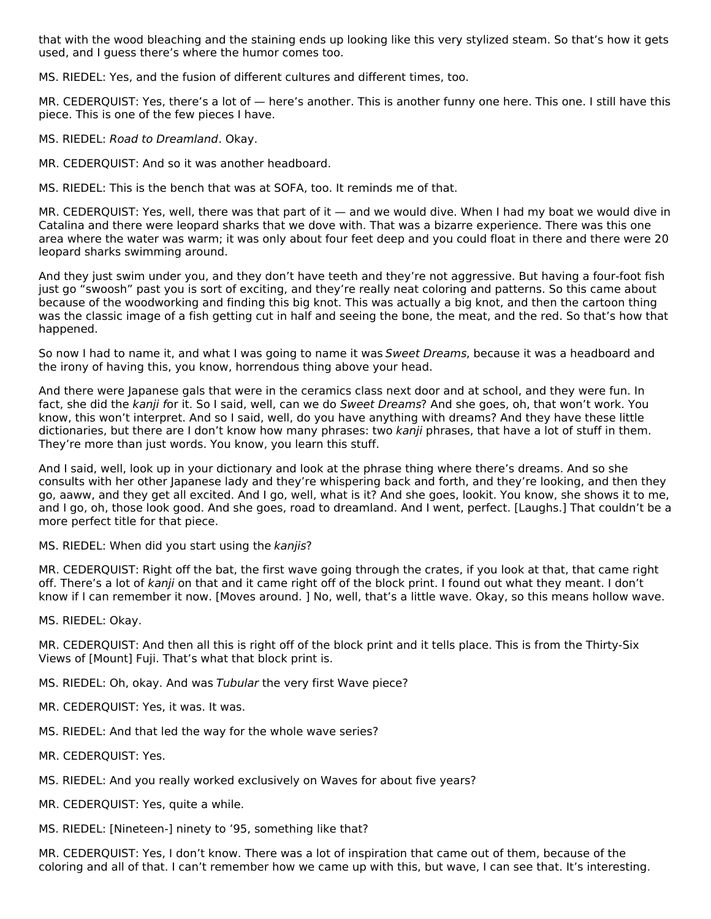that with the wood bleaching and the staining ends up looking like this very stylized steam. So that's how it gets used, and I guess there's where the humor comes too.

MS. RIEDEL: Yes, and the fusion of different cultures and different times, too.

MR. CEDERQUIST: Yes, there's a lot of — here's another. This is another funny one here. This one. I still have this piece. This is one of the few pieces I have.

MS. RIEDEL: *Road to Dreamland*. Okay.

MR. CEDERQUIST: And so it was another headboard.

MS. RIEDEL: This is the bench that was at SOFA, too. It reminds me of that.

MR. CEDERQUIST: Yes, well, there was that part of it — and we would dive. When I had my boat we would dive in Catalina and there were leopard sharks that we dove with. That was a bizarre experience. There was this one area where the water was warm; it was only about four feet deep and you could float in there and there were 20 leopard sharks swimming around.

And they just swim under you, and they don't have teeth and they're not aggressive. But having a four-foot fish just go "swoosh" past you is sort of exciting, and they're really neat coloring and patterns. So this came about because of the woodworking and finding this big knot. This was actually a big knot, and then the cartoon thing was the classic image of a fish getting cut in half and seeing the bone, the meat, and the red. So that's how that happened.

So now I had to name it, and what I was going to name it was *Sweet Dreams*, because it was a headboard and the irony of having this, you know, horrendous thing above your head.

And there were Japanese gals that were in the ceramics class next door and at school, and they were fun. In fact, she did the *kanji f*or it. So I said, well, can we do *Sweet Dreams*? And she goes, oh, that won't work. You know, this won't interpret. And so I said, well, do you have anything with dreams? And they have these little dictionaries, but there are I don't know how many phrases: two *kanji* phrases, that have a lot of stuff in them. They're more than just words. You know, you learn this stuff.

And I said, well, look up in your dictionary and look at the phrase thing where there's dreams. And so she consults with her other Japanese lady and they're whispering back and forth, and they're looking, and then they go, aaww, and they get all excited. And I go, well, what is it? And she goes, lookit. You know, she shows it to me, and I go, oh, those look good. And she goes, road to dreamland. And I went, perfect. [Laughs.] That couldn't be a more perfect title for that piece.

MS. RIEDEL: When did you start using the *kanjis*?

MR. CEDERQUIST: Right off the bat, the first wave going through the crates, if you look at that, that came right off. There's a lot of *kanji* on that and it came right off of the block print. I found out what they meant. I don't know if I can remember it now. [Moves around. ] No, well, that's a little wave. Okay, so this means hollow wave.

MS. RIEDEL: Okay.

MR. CEDERQUIST: And then all this is right off of the block print and it tells place. This is from the Thirty-Six Views of [Mount] Fuji. That's what that block print is.

MS. RIEDEL: Oh, okay. And was *Tubular* the very first Wave piece?

MR. CEDERQUIST: Yes, it was. It was.

MS. RIEDEL: And that led the way for the whole wave series?

MR. CEDERQUIST: Yes.

MS. RIEDEL: And you really worked exclusively on Waves for about five years?

MR. CEDERQUIST: Yes, quite a while.

MS. RIEDEL: [Nineteen-] ninety to '95, something like that?

MR. CEDERQUIST: Yes, I don't know. There was a lot of inspiration that came out of them, because of the coloring and all of that. I can't remember how we came up with this, but wave, I can see that. It's interesting.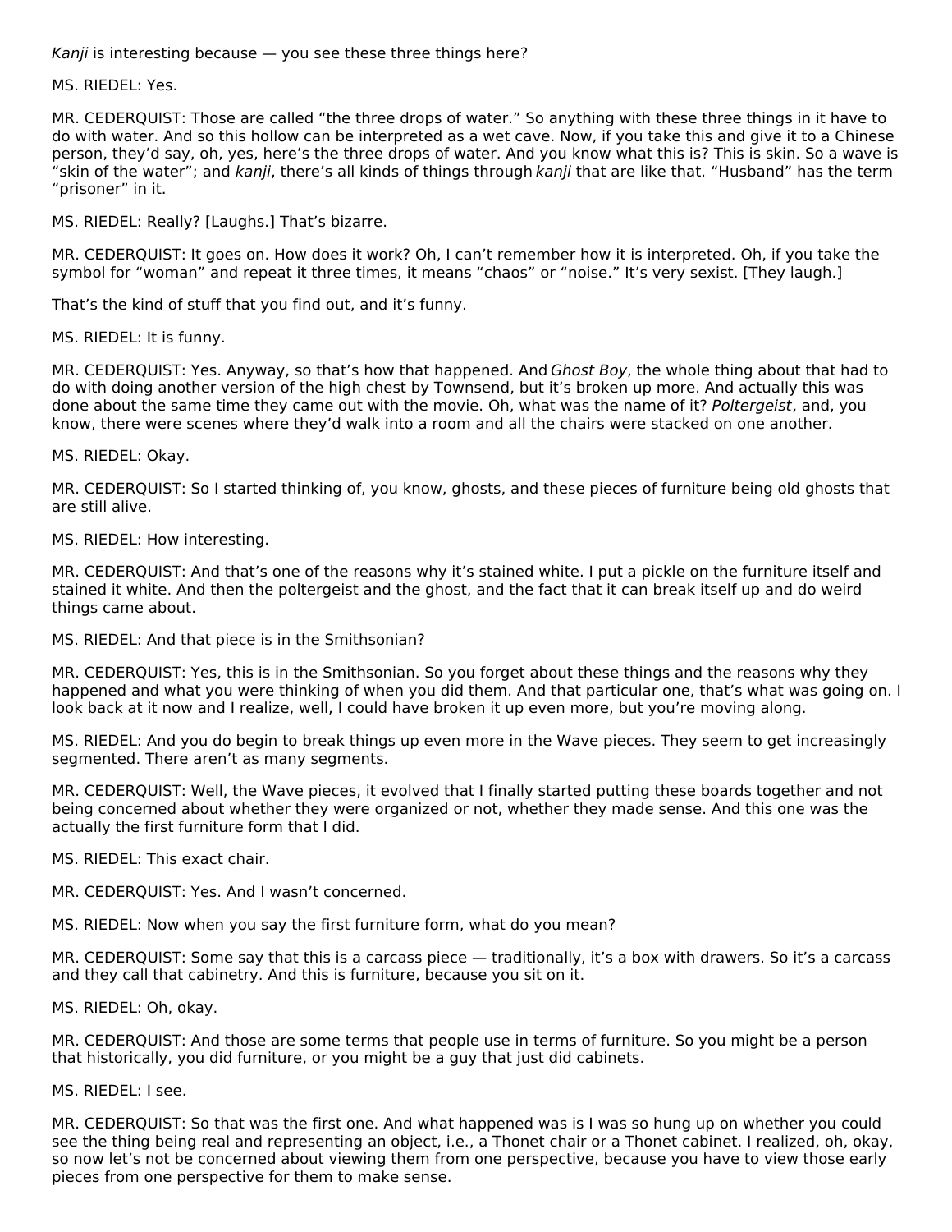*Kanji* is interesting because — you see these three things here?

MS. RIEDEL: Yes.

MR. CEDERQUIST: Those are called "the three drops of water." So anything with these three things in it have to do with water. And so this hollow can be interpreted as a wet cave. Now, if you take this and give it to a Chinese person, they'd say, oh, yes, here's the three drops of water. And you know what this is? This is skin. So a wave is "skin of the water"; and *kanji*, there's all kinds of things through *kanji* that are like that. "Husband" has the term "prisoner" in it.

MS. RIEDEL: Really? [Laughs.] That's bizarre.

MR. CEDERQUIST: It goes on. How does it work? Oh, I can't remember how it is interpreted. Oh, if you take the symbol for "woman" and repeat it three times, it means "chaos" or "noise." It's very sexist. [They laugh.]

That's the kind of stuff that you find out, and it's funny.

MS. RIEDEL: It is funny.

MR. CEDERQUIST: Yes. Anyway, so that's how that happened. And *Ghost Boy*, the whole thing about that had to do with doing another version of the high chest by Townsend, but it's broken up more. And actually this was done about the same time they came out with the movie. Oh, what was the name of it? *Poltergeist*, and, you know, there were scenes where they'd walk into a room and all the chairs were stacked on one another.

MS. RIEDEL: Okay.

MR. CEDERQUIST: So I started thinking of, you know, ghosts, and these pieces of furniture being old ghosts that are still alive.

MS. RIEDEL: How interesting.

MR. CEDERQUIST: And that's one of the reasons why it's stained white. I put a pickle on the furniture itself and stained it white. And then the poltergeist and the ghost, and the fact that it can break itself up and do weird things came about.

MS. RIEDEL: And that piece is in the Smithsonian?

MR. CEDERQUIST: Yes, this is in the Smithsonian. So you forget about these things and the reasons why they happened and what you were thinking of when you did them. And that particular one, that's what was going on. I look back at it now and I realize, well, I could have broken it up even more, but you're moving along.

MS. RIEDEL: And you do begin to break things up even more in the Wave pieces. They seem to get increasingly segmented. There aren't as many segments.

MR. CEDERQUIST: Well, the Wave pieces, it evolved that I finally started putting these boards together and not being concerned about whether they were organized or not, whether they made sense. And this one was the actually the first furniture form that I did.

MS. RIEDEL: This exact chair.

MR. CEDERQUIST: Yes. And I wasn't concerned.

MS. RIEDEL: Now when you say the first furniture form, what do you mean?

MR. CEDERQUIST: Some say that this is a carcass piece — traditionally, it's a box with drawers. So it's a carcass and they call that cabinetry. And this is furniture, because you sit on it.

MS. RIEDEL: Oh, okay.

MR. CEDERQUIST: And those are some terms that people use in terms of furniture. So you might be a person that historically, you did furniture, or you might be a guy that just did cabinets.

MS. RIEDEL: I see.

MR. CEDERQUIST: So that was the first one. And what happened was is I was so hung up on whether you could see the thing being real and representing an object, i.e., a Thonet chair or a Thonet cabinet. I realized, oh, okay, so now let's not be concerned about viewing them from one perspective, because you have to view those early pieces from one perspective for them to make sense.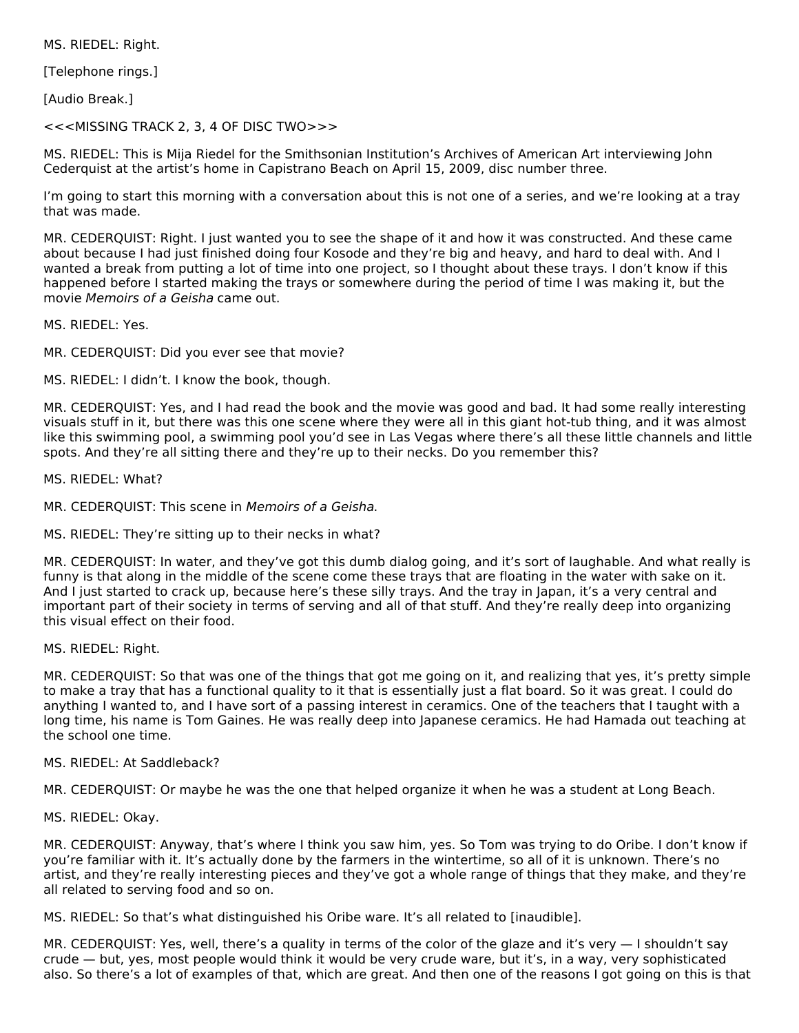MS. RIEDEL: Right.

[Telephone rings.]

[Audio Break.]

<<<MISSING TRACK 2, 3, 4 OF DISC TWO>>>

MS. RIEDEL: This is Mija Riedel for the Smithsonian Institution's Archives of American Art interviewing John Cederquist at the artist's home in Capistrano Beach on April 15, 2009, disc number three.

I'm going to start this morning with a conversation about this is not one of a series, and we're looking at a tray that was made.

MR. CEDERQUIST: Right. I just wanted you to see the shape of it and how it was constructed. And these came about because I had just finished doing four Kosode and they're big and heavy, and hard to deal with. And I wanted a break from putting a lot of time into one project, so I thought about these trays. I don't know if this happened before I started making the trays or somewhere during the period of time I was making it, but the movie *Memoirs of a Geisha* came out.

MS. RIEDEL: Yes.

MR. CEDERQUIST: Did you ever see that movie?

MS. RIEDEL: I didn't. I know the book, though.

MR. CEDERQUIST: Yes, and I had read the book and the movie was good and bad. It had some really interesting visuals stuff in it, but there was this one scene where they were all in this giant hot-tub thing, and it was almost like this swimming pool, a swimming pool you'd see in Las Vegas where there's all these little channels and little spots. And they're all sitting there and they're up to their necks. Do you remember this?

MS. RIEDEL: What?

MR. CEDERQUIST: This scene in *Memoirs of a Geisha*.

MS. RIEDEL: They're sitting up to their necks in what?

MR. CEDERQUIST: In water, and they've got this dumb dialog going, and it's sort of laughable. And what really is funny is that along in the middle of the scene come these trays that are floating in the water with sake on it. And I just started to crack up, because here's these silly trays. And the tray in Japan, it's a very central and important part of their society in terms of serving and all of that stuff. And they're really deep into organizing this visual effect on their food.

MS. RIEDEL: Right.

MR. CEDERQUIST: So that was one of the things that got me going on it, and realizing that yes, it's pretty simple to make a tray that has a functional quality to it that is essentially just a flat board. So it was great. I could do anything I wanted to, and I have sort of a passing interest in ceramics. One of the teachers that I taught with a long time, his name is Tom Gaines. He was really deep into Japanese ceramics. He had Hamada out teaching at the school one time.

MS. RIEDEL: At Saddleback?

MR. CEDERQUIST: Or maybe he was the one that helped organize it when he was a student at Long Beach.

MS. RIEDEL: Okay.

MR. CEDERQUIST: Anyway, that's where I think you saw him, yes. So Tom was trying to do Oribe. I don't know if you're familiar with it. It's actually done by the farmers in the wintertime, so all of it is unknown. There's no artist, and they're really interesting pieces and they've got a whole range of things that they make, and they're all related to serving food and so on.

MS. RIEDEL: So that's what distinguished his Oribe ware. It's all related to [inaudible].

MR. CEDERQUIST: Yes, well, there's a quality in terms of the color of the glaze and it's very — I shouldn't say crude — but, yes, most people would think it would be very crude ware, but it's, in a way, very sophisticated also. So there's a lot of examples of that, which are great. And then one of the reasons I got going on this is that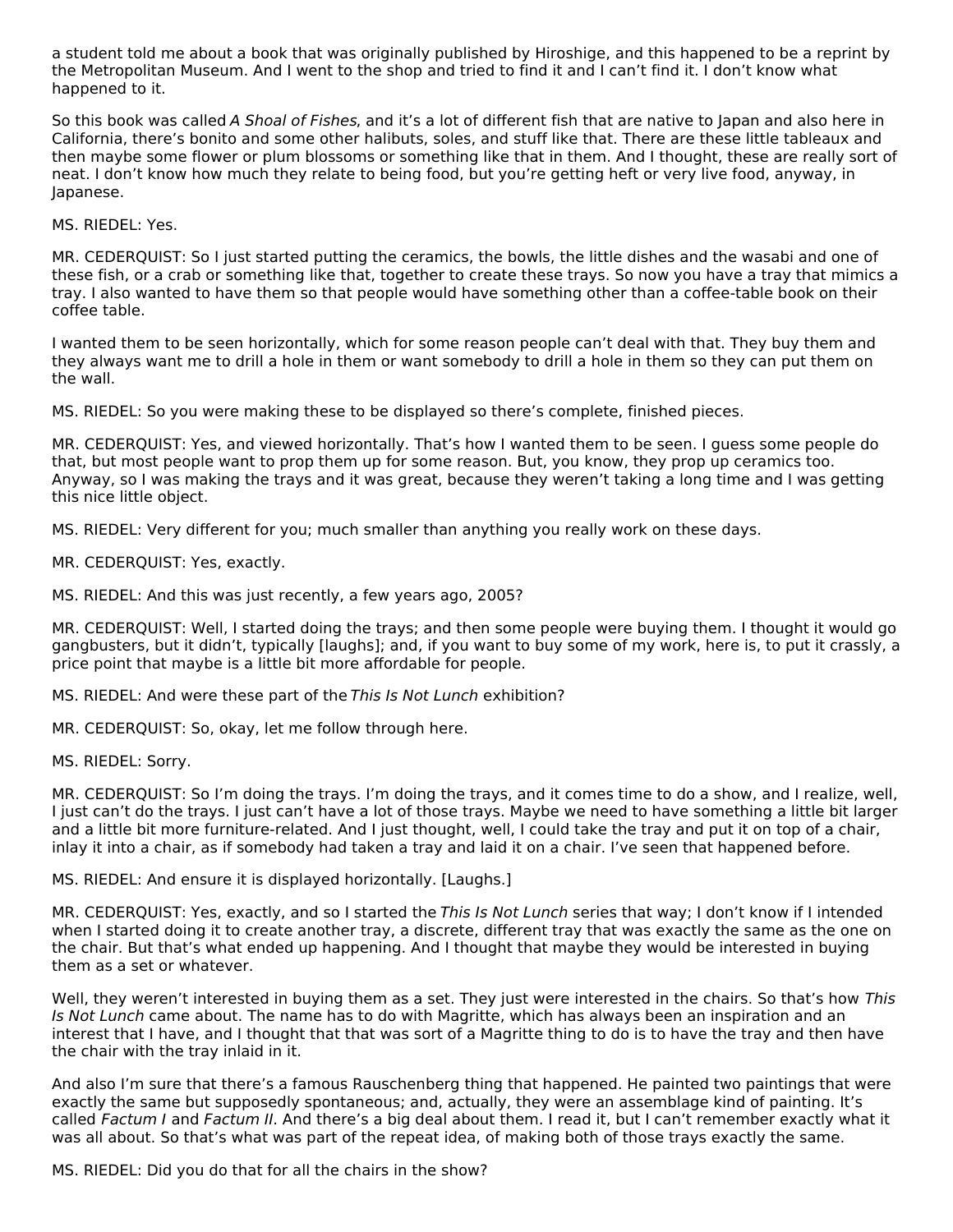a student told me about a book that was originally published by Hiroshige, and this happened to be a reprint by the Metropolitan Museum. And I went to the shop and tried to find it and I can't find it. I don't know what happened to it.

So this book was called *A Shoal of Fishes*, and it's a lot of different fish that are native to Japan and also here in California, there's bonito and some other halibuts, soles, and stuff like that. There are these little tableaux and then maybe some flower or plum blossoms or something like that in them. And I thought, these are really sort of neat. I don't know how much they relate to being food, but you're getting heft or very live food, anyway, in Japanese.

MS. RIEDEL: Yes.

MR. CEDERQUIST: So I just started putting the ceramics, the bowls, the little dishes and the wasabi and one of these fish, or a crab or something like that, together to create these trays. So now you have a tray that mimics a tray. I also wanted to have them so that people would have something other than a coffee-table book on their coffee table.

I wanted them to be seen horizontally, which for some reason people can't deal with that. They buy them and they always want me to drill a hole in them or want somebody to drill a hole in them so they can put them on the wall.

MS. RIEDEL: So you were making these to be displayed so there's complete, finished pieces.

MR. CEDERQUIST: Yes, and viewed horizontally. That's how I wanted them to be seen. I guess some people do that, but most people want to prop them up for some reason. But, you know, they prop up ceramics too. Anyway, so I was making the trays and it was great, because they weren't taking a long time and I was getting this nice little object.

MS. RIEDEL: Very different for you; much smaller than anything you really work on these days.

MR. CEDERQUIST: Yes, exactly.

MS. RIEDEL: And this was just recently, a few years ago, 2005?

MR. CEDERQUIST: Well, I started doing the trays; and then some people were buying them. I thought it would go gangbusters, but it didn't, typically [laughs]; and, if you want to buy some of my work, here is, to put it crassly, a price point that maybe is a little bit more affordable for people.

MS. RIEDEL: And were these part of the *This Is Not Lunch* exhibition?

MR. CEDERQUIST: So, okay, let me follow through here.

MS. RIEDEL: Sorry.

MR. CEDERQUIST: So I'm doing the trays. I'm doing the trays, and it comes time to do a show, and I realize, well, I just can't do the trays. I just can't have a lot of those trays. Maybe we need to have something a little bit larger and a little bit more furniture-related. And I just thought, well, I could take the tray and put it on top of a chair, inlay it into a chair, as if somebody had taken a tray and laid it on a chair. I've seen that happened before.

MS. RIEDEL: And ensure it is displayed horizontally. [Laughs.]

MR. CEDERQUIST: Yes, exactly, and so I started the *This Is Not Lunch* series that way; I don't know if I intended when I started doing it to create another tray, a discrete, different tray that was exactly the same as the one on the chair. But that's what ended up happening. And I thought that maybe they would be interested in buying them as a set or whatever.

Well, they weren't interested in buying them as a set. They just were interested in the chairs. So that's how *This Is Not Lunch* came about. The name has to do with Magritte, which has always been an inspiration and an interest that I have, and I thought that that was sort of a Magritte thing to do is to have the tray and then have the chair with the tray inlaid in it.

And also I'm sure that there's a famous Rauschenberg thing that happened. He painted two paintings that were exactly the same but supposedly spontaneous; and, actually, they were an assemblage kind of painting. It's called *Factum I* and *Factum II*. And there's a big deal about them. I read it, but I can't remember exactly what it was all about. So that's what was part of the repeat idea, of making both of those trays exactly the same.

MS. RIEDEL: Did you do that for all the chairs in the show?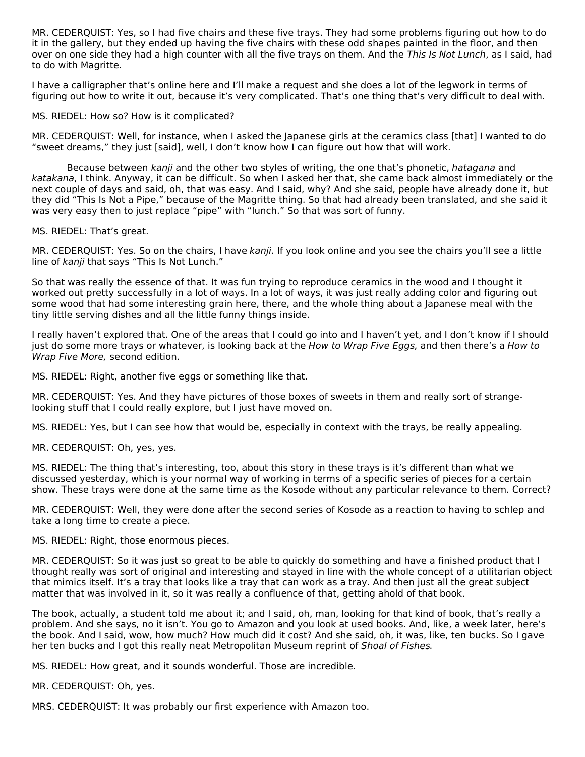MR. CEDERQUIST: Yes, so I had five chairs and these five trays. They had some problems figuring out how to do it in the gallery, but they ended up having the five chairs with these odd shapes painted in the floor, and then over on one side they had a high counter with all the five trays on them. And the *This Is Not Lunch*, as I said, had to do with Magritte.

I have a calligrapher that's online here and I'll make a request and she does a lot of the legwork in terms of figuring out how to write it out, because it's very complicated. That's one thing that's very difficult to deal with.

MS. RIEDEL: How so? How is it complicated?

MR. CEDERQUIST: Well, for instance, when I asked the Japanese girls at the ceramics class [that] I wanted to do "sweet dreams," they just [said], well, I don't know how I can figure out how that will work.

Because between *kanji* and the other two styles of writing, the one that's phonetic, *hatagana* and *katakana*, I think. Anyway, it can be difficult. So when I asked her that, she came back almost immediately or the next couple of days and said, oh, that was easy. And I said, why? And she said, people have already done it, but they did "This Is Not a Pipe," because of the Magritte thing. So that had already been translated, and she said it was very easy then to just replace "pipe" with "lunch." So that was sort of funny.

MS. RIEDEL: That's great.

MR. CEDERQUIST: Yes. So on the chairs, I have *kanji.* If you look online and you see the chairs you'll see a little line of *kanji* that says "This Is Not Lunch."

So that was really the essence of that. It was fun trying to reproduce ceramics in the wood and I thought it worked out pretty successfully in a lot of ways. In a lot of ways, it was just really adding color and figuring out some wood that had some interesting grain here, there, and the whole thing about a Japanese meal with the tiny little serving dishes and all the little funny things inside.

I really haven't explored that. One of the areas that I could go into and I haven't yet, and I don't know if I should just do some more trays or whatever, is looking back at the *How to Wrap Five Eggs,* and then there's a *How to Wrap Five More,* second edition.

MS. RIEDEL: Right, another five eggs or something like that.

MR. CEDERQUIST: Yes. And they have pictures of those boxes of sweets in them and really sort of strange-looking stuff that I could really explore, but I just have moved on.

MS. RIEDEL: Yes, but I can see how that would be, especially in context with the trays, be really appealing.

MR. CEDERQUIST: Oh, yes, yes.

MS. RIEDEL: The thing that's interesting, too, about this story in these trays is it's different than what we discussed yesterday, which is your normal way of working in terms of a specific series of pieces for a certain show. These trays were done at the same time as the Kosode without any particular relevance to them. Correct?

MR. CEDERQUIST: Well, they were done after the second series of Kosode as a reaction to having to schlep and take a long time to create a piece.

MS. RIEDEL: Right, those enormous pieces.

MR. CEDERQUIST: So it was just so great to be able to quickly do something and have a finished product that I thought really was sort of original and interesting and stayed in line with the whole concept of a utilitarian object that mimics itself. It's a tray that looks like a tray that can work as a tray. And then just all the great subject matter that was involved in it, so it was really a confluence of that, getting ahold of that book.

The book, actually, a student told me about it; and I said, oh, man, looking for that kind of book, that's really a problem. And she says, no it isn't. You go to Amazon and you look at used books. And, like, a week later, here's the book. And I said, wow, how much? How much did it cost? And she said, oh, it was, like, ten bucks. So I gave her ten bucks and I got this really neat Metropolitan Museum reprint of *Shoal of Fishes*.

MS. RIEDEL: How great, and it sounds wonderful. Those are incredible.

MR. CEDERQUIST: Oh, yes.

MRS. CEDERQUIST: It was probably our first experience with Amazon too.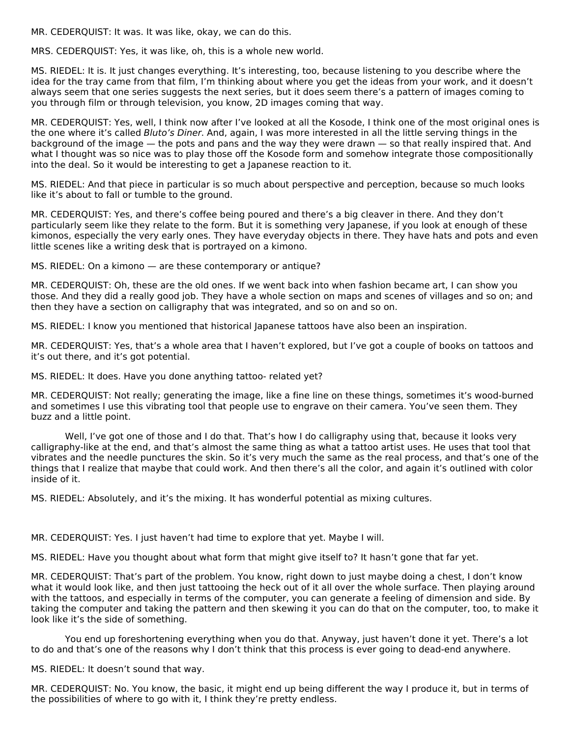MR. CEDERQUIST: It was. It was like, okay, we can do this.

MRS. CEDERQUIST: Yes, it was like, oh, this is a whole new world.

MS. RIEDEL: It is. It just changes everything. It's interesting, too, because listening to you describe where the idea for the tray came from that film, I'm thinking about where you get the ideas from your work, and it doesn't always seem that one series suggests the next series, but it does seem there's a pattern of images coming to you through film or through television, you know, 2D images coming that way.

MR. CEDERQUIST: Yes, well, I think now after I've looked at all the Kosode, I think one of the most original ones is the one where it's called *Bluto's Diner*. And, again, I was more interested in all the little serving things in the background of the image — the pots and pans and the way they were drawn — so that really inspired that. And what I thought was so nice was to play those off the Kosode form and somehow integrate those compositionally into the deal. So it would be interesting to get a Japanese reaction to it.

MS. RIEDEL: And that piece in particular is so much about perspective and perception, because so much looks like it's about to fall or tumble to the ground.

MR. CEDERQUIST: Yes, and there's coffee being poured and there's a big cleaver in there. And they don't particularly seem like they relate to the form. But it is something very Japanese, if you look at enough of these kimonos, especially the very early ones. They have everyday objects in there. They have hats and pots and even little scenes like a writing desk that is portrayed on a kimono.

MS. RIEDEL: On a kimono — are these contemporary or antique?

MR. CEDERQUIST: Oh, these are the old ones. If we went back into when fashion became art, I can show you those. And they did a really good job. They have a whole section on maps and scenes of villages and so on; and then they have a section on calligraphy that was integrated, and so on and so on.

MS. RIEDEL: I know you mentioned that historical Japanese tattoos have also been an inspiration.

MR. CEDERQUIST: Yes, that's a whole area that I haven't explored, but I've got a couple of books on tattoos and it's out there, and it's got potential.

MS. RIEDEL: It does. Have you done anything tattoo- related yet?

MR. CEDERQUIST: Not really; generating the image, like a fine line on these things, sometimes it's wood-burned and sometimes I use this vibrating tool that people use to engrave on their camera. You've seen them. They buzz and a little point.

Well, I've got one of those and I do that. That's how I do calligraphy using that, because it looks very calligraphy-like at the end, and that's almost the same thing as what a tattoo artist uses. He uses that tool that vibrates and the needle punctures the skin. So it's very much the same as the real process, and that's one of the things that I realize that maybe that could work. And then there's all the color, and again it's outlined with color inside of it.

MS. RIEDEL: Absolutely, and it's the mixing. It has wonderful potential as mixing cultures.

MR. CEDERQUIST: Yes. I just haven't had time to explore that yet. Maybe I will.

MS. RIEDEL: Have you thought about what form that might give itself to? It hasn't gone that far yet.

MR. CEDERQUIST: That's part of the problem. You know, right down to just maybe doing a chest, I don't know what it would look like, and then just tattooing the heck out of it all over the whole surface. Then playing around with the tattoos, and especially in terms of the computer, you can generate a feeling of dimension and side. By taking the computer and taking the pattern and then skewing it you can do that on the computer, too, to make it look like it's the side of something.

You end up foreshortening everything when you do that. Anyway, just haven't done it yet. There's a lot to do and that's one of the reasons why I don't think that this process is ever going to dead-end anywhere.

MS. RIEDEL: It doesn't sound that way.

MR. CEDERQUIST: No. You know, the basic, it might end up being different the way I produce it, but in terms of the possibilities of where to go with it, I think they're pretty endless.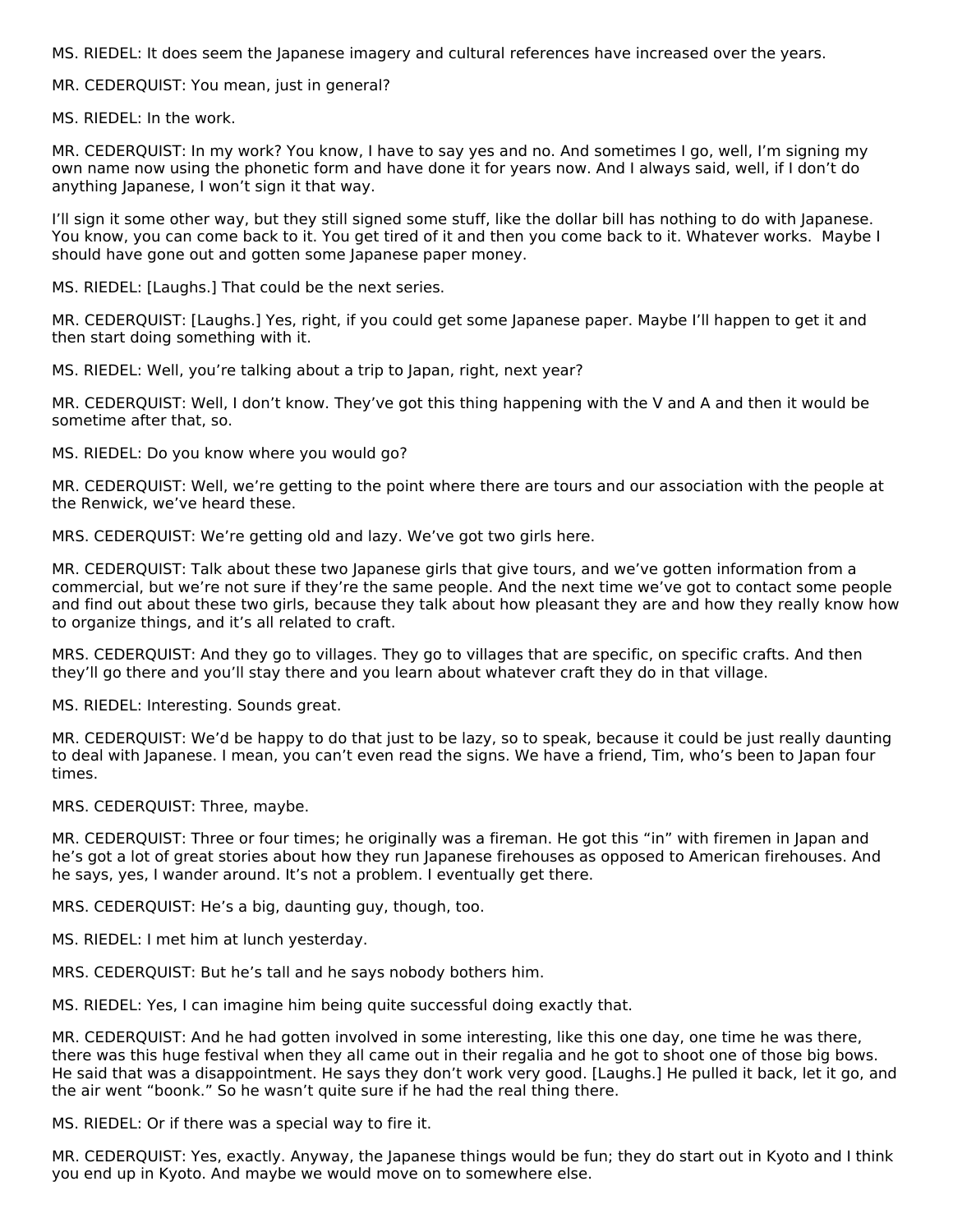MS. RIEDEL: It does seem the Japanese imagery and cultural references have increased over the years.

MR. CEDERQUIST: You mean, just in general?

MS. RIEDEL: In the work.

MR. CEDERQUIST: In my work? You know, I have to say yes and no. And sometimes I go, well, I'm signing my own name now using the phonetic form and have done it for years now. And I always said, well, if I don't do anything Japanese, I won't sign it that way.

I'll sign it some other way, but they still signed some stuff, like the dollar bill has nothing to do with Japanese. You know, you can come back to it. You get tired of it and then you come back to it. Whatever works.  Maybe I should have gone out and gotten some Japanese paper money.

MS. RIEDEL: [Laughs.] That could be the next series.

MR. CEDERQUIST: [Laughs.] Yes, right, if you could get some Japanese paper. Maybe I'll happen to get it and then start doing something with it.

MS. RIEDEL: Well, you're talking about a trip to Japan, right, next year?

MR. CEDERQUIST: Well, I don't know. They've got this thing happening with the V and A and then it would be sometime after that, so.

MS. RIEDEL: Do you know where you would go?

MR. CEDERQUIST: Well, we're getting to the point where there are tours and our association with the people at the Renwick, we've heard these.

MRS. CEDERQUIST: We're getting old and lazy. We've got two girls here.

MR. CEDERQUIST: Talk about these two Japanese girls that give tours, and we've gotten information from a commercial, but we're not sure if they're the same people. And the next time we've got to contact some people and find out about these two girls, because they talk about how pleasant they are and how they really know how to organize things, and it's all related to craft.

MRS. CEDERQUIST: And they go to villages. They go to villages that are specific, on specific crafts. And then they'll go there and you'll stay there and you learn about whatever craft they do in that village.

MS. RIEDEL: Interesting. Sounds great.

MR. CEDERQUIST: We'd be happy to do that just to be lazy, so to speak, because it could be just really daunting to deal with Japanese. I mean, you can't even read the signs. We have a friend, Tim, who's been to Japan four times.

MRS. CEDERQUIST: Three, maybe.

MR. CEDERQUIST: Three or four times; he originally was a fireman. He got this "in" with firemen in Japan and he's got a lot of great stories about how they run Japanese firehouses as opposed to American firehouses. And he says, yes, I wander around. It's not a problem. I eventually get there.

MRS. CEDERQUIST: He's a big, daunting guy, though, too.

MS. RIEDEL: I met him at lunch yesterday.

MRS. CEDERQUIST: But he's tall and he says nobody bothers him.

MS. RIEDEL: Yes, I can imagine him being quite successful doing exactly that.

MR. CEDERQUIST: And he had gotten involved in some interesting, like this one day, one time he was there, there was this huge festival when they all came out in their regalia and he got to shoot one of those big bows. He said that was a disappointment. He says they don't work very good. [Laughs.] He pulled it back, let it go, and the air went "boonk." So he wasn't quite sure if he had the real thing there.

MS. RIEDEL: Or if there was a special way to fire it.

MR. CEDERQUIST: Yes, exactly. Anyway, the Japanese things would be fun; they do start out in Kyoto and I think you end up in Kyoto. And maybe we would move on to somewhere else.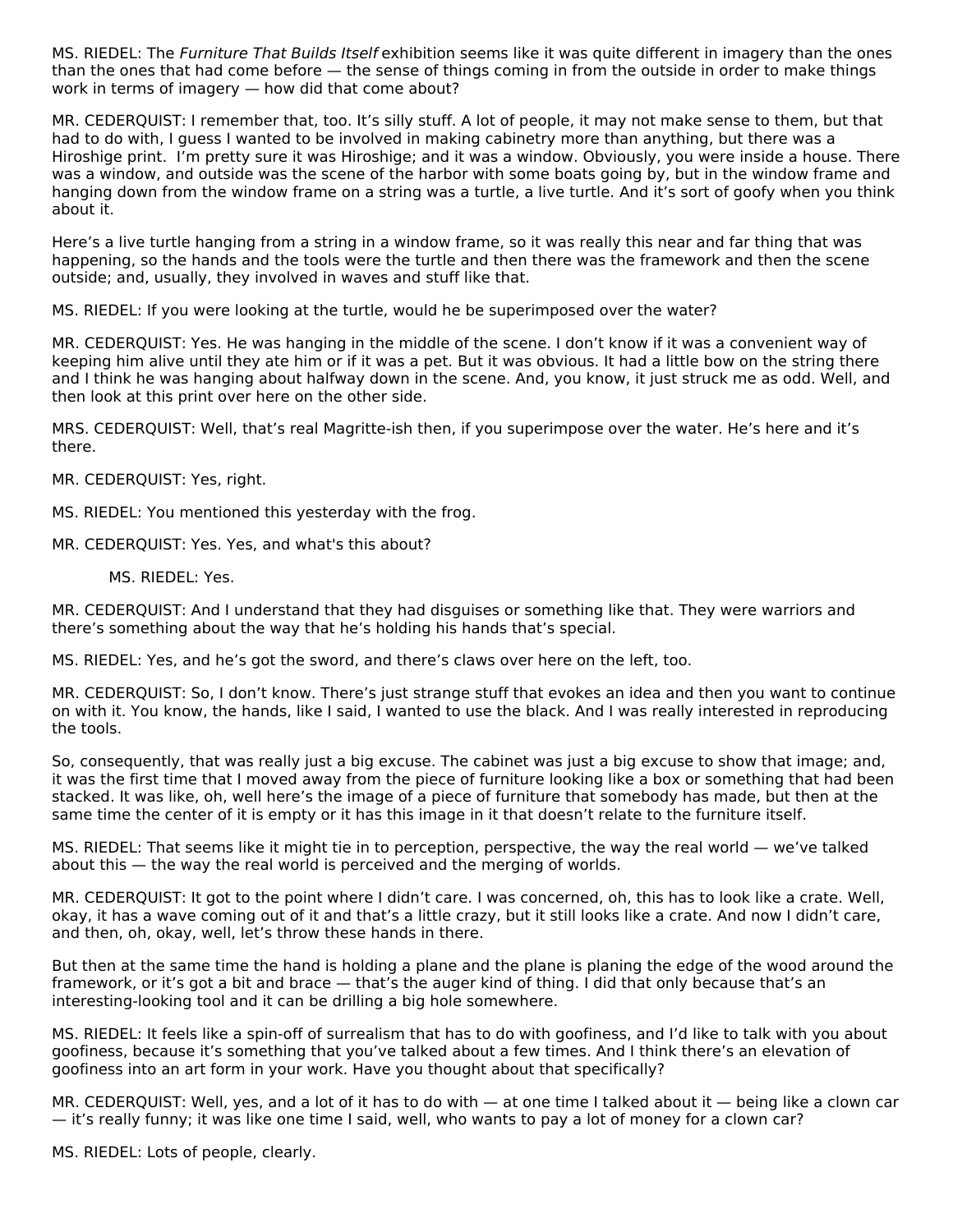MS. RIEDEL: The *Furniture That Builds Itself* exhibition seems like it was quite different in imagery than the ones than the ones that had come before — the sense of things coming in from the outside in order to make things work in terms of imagery — how did that come about?

MR. CEDERQUIST: I remember that, too. It's silly stuff. A lot of people, it may not make sense to them, but that had to do with, I guess I wanted to be involved in making cabinetry more than anything, but there was a Hiroshige print.  I'm pretty sure it was Hiroshige; and it was a window. Obviously, you were inside a house. There was a window, and outside was the scene of the harbor with some boats going by, but in the window frame and hanging down from the window frame on a string was a turtle, a live turtle. And it's sort of goofy when you think about it.

Here's a live turtle hanging from a string in a window frame, so it was really this near and far thing that was happening, so the hands and the tools were the turtle and then there was the framework and then the scene outside; and, usually, they involved in waves and stuff like that.

MS. RIEDEL: If you were looking at the turtle, would he be superimposed over the water?

MR. CEDERQUIST: Yes. He was hanging in the middle of the scene. I don't know if it was a convenient way of keeping him alive until they ate him or if it was a pet. But it was obvious. It had a little bow on the string there and I think he was hanging about halfway down in the scene. And, you know, it just struck me as odd. Well, and then look at this print over here on the other side.

MRS. CEDERQUIST: Well, that's real Magritte-ish then, if you superimpose over the water. He's here and it's there.

MR. CEDERQUIST: Yes, right.

MS. RIEDEL: You mentioned this yesterday with the frog.

MR. CEDERQUIST: Yes. Yes, and what's this about?

MS. RIEDEL: Yes.

MR. CEDERQUIST: And I understand that they had disguises or something like that. They were warriors and there's something about the way that he's holding his hands that's special.

MS. RIEDEL: Yes, and he's got the sword, and there's claws over here on the left, too.

MR. CEDERQUIST: So, I don't know. There's just strange stuff that evokes an idea and then you want to continue on with it. You know, the hands, like I said, I wanted to use the black. And I was really interested in reproducing the tools.

So, consequently, that was really just a big excuse. The cabinet was just a big excuse to show that image; and, it was the first time that I moved away from the piece of furniture looking like a box or something that had been stacked. It was like, oh, well here's the image of a piece of furniture that somebody has made, but then at the same time the center of it is empty or it has this image in it that doesn't relate to the furniture itself.

MS. RIEDEL: That seems like it might tie in to perception, perspective, the way the real world — we've talked about this — the way the real world is perceived and the merging of worlds.

MR. CEDERQUIST: It got to the point where I didn't care. I was concerned, oh, this has to look like a crate. Well, okay, it has a wave coming out of it and that's a little crazy, but it still looks like a crate. And now I didn't care, and then, oh, okay, well, let's throw these hands in there.

But then at the same time the hand is holding a plane and the plane is planing the edge of the wood around the framework, or it's got a bit and brace — that's the auger kind of thing. I did that only because that's an interesting-looking tool and it can be drilling a big hole somewhere.

MS. RIEDEL: It feels like a spin-off of surrealism that has to do with goofiness, and I'd like to talk with you about goofiness, because it's something that you've talked about a few times. And I think there's an elevation of goofiness into an art form in your work. Have you thought about that specifically?

MR. CEDERQUIST: Well, yes, and a lot of it has to do with — at one time I talked about it — being like a clown car — it's really funny; it was like one time I said, well, who wants to pay a lot of money for a clown car?

MS. RIEDEL: Lots of people, clearly.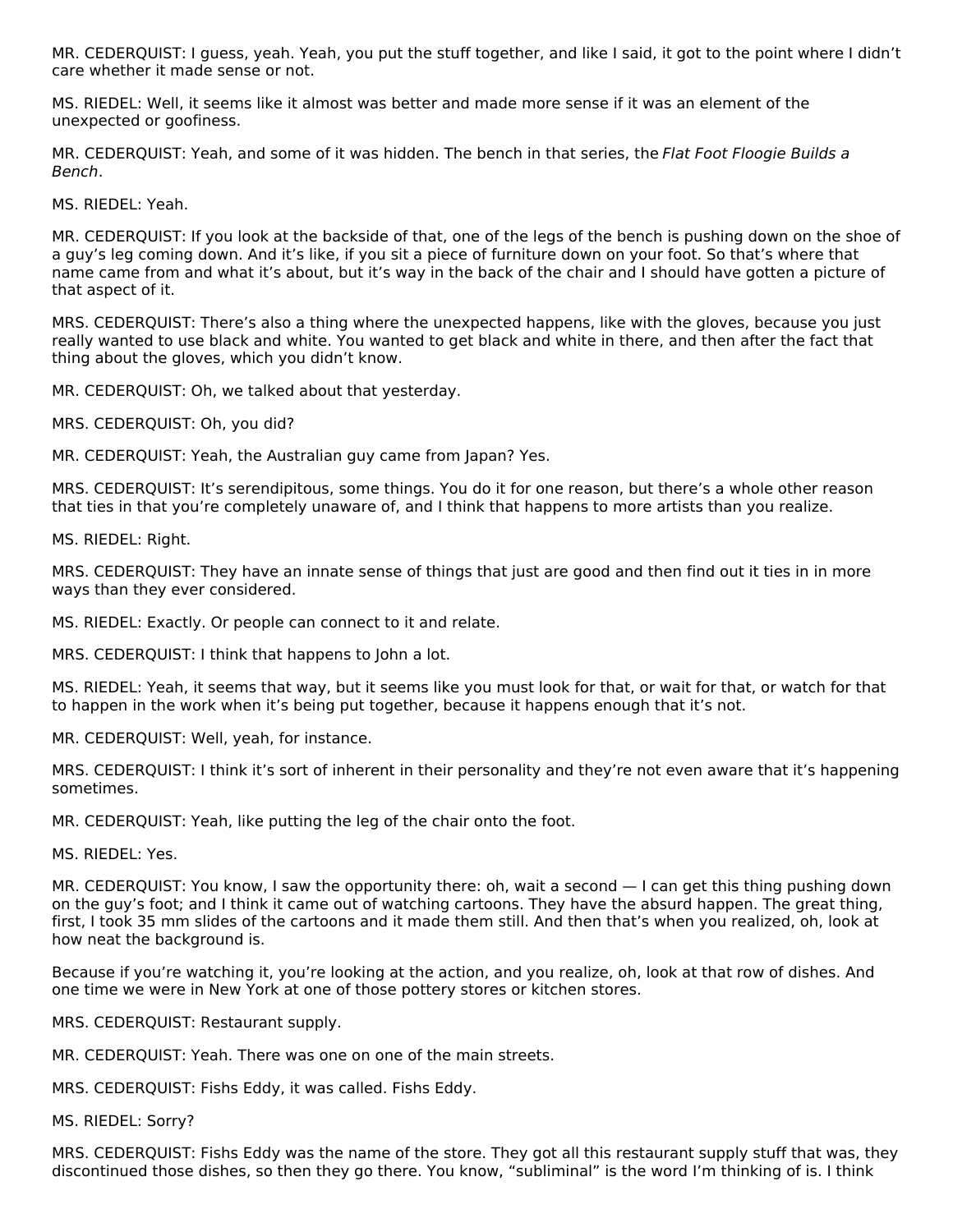MR. CEDERQUIST: I guess, yeah. Yeah, you put the stuff together, and like I said, it got to the point where I didn't care whether it made sense or not.

MS. RIEDEL: Well, it seems like it almost was better and made more sense if it was an element of the unexpected or goofiness.

MR. CEDERQUIST: Yeah, and some of it was hidden. The bench in that series, the *Flat Foot Floogie Builds a Bench*.

MS. RIEDEL: Yeah.

MR. CEDERQUIST: If you look at the backside of that, one of the legs of the bench is pushing down on the shoe of a guy's leg coming down. And it's like, if you sit a piece of furniture down on your foot. So that's where that name came from and what it's about, but it's way in the back of the chair and I should have gotten a picture of that aspect of it.

MRS. CEDERQUIST: There's also a thing where the unexpected happens, like with the gloves, because you just really wanted to use black and white. You wanted to get black and white in there, and then after the fact that thing about the gloves, which you didn't know.

MR. CEDERQUIST: Oh, we talked about that yesterday.

MRS. CEDERQUIST: Oh, you did?

MR. CEDERQUIST: Yeah, the Australian guy came from Japan? Yes.

MRS. CEDERQUIST: It's serendipitous, some things. You do it for one reason, but there's a whole other reason that ties in that you're completely unaware of, and I think that happens to more artists than you realize.

MS. RIEDEL: Right.

MRS. CEDERQUIST: They have an innate sense of things that just are good and then find out it ties in in more ways than they ever considered.

MS. RIEDEL: Exactly. Or people can connect to it and relate.

MRS. CEDERQUIST: I think that happens to John a lot.

MS. RIEDEL: Yeah, it seems that way, but it seems like you must look for that, or wait for that, or watch for that to happen in the work when it's being put together, because it happens enough that it's not.

MR. CEDERQUIST: Well, yeah, for instance.

MRS. CEDERQUIST: I think it's sort of inherent in their personality and they're not even aware that it's happening sometimes.

MR. CEDERQUIST: Yeah, like putting the leg of the chair onto the foot.

MS. RIEDEL: Yes.

MR. CEDERQUIST: You know, I saw the opportunity there: oh, wait a second — I can get this thing pushing down on the guy's foot; and I think it came out of watching cartoons. They have the absurd happen. The great thing, first, I took 35 mm slides of the cartoons and it made them still. And then that's when you realized, oh, look at how neat the background is.

Because if you're watching it, you're looking at the action, and you realize, oh, look at that row of dishes. And one time we were in New York at one of those pottery stores or kitchen stores.

MRS. CEDERQUIST: Restaurant supply.

MR. CEDERQUIST: Yeah. There was one on one of the main streets.

MRS. CEDERQUIST: Fishs Eddy, it was called. Fishs Eddy.

MS. RIEDEL: Sorry?

MRS. CEDERQUIST: Fishs Eddy was the name of the store. They got all this restaurant supply stuff that was, they discontinued those dishes, so then they go there. You know, "subliminal" is the word I'm thinking of is. I think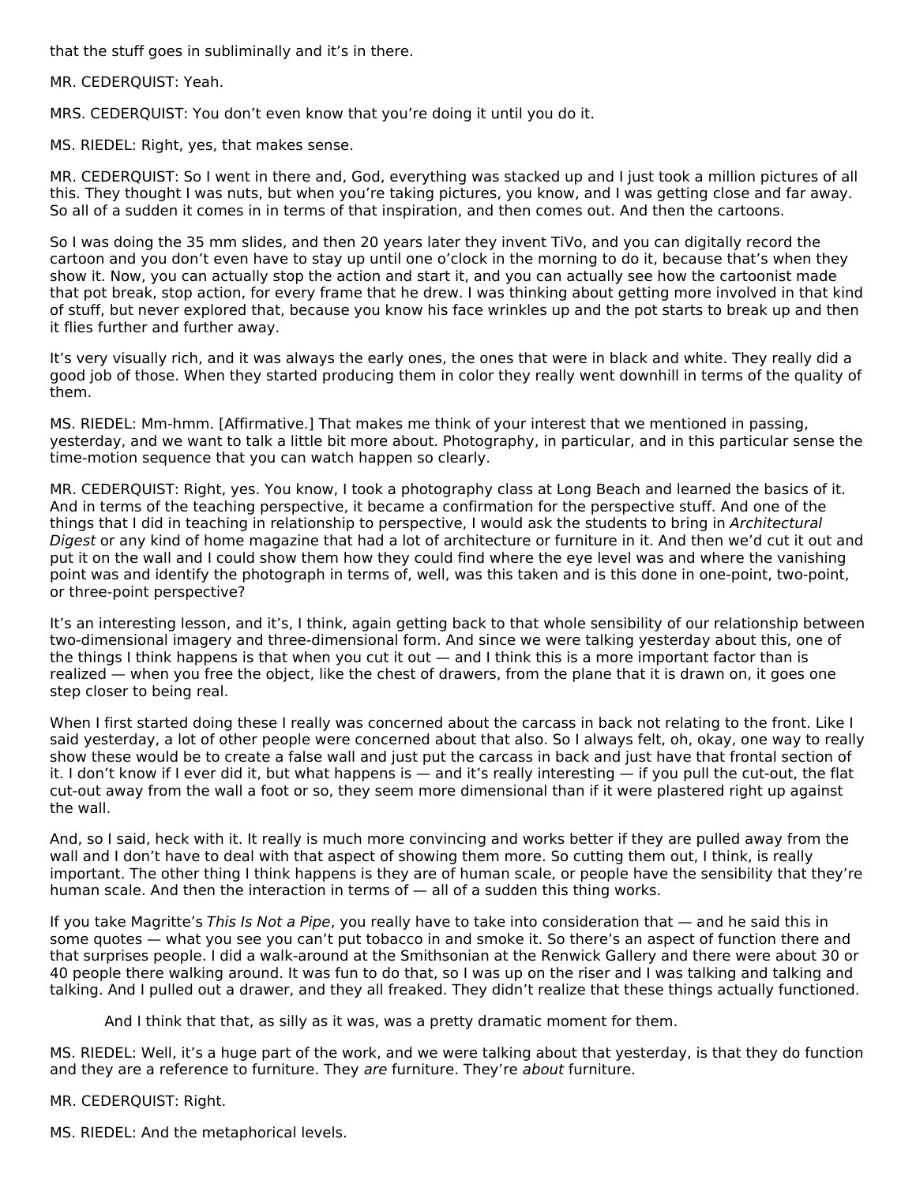that the stuff goes in subliminally and it's in there.

MR. CEDERQUIST: Yeah.

MRS. CEDERQUIST: You don't even know that you're doing it until you do it.

MS. RIEDEL: Right, yes, that makes sense.

MR. CEDERQUIST: So I went in there and, God, everything was stacked up and I just took a million pictures of all this. They thought I was nuts, but when you're taking pictures, you know, and I was getting close and far away. So all of a sudden it comes in in terms of that inspiration, and then comes out. And then the cartoons.

So I was doing the 35 mm slides, and then 20 years later they invent TiVo, and you can digitally record the cartoon and you don't even have to stay up until one o'clock in the morning to do it, because that's when they show it. Now, you can actually stop the action and start it, and you can actually see how the cartoonist made that pot break, stop action, for every frame that he drew. I was thinking about getting more involved in that kind of stuff, but never explored that, because you know his face wrinkles up and the pot starts to break up and then it flies further and further away.

It's very visually rich, and it was always the early ones, the ones that were in black and white. They really did a good job of those. When they started producing them in color they really went downhill in terms of the quality of them.

MS. RIEDEL: Mm-hmm. [Affirmative.] That makes me think of your interest that we mentioned in passing, yesterday, and we want to talk a little bit more about. Photography, in particular, and in this particular sense the time-motion sequence that you can watch happen so clearly.

MR. CEDERQUIST: Right, yes. You know, I took a photography class at Long Beach and learned the basics of it. And in terms of the teaching perspective, it became a confirmation for the perspective stuff. And one of the things that I did in teaching in relationship to perspective, I would ask the students to bring in *Architectural Digest* or any kind of home magazine that had a lot of architecture or furniture in it. And then we'd cut it out and put it on the wall and I could show them how they could find where the eye level was and where the vanishing point was and identify the photograph in terms of, well, was this taken and is this done in one-point, two-point, or three-point perspective?

It's an interesting lesson, and it's, I think, again getting back to that whole sensibility of our relationship between two-dimensional imagery and three-dimensional form. And since we were talking yesterday about this, one of the things I think happens is that when you cut it out — and I think this is a more important factor than is realized — when you free the object, like the chest of drawers, from the plane that it is drawn on, it goes one step closer to being real.

When I first started doing these I really was concerned about the carcass in back not relating to the front. Like I said yesterday, a lot of other people were concerned about that also. So I always felt, oh, okay, one way to really show these would be to create a false wall and just put the carcass in back and just have that frontal section of it. I don't know if I ever did it, but what happens is — and it's really interesting — if you pull the cut-out, the flat cut-out away from the wall a foot or so, they seem more dimensional than if it were plastered right up against the wall.

And, so I said, heck with it. It really is much more convincing and works better if they are pulled away from the wall and I don't have to deal with that aspect of showing them more. So cutting them out, I think, is really important. The other thing I think happens is they are of human scale, or people have the sensibility that they're human scale. And then the interaction in terms of — all of a sudden this thing works.

If you take Magritte's *This Is Not a Pipe*, you really have to take into consideration that — and he said this in some quotes — what you see you can't put tobacco in and smoke it. So there's an aspect of function there and that surprises people. I did a walk-around at the Smithsonian at the Renwick Gallery and there were about 30 or 40 people there walking around. It was fun to do that, so I was up on the riser and I was talking and talking and talking. And I pulled out a drawer, and they all freaked. They didn't realize that these things actually functioned.

And I think that that, as silly as it was, was a pretty dramatic moment for them.

MS. RIEDEL: Well, it's a huge part of the work, and we were talking about that yesterday, is that they do function and they are a reference to furniture. They *are* furniture. They're *about* furniture.

MR. CEDERQUIST: Right.

MS. RIEDEL: And the metaphorical levels.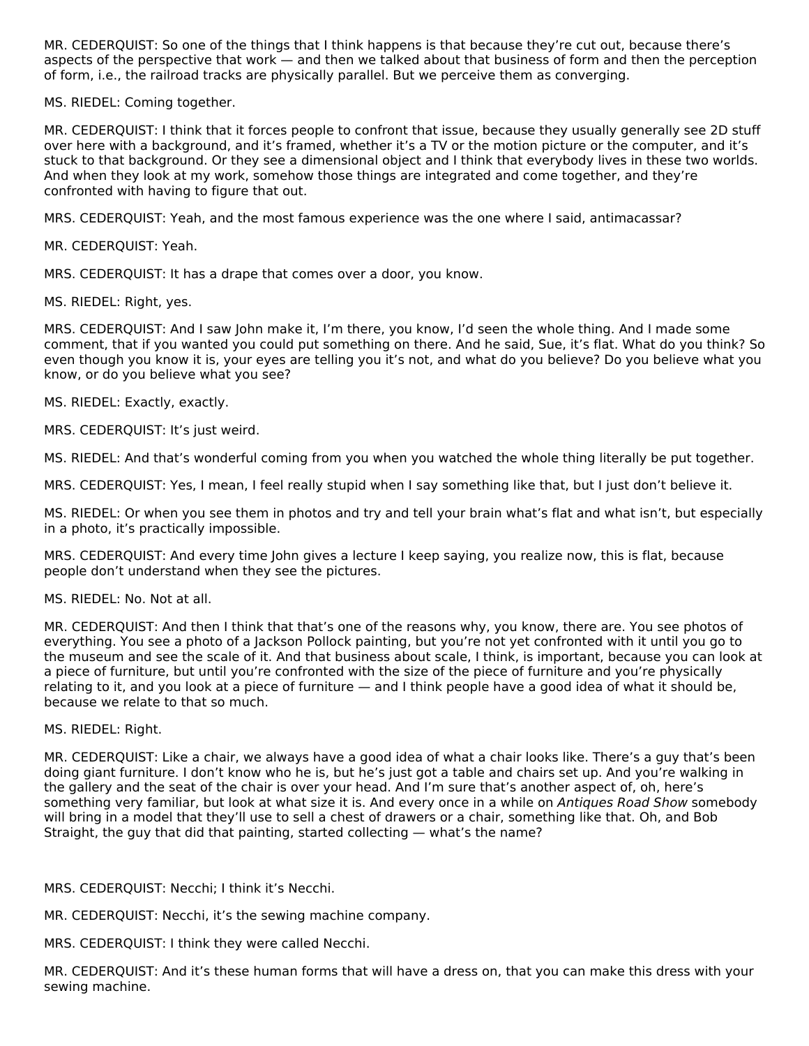MR. CEDERQUIST: So one of the things that I think happens is that because they're cut out, because there's aspects of the perspective that work — and then we talked about that business of form and then the perception of form, i.e., the railroad tracks are physically parallel. But we perceive them as converging.

MS. RIEDEL: Coming together.

MR. CEDERQUIST: I think that it forces people to confront that issue, because they usually generally see 2D stuff over here with a background, and it's framed, whether it's a TV or the motion picture or the computer, and it's stuck to that background. Or they see a dimensional object and I think that everybody lives in these two worlds. And when they look at my work, somehow those things are integrated and come together, and they're confronted with having to figure that out.

MRS. CEDERQUIST: Yeah, and the most famous experience was the one where I said, antimacassar?

MR. CEDERQUIST: Yeah.

MRS. CEDERQUIST: It has a drape that comes over a door, you know.

MS. RIEDEL: Right, yes.

MRS. CEDERQUIST: And I saw John make it, I'm there, you know, I'd seen the whole thing. And I made some comment, that if you wanted you could put something on there. And he said, Sue, it's flat. What do you think? So even though you know it is, your eyes are telling you it's not, and what do you believe? Do you believe what you know, or do you believe what you see?

MS. RIEDEL: Exactly, exactly.

MRS. CEDERQUIST: It's just weird.

MS. RIEDEL: And that's wonderful coming from you when you watched the whole thing literally be put together.

MRS. CEDERQUIST: Yes, I mean, I feel really stupid when I say something like that, but I just don't believe it.

MS. RIEDEL: Or when you see them in photos and try and tell your brain what's flat and what isn't, but especially in a photo, it's practically impossible.

MRS. CEDERQUIST: And every time John gives a lecture I keep saying, you realize now, this is flat, because people don't understand when they see the pictures.

MS. RIEDEL: No. Not at all.

MR. CEDERQUIST: And then I think that that's one of the reasons why, you know, there are. You see photos of everything. You see a photo of a Jackson Pollock painting, but you're not yet confronted with it until you go to the museum and see the scale of it. And that business about scale, I think, is important, because you can look at a piece of furniture, but until you're confronted with the size of the piece of furniture and you're physically relating to it, and you look at a piece of furniture — and I think people have a good idea of what it should be, because we relate to that so much.

MS. RIEDEL: Right.

MR. CEDERQUIST: Like a chair, we always have a good idea of what a chair looks like. There's a guy that's been doing giant furniture. I don't know who he is, but he's just got a table and chairs set up. And you're walking in the gallery and the seat of the chair is over your head. And I'm sure that's another aspect of, oh, here's something very familiar, but look at what size it is. And every once in a while on *Antiques Road Show* somebody will bring in a model that they'll use to sell a chest of drawers or a chair, something like that. Oh, and Bob Straight, the guy that did that painting, started collecting — what's the name?

MRS. CEDERQUIST: Necchi; I think it's Necchi.

MR. CEDERQUIST: Necchi, it's the sewing machine company.

MRS. CEDERQUIST: I think they were called Necchi.

MR. CEDERQUIST: And it's these human forms that will have a dress on, that you can make this dress with your sewing machine.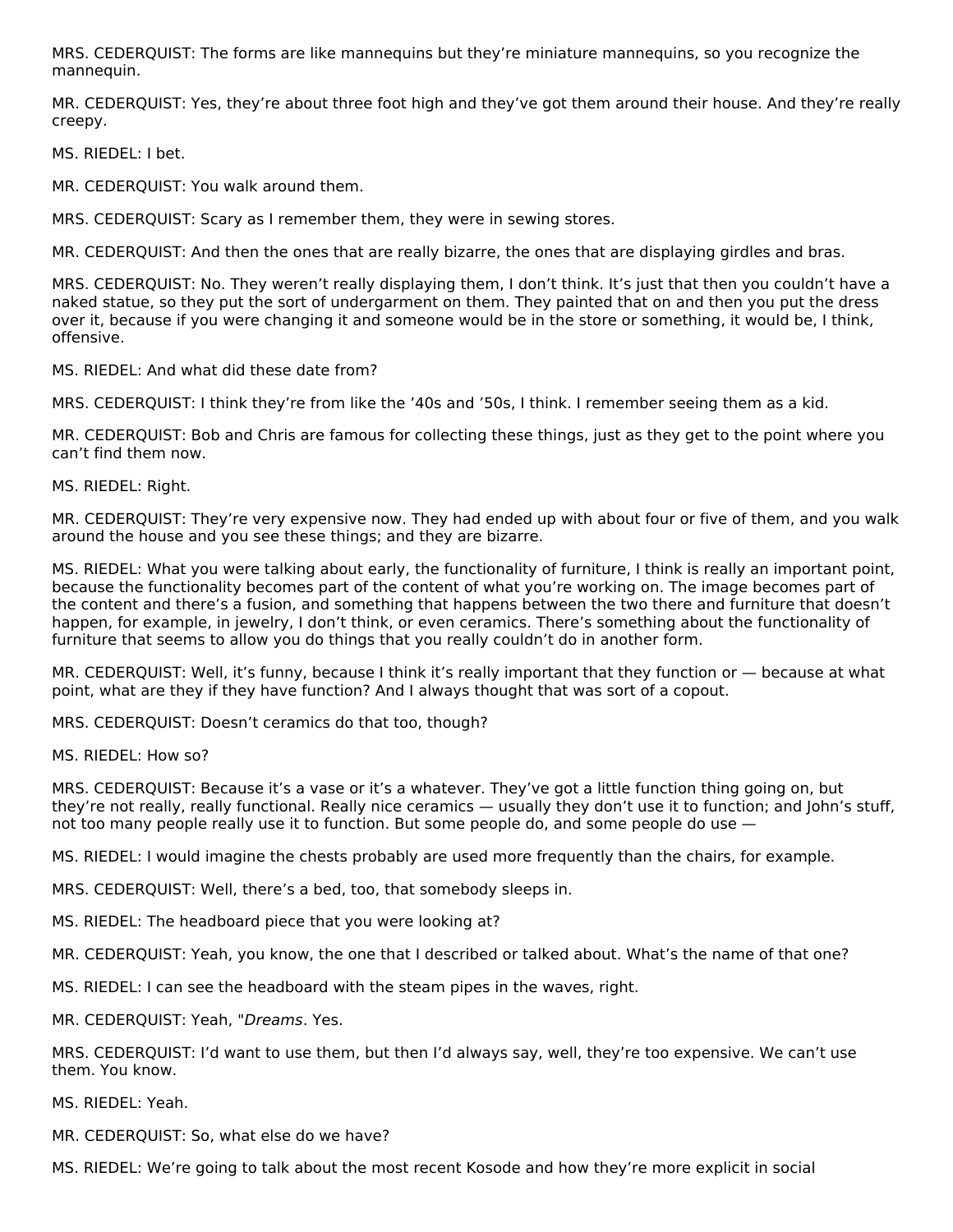MRS. CEDERQUIST: The forms are like mannequins but they're miniature mannequins, so you recognize the mannequin.

MR. CEDERQUIST: Yes, they're about three foot high and they've got them around their house. And they're really creepy.

MS. RIEDEL: I bet.

MR. CEDERQUIST: You walk around them.

MRS. CEDERQUIST: Scary as I remember them, they were in sewing stores.

MR. CEDERQUIST: And then the ones that are really bizarre, the ones that are displaying girdles and bras.

MRS. CEDERQUIST: No. They weren't really displaying them, I don't think. It's just that then you couldn't have a naked statue, so they put the sort of undergarment on them. They painted that on and then you put the dress over it, because if you were changing it and someone would be in the store or something, it would be, I think, offensive.

MS. RIEDEL: And what did these date from?

MRS. CEDERQUIST: I think they're from like the '40s and '50s, I think. I remember seeing them as a kid.

MR. CEDERQUIST: Bob and Chris are famous for collecting these things, just as they get to the point where you can't find them now.

MS. RIEDEL: Right.

MR. CEDERQUIST: They're very expensive now. They had ended up with about four or five of them, and you walk around the house and you see these things; and they are bizarre.

MS. RIEDEL: What you were talking about early, the functionality of furniture, I think is really an important point, because the functionality becomes part of the content of what you're working on. The image becomes part of the content and there's a fusion, and something that happens between the two there and furniture that doesn't happen, for example, in jewelry, I don't think, or even ceramics. There's something about the functionality of furniture that seems to allow you do things that you really couldn't do in another form.

MR. CEDERQUIST: Well, it's funny, because I think it's really important that they function or — because at what point, what are they if they have function? And I always thought that was sort of a copout.

MRS. CEDERQUIST: Doesn't ceramics do that too, though?

MS. RIEDEL: How so?

MRS. CEDERQUIST: Because it's a vase or it's a whatever. They've got a little function thing going on, but they're not really, really functional. Really nice ceramics — usually they don't use it to function; and John's stuff, not too many people really use it to function. But some people do, and some people do use —

MS. RIEDEL: I would imagine the chests probably are used more frequently than the chairs, for example.

MRS. CEDERQUIST: Well, there's a bed, too, that somebody sleeps in.

MS. RIEDEL: The headboard piece that you were looking at?

MR. CEDERQUIST: Yeah, you know, the one that I described or talked about. What's the name of that one?

MS. RIEDEL: I can see the headboard with the steam pipes in the waves, right.

MR. CEDERQUIST: Yeah, "*Dreams*. Yes.

MRS. CEDERQUIST: I'd want to use them, but then I'd always say, well, they're too expensive. We can't use them. You know.

MS. RIEDEL: Yeah.

MR. CEDERQUIST: So, what else do we have?

MS. RIEDEL: We're going to talk about the most recent Kosode and how they're more explicit in social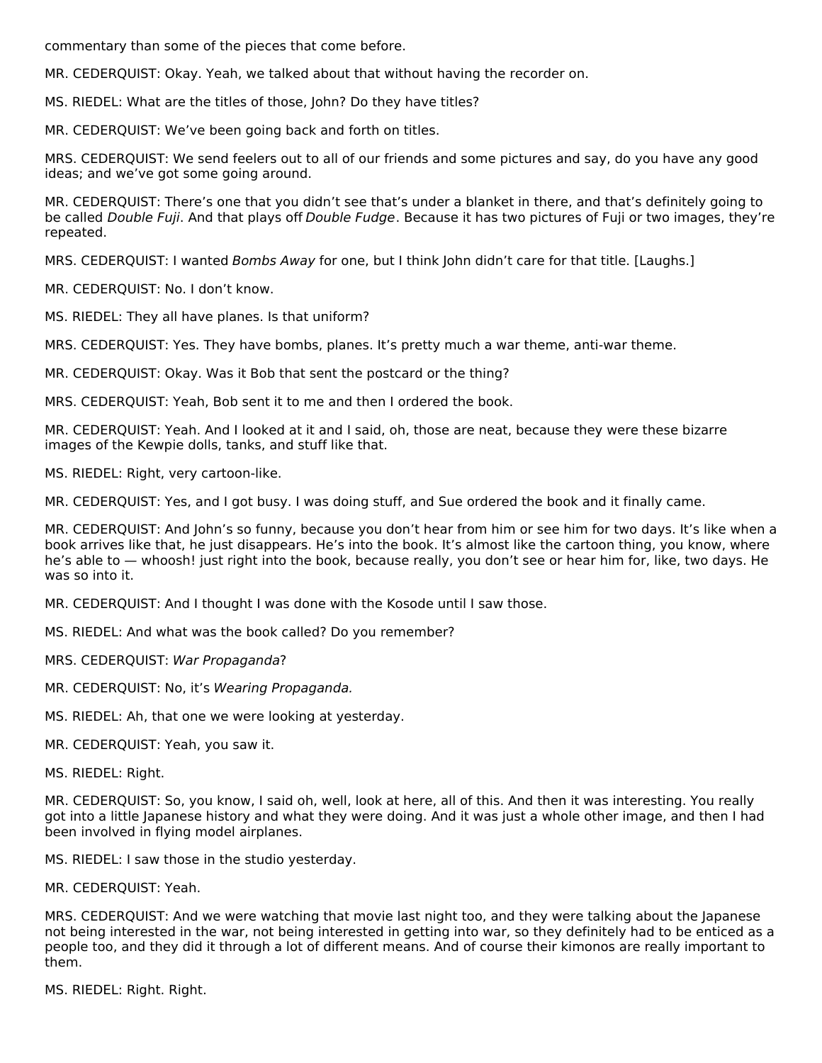commentary than some of the pieces that come before.

MR. CEDERQUIST: Okay. Yeah, we talked about that without having the recorder on.

MS. RIEDEL: What are the titles of those, John? Do they have titles?

MR. CEDERQUIST: We've been going back and forth on titles.

MRS. CEDERQUIST: We send feelers out to all of our friends and some pictures and say, do you have any good ideas; and we've got some going around.

MR. CEDERQUIST: There's one that you didn't see that's under a blanket in there, and that's definitely going to be called *Double Fuji*. And that plays off *Double Fudge*. Because it has two pictures of Fuji or two images, they're repeated.

MRS. CEDERQUIST: I wanted *Bombs Away* for one, but I think John didn't care for that title. [Laughs.]

MR. CEDERQUIST: No. I don't know.

MS. RIEDEL: They all have planes. Is that uniform?

MRS. CEDERQUIST: Yes. They have bombs, planes. It's pretty much a war theme, anti-war theme.

MR. CEDERQUIST: Okay. Was it Bob that sent the postcard or the thing?

MRS. CEDERQUIST: Yeah, Bob sent it to me and then I ordered the book.

MR. CEDERQUIST: Yeah. And I looked at it and I said, oh, those are neat, because they were these bizarre images of the Kewpie dolls, tanks, and stuff like that.

MS. RIEDEL: Right, very cartoon-like.

MR. CEDERQUIST: Yes, and I got busy. I was doing stuff, and Sue ordered the book and it finally came.

MR. CEDERQUIST: And John's so funny, because you don't hear from him or see him for two days. It's like when a book arrives like that, he just disappears. He's into the book. It's almost like the cartoon thing, you know, where he's able to — whoosh! just right into the book, because really, you don't see or hear him for, like, two days. He was so into it.

MR. CEDERQUIST: And I thought I was done with the Kosode until I saw those.

MS. RIEDEL: And what was the book called? Do you remember?

MRS. CEDERQUIST: *War Propaganda*?

MR. CEDERQUIST: No, it's *Wearing Propaganda.*

MS. RIEDEL: Ah, that one we were looking at yesterday.

MR. CEDERQUIST: Yeah, you saw it.

MS. RIEDEL: Right.

MR. CEDERQUIST: So, you know, I said oh, well, look at here, all of this. And then it was interesting. You really got into a little Japanese history and what they were doing. And it was just a whole other image, and then I had been involved in flying model airplanes.

MS. RIEDEL: I saw those in the studio yesterday.

MR. CEDERQUIST: Yeah.

MRS. CEDERQUIST: And we were watching that movie last night too, and they were talking about the Japanese not being interested in the war, not being interested in getting into war, so they definitely had to be enticed as a people too, and they did it through a lot of different means. And of course their kimonos are really important to them.

MS. RIEDEL: Right. Right.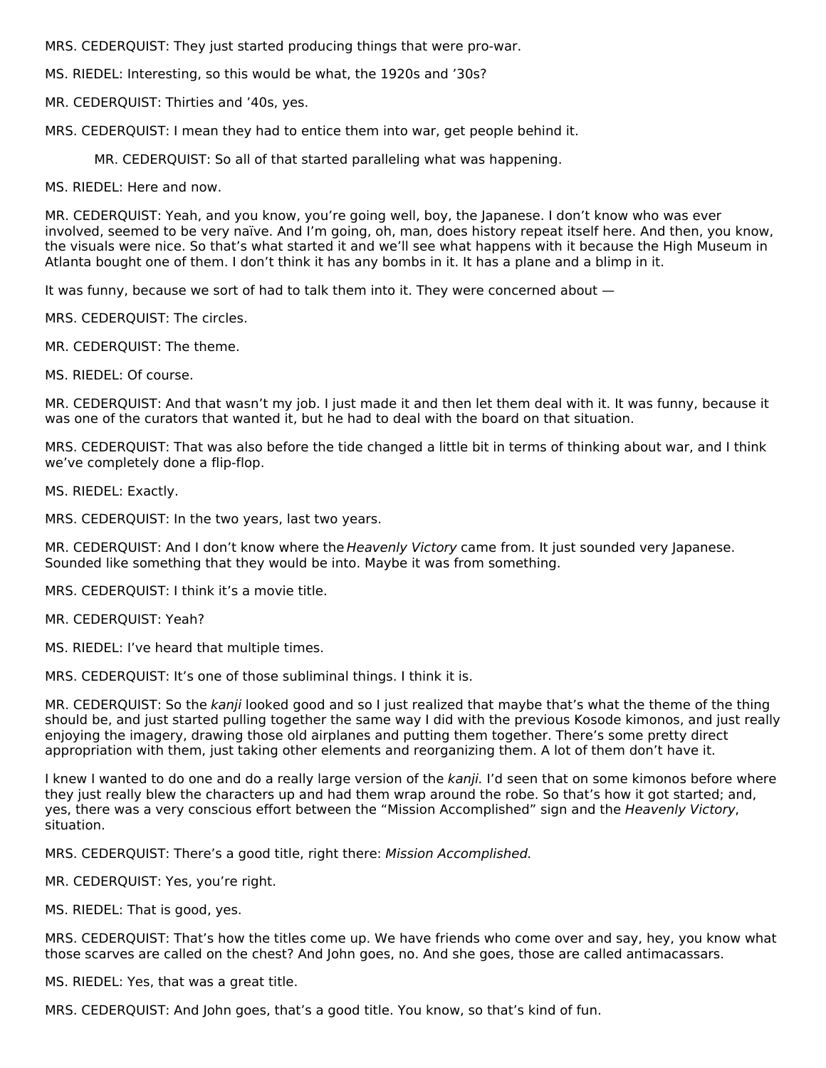MRS. CEDERQUIST: They just started producing things that were pro-war.

MS. RIEDEL: Interesting, so this would be what, the 1920s and '30s?

MR. CEDERQUIST: Thirties and '40s, yes.

MRS. CEDERQUIST: I mean they had to entice them into war, get people behind it.

MR. CEDERQUIST: So all of that started paralleling what was happening.

MS. RIEDEL: Here and now.

MR. CEDERQUIST: Yeah, and you know, you're going well, boy, the Japanese. I don't know who was ever involved, seemed to be very naïve. And I'm going, oh, man, does history repeat itself here. And then, you know, the visuals were nice. So that's what started it and we'll see what happens with it because the High Museum in Atlanta bought one of them. I don't think it has any bombs in it. It has a plane and a blimp in it.

It was funny, because we sort of had to talk them into it. They were concerned about —

MRS. CEDERQUIST: The circles.

MR. CEDERQUIST: The theme.

MS. RIEDEL: Of course.

MR. CEDERQUIST: And that wasn't my job. I just made it and then let them deal with it. It was funny, because it was one of the curators that wanted it, but he had to deal with the board on that situation.

MRS. CEDERQUIST: That was also before the tide changed a little bit in terms of thinking about war, and I think we've completely done a flip-flop.

MS. RIEDEL: Exactly.

MRS. CEDERQUIST: In the two years, last two years.

MR. CEDERQUIST: And I don't know where the *Heavenly Victory* came from. It just sounded very Japanese. Sounded like something that they would be into. Maybe it was from something.

MRS. CEDERQUIST: I think it's a movie title.

MR. CEDERQUIST: Yeah?

MS. RIEDEL: I've heard that multiple times.

MRS. CEDERQUIST: It's one of those subliminal things. I think it is.

MR. CEDERQUIST: So the *kanji* looked good and so I just realized that maybe that's what the theme of the thing should be, and just started pulling together the same way I did with the previous Kosode kimonos, and just really enjoying the imagery, drawing those old airplanes and putting them together. There's some pretty direct appropriation with them, just taking other elements and reorganizing them. A lot of them don't have it.

I knew I wanted to do one and do a really large version of the *kanji.* I'd seen that on some kimonos before where they just really blew the characters up and had them wrap around the robe. So that's how it got started; and, yes, there was a very conscious effort between the "Mission Accomplished" sign and the *Heavenly Victory*, situation.

MRS. CEDERQUIST: There's a good title, right there: *Mission Accomplished.*

MR. CEDERQUIST: Yes, you're right.

MS. RIEDEL: That is good, yes.

MRS. CEDERQUIST: That's how the titles come up. We have friends who come over and say, hey, you know what those scarves are called on the chest? And John goes, no. And she goes, those are called antimacassars.

MS. RIEDEL: Yes, that was a great title.

MRS. CEDERQUIST: And John goes, that's a good title. You know, so that's kind of fun.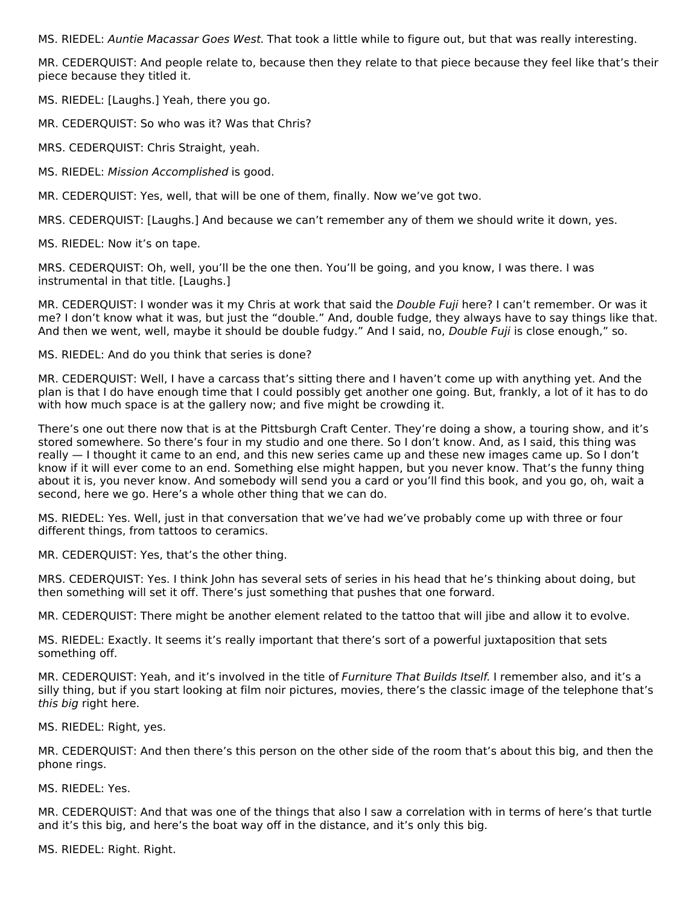MS. RIEDEL: *Auntie Macassar Goes West.* That took a little while to figure out, but that was really interesting.

MR. CEDERQUIST: And people relate to, because then they relate to that piece because they feel like that's their piece because they titled it.

MS. RIEDEL: [Laughs.] Yeah, there you go.

MR. CEDERQUIST: So who was it? Was that Chris?

MRS. CEDERQUIST: Chris Straight, yeah.

MS. RIEDEL: *Mission Accomplished* is good.

MR. CEDERQUIST: Yes, well, that will be one of them, finally. Now we've got two.

MRS. CEDERQUIST: [Laughs.] And because we can't remember any of them we should write it down, yes.

MS. RIEDEL: Now it's on tape.

MRS. CEDERQUIST: Oh, well, you'll be the one then. You'll be going, and you know, I was there. I was instrumental in that title. [Laughs.]

MR. CEDERQUIST: I wonder was it my Chris at work that said the *Double Fuji* here? I can't remember. Or was it me? I don't know what it was, but just the "double." And, double fudge, they always have to say things like that. And then we went, well, maybe it should be double fudgy." And I said, no, *Double Fuji* is close enough," so.

MS. RIEDEL: And do you think that series is done?

MR. CEDERQUIST: Well, I have a carcass that's sitting there and I haven't come up with anything yet. And the plan is that I do have enough time that I could possibly get another one going. But, frankly, a lot of it has to do with how much space is at the gallery now; and five might be crowding it.

There's one out there now that is at the Pittsburgh Craft Center. They're doing a show, a touring show, and it's stored somewhere. So there's four in my studio and one there. So I don't know. And, as I said, this thing was really — I thought it came to an end, and this new series came up and these new images came up. So I don't know if it will ever come to an end. Something else might happen, but you never know. That's the funny thing about it is, you never know. And somebody will send you a card or you'll find this book, and you go, oh, wait a second, here we go. Here's a whole other thing that we can do.

MS. RIEDEL: Yes. Well, just in that conversation that we've had we've probably come up with three or four different things, from tattoos to ceramics.

MR. CEDERQUIST: Yes, that's the other thing.

MRS. CEDERQUIST: Yes. I think John has several sets of series in his head that he's thinking about doing, but then something will set it off. There's just something that pushes that one forward.

MR. CEDERQUIST: There might be another element related to the tattoo that will jibe and allow it to evolve.

MS. RIEDEL: Exactly. It seems it's really important that there's sort of a powerful juxtaposition that sets something off.

MR. CEDERQUIST: Yeah, and it's involved in the title of *Furniture That Builds Itself*. I remember also, and it's a silly thing, but if you start looking at film noir pictures, movies, there's the classic image of the telephone that's *this big* right here.

MS. RIEDEL: Right, yes.

MR. CEDERQUIST: And then there's this person on the other side of the room that's about this big, and then the phone rings.

MS. RIEDEL: Yes.

MR. CEDERQUIST: And that was one of the things that also I saw a correlation with in terms of here's that turtle and it's this big, and here's the boat way off in the distance, and it's only this big.

MS. RIEDEL: Right. Right.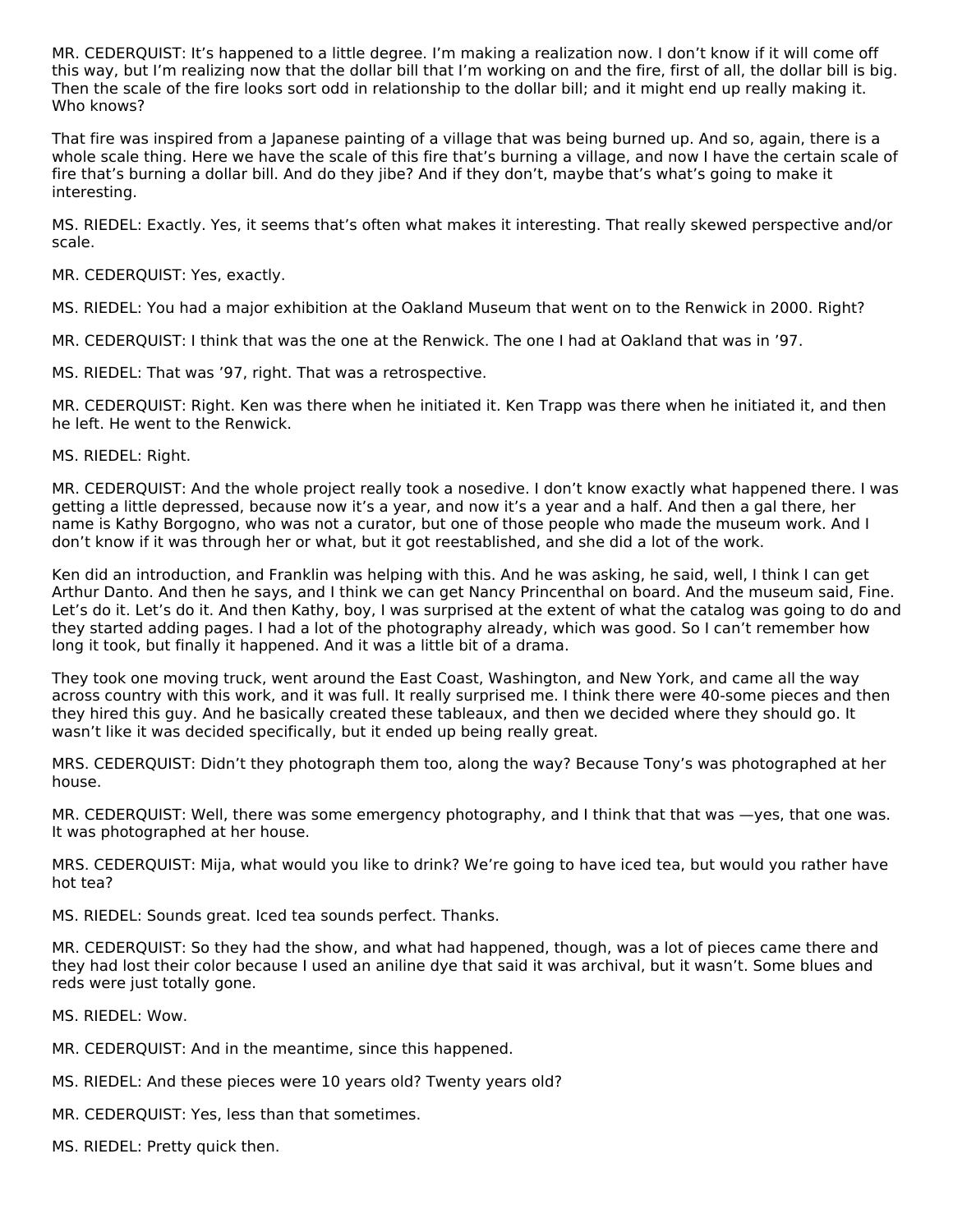MR. CEDERQUIST: It's happened to a little degree. I'm making a realization now. I don't know if it will come off this way, but I'm realizing now that the dollar bill that I'm working on and the fire, first of all, the dollar bill is big. Then the scale of the fire looks sort odd in relationship to the dollar bill; and it might end up really making it. Who knows?

That fire was inspired from a Japanese painting of a village that was being burned up. And so, again, there is a whole scale thing. Here we have the scale of this fire that's burning a village, and now I have the certain scale of fire that's burning a dollar bill. And do they jibe? And if they don't, maybe that's what's going to make it interesting.

MS. RIEDEL: Exactly. Yes, it seems that's often what makes it interesting. That really skewed perspective and/or scale.

MR. CEDERQUIST: Yes, exactly.

MS. RIEDEL: You had a major exhibition at the Oakland Museum that went on to the Renwick in 2000. Right?

MR. CEDERQUIST: I think that was the one at the Renwick. The one I had at Oakland that was in '97.

MS. RIEDEL: That was '97, right. That was a retrospective.

MR. CEDERQUIST: Right. Ken was there when he initiated it. Ken Trapp was there when he initiated it, and then he left. He went to the Renwick.

MS. RIEDEL: Right.

MR. CEDERQUIST: And the whole project really took a nosedive. I don't know exactly what happened there. I was getting a little depressed, because now it's a year, and now it's a year and a half. And then a gal there, her name is Kathy Borgogno, who was not a curator, but one of those people who made the museum work. And I don't know if it was through her or what, but it got reestablished, and she did a lot of the work.

Ken did an introduction, and Franklin was helping with this. And he was asking, he said, well, I think I can get Arthur Danto. And then he says, and I think we can get Nancy Princenthal on board. And the museum said, Fine. Let's do it. Let's do it. And then Kathy, boy, I was surprised at the extent of what the catalog was going to do and they started adding pages. I had a lot of the photography already, which was good. So I can't remember how long it took, but finally it happened. And it was a little bit of a drama.

They took one moving truck, went around the East Coast, Washington, and New York, and came all the way across country with this work, and it was full. It really surprised me. I think there were 40-some pieces and then they hired this guy. And he basically created these tableaux, and then we decided where they should go. It wasn't like it was decided specifically, but it ended up being really great.

MRS. CEDERQUIST: Didn't they photograph them too, along the way? Because Tony's was photographed at her house.

MR. CEDERQUIST: Well, there was some emergency photography, and I think that that was —yes, that one was. It was photographed at her house.

MRS. CEDERQUIST: Mija, what would you like to drink? We're going to have iced tea, but would you rather have hot tea?

MS. RIEDEL: Sounds great. Iced tea sounds perfect. Thanks.

MR. CEDERQUIST: So they had the show, and what had happened, though, was a lot of pieces came there and they had lost their color because I used an aniline dye that said it was archival, but it wasn't. Some blues and reds were just totally gone.

MS. RIEDEL: Wow.

MR. CEDERQUIST: And in the meantime, since this happened.

MS. RIEDEL: And these pieces were 10 years old? Twenty years old?

MR. CEDERQUIST: Yes, less than that sometimes.

MS. RIEDEL: Pretty quick then.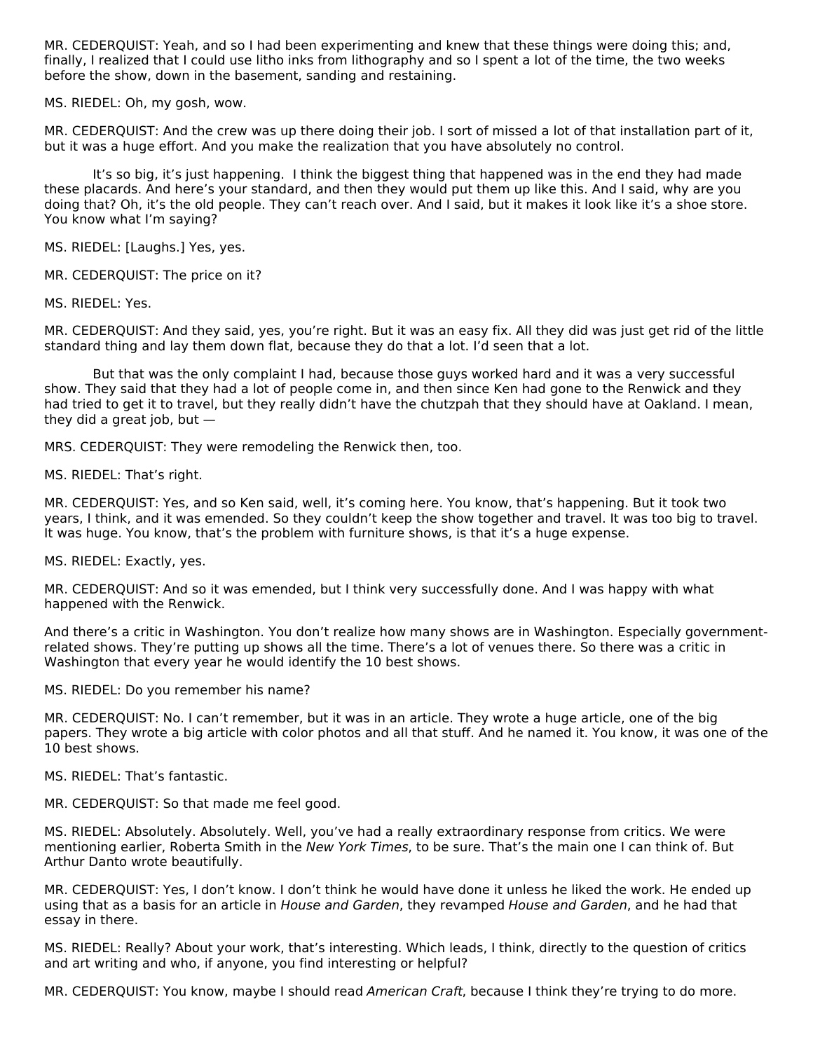MR. CEDERQUIST: Yeah, and so I had been experimenting and knew that these things were doing this; and, finally, I realized that I could use litho inks from lithography and so I spent a lot of the time, the two weeks before the show, down in the basement, sanding and restaining.

MS. RIEDEL: Oh, my gosh, wow.

MR. CEDERQUIST: And the crew was up there doing their job. I sort of missed a lot of that installation part of it, but it was a huge effort. And you make the realization that you have absolutely no control.

It's so big, it's just happening. I think the biggest thing that happened was in the end they had made these placards. And here's your standard, and then they would put them up like this. And I said, why are you doing that? Oh, it's the old people. They can't reach over. And I said, but it makes it look like it's a shoe store. You know what I'm saying?

MS. RIEDEL: [Laughs.] Yes, yes.

MR. CEDERQUIST: The price on it?

MS. RIEDEL: Yes.

MR. CEDERQUIST: And they said, yes, you're right. But it was an easy fix. All they did was just get rid of the little standard thing and lay them down flat, because they do that a lot. I'd seen that a lot.

But that was the only complaint I had, because those guys worked hard and it was a very successful show. They said that they had a lot of people come in, and then since Ken had gone to the Renwick and they had tried to get it to travel, but they really didn't have the chutzpah that they should have at Oakland. I mean, they did a great job, but —

MRS. CEDERQUIST: They were remodeling the Renwick then, too.

MS. RIEDEL: That's right.

MR. CEDERQUIST: Yes, and so Ken said, well, it's coming here. You know, that's happening. But it took two years, I think, and it was emended. So they couldn't keep the show together and travel. It was too big to travel. It was huge. You know, that's the problem with furniture shows, is that it's a huge expense.

MS. RIEDEL: Exactly, yes.

MR. CEDERQUIST: And so it was emended, but I think very successfully done. And I was happy with what happened with the Renwick.

And there's a critic in Washington. You don't realize how many shows are in Washington. Especially government-related shows. They're putting up shows all the time. There's a lot of venues there. So there was a critic in Washington that every year he would identify the 10 best shows.

MS. RIEDEL: Do you remember his name?

MR. CEDERQUIST: No. I can't remember, but it was in an article. They wrote a huge article, one of the big papers. They wrote a big article with color photos and all that stuff. And he named it. You know, it was one of the 10 best shows.

MS. RIEDEL: That's fantastic.

MR. CEDERQUIST: So that made me feel good.

MS. RIEDEL: Absolutely. Absolutely. Well, you've had a really extraordinary response from critics. We were mentioning earlier, Roberta Smith in the *New York Times*, to be sure. That's the main one I can think of. But Arthur Danto wrote beautifully.

MR. CEDERQUIST: Yes, I don't know. I don't think he would have done it unless he liked the work. He ended up using that as a basis for an article in *House and Garden*, they revamped *House and Garden*, and he had that essay in there.

MS. RIEDEL: Really? About your work, that's interesting. Which leads, I think, directly to the question of critics and art writing and who, if anyone, you find interesting or helpful?

MR. CEDERQUIST: You know, maybe I should read *American Craft*, because I think they're trying to do more.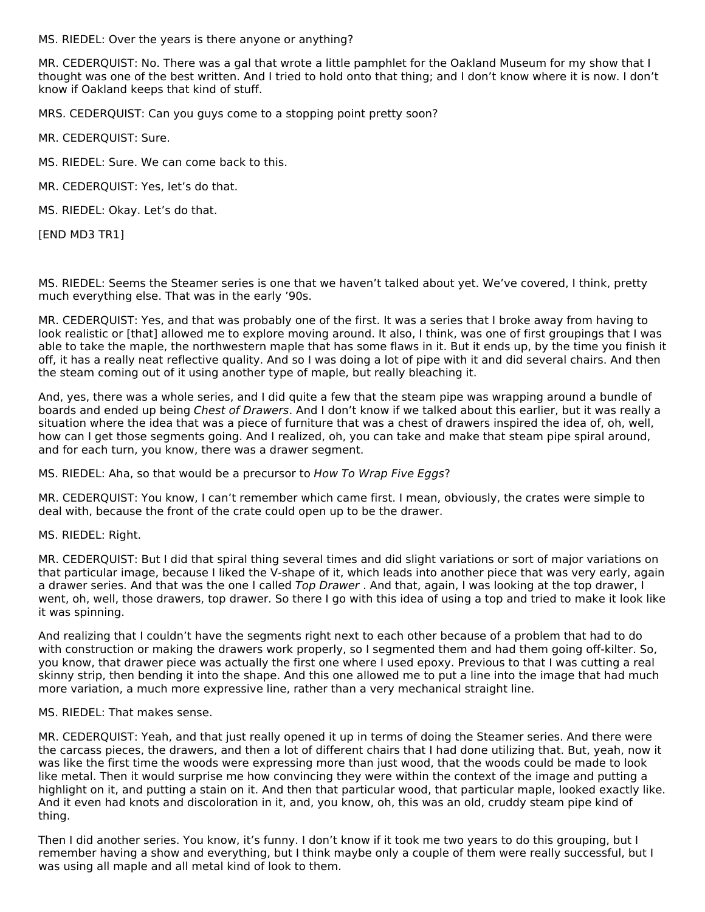MS. RIEDEL: Over the years is there anyone or anything?

MR. CEDERQUIST: No. There was a gal that wrote a little pamphlet for the Oakland Museum for my show that I thought was one of the best written. And I tried to hold onto that thing; and I don't know where it is now. I don't know if Oakland keeps that kind of stuff.

MRS. CEDERQUIST: Can you guys come to a stopping point pretty soon?

MR. CEDERQUIST: Sure.

MS. RIEDEL: Sure. We can come back to this.

MR. CEDERQUIST: Yes, let's do that.

MS. RIEDEL: Okay. Let's do that.

[END MD3 TR1]

MS. RIEDEL: Seems the Steamer series is one that we haven't talked about yet. We've covered, I think, pretty much everything else. That was in the early '90s.

MR. CEDERQUIST: Yes, and that was probably one of the first. It was a series that I broke away from having to look realistic or [that] allowed me to explore moving around. It also, I think, was one of first groupings that I was able to take the maple, the northwestern maple that has some flaws in it. But it ends up, by the time you finish it off, it has a really neat reflective quality. And so I was doing a lot of pipe with it and did several chairs. And then the steam coming out of it using another type of maple, but really bleaching it.

And, yes, there was a whole series, and I did quite a few that the steam pipe was wrapping around a bundle of boards and ended up being *Chest of Drawers*. And I don't know if we talked about this earlier, but it was really a situation where the idea that was a piece of furniture that was a chest of drawers inspired the idea of, oh, well, how can I get those segments going. And I realized, oh, you can take and make that steam pipe spiral around, and for each turn, you know, there was a drawer segment.

MS. RIEDEL: Aha, so that would be a precursor to *How To Wrap Five Eggs*?

MR. CEDERQUIST: You know, I can't remember which came first. I mean, obviously, the crates were simple to deal with, because the front of the crate could open up to be the drawer.

MS. RIEDEL: Right.

MR. CEDERQUIST: But I did that spiral thing several times and did slight variations or sort of major variations on that particular image, because I liked the V-shape of it, which leads into another piece that was very early, again a drawer series. And that was the one I called *Top Drawer* . And that, again, I was looking at the top drawer, I went, oh, well, those drawers, top drawer. So there I go with this idea of using a top and tried to make it look like it was spinning.

And realizing that I couldn't have the segments right next to each other because of a problem that had to do with construction or making the drawers work properly, so I segmented them and had them going off-kilter. So, you know, that drawer piece was actually the first one where I used epoxy. Previous to that I was cutting a real skinny strip, then bending it into the shape. And this one allowed me to put a line into the image that had much more variation, a much more expressive line, rather than a very mechanical straight line.

MS. RIEDEL: That makes sense.

MR. CEDERQUIST: Yeah, and that just really opened it up in terms of doing the Steamer series. And there were the carcass pieces, the drawers, and then a lot of different chairs that I had done utilizing that. But, yeah, now it was like the first time the woods were expressing more than just wood, that the woods could be made to look like metal. Then it would surprise me how convincing they were within the context of the image and putting a highlight on it, and putting a stain on it. And then that particular wood, that particular maple, looked exactly like. And it even had knots and discoloration in it, and, you know, oh, this was an old, cruddy steam pipe kind of thing.

Then I did another series. You know, it's funny. I don't know if it took me two years to do this grouping, but I remember having a show and everything, but I think maybe only a couple of them were really successful, but I was using all maple and all metal kind of look to them.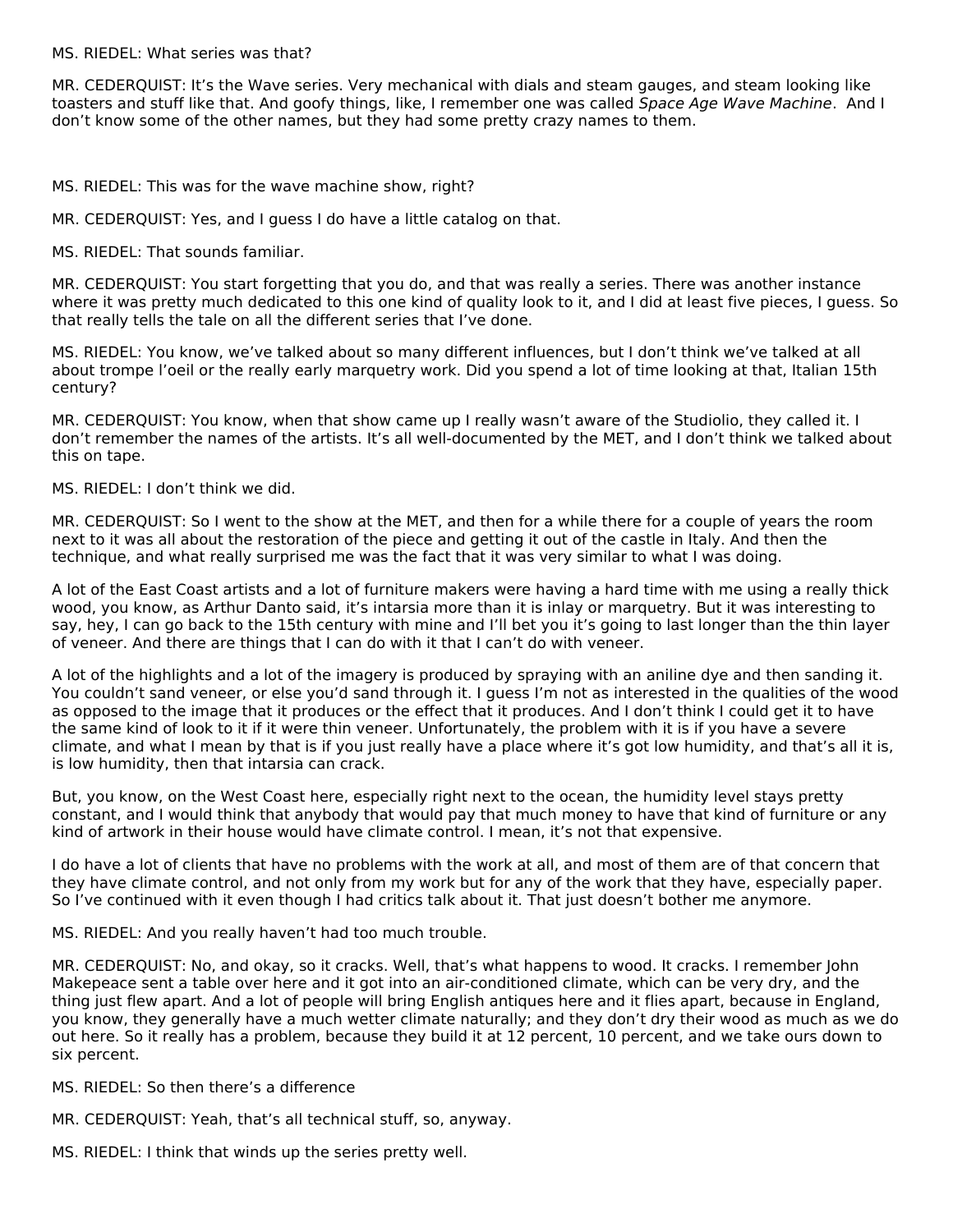MS. RIEDEL: What series was that?

MR. CEDERQUIST: It's the Wave series. Very mechanical with dials and steam gauges, and steam looking like toasters and stuff like that. And goofy things, like, I remember one was called *Space Age Wave Machine*. And I don't know some of the other names, but they had some pretty crazy names to them.

MS. RIEDEL: This was for the wave machine show, right?

MR. CEDERQUIST: Yes, and I guess I do have a little catalog on that.

MS. RIEDEL: That sounds familiar.

MR. CEDERQUIST: You start forgetting that you do, and that was really a series. There was another instance where it was pretty much dedicated to this one kind of quality look to it, and I did at least five pieces, I guess. So that really tells the tale on all the different series that I've done.

MS. RIEDEL: You know, we've talked about so many different influences, but I don't think we've talked at all about trompe l'oeil or the really early marquetry work. Did you spend a lot of time looking at that, Italian 15th century?

MR. CEDERQUIST: You know, when that show came up I really wasn't aware of the Studiolio, they called it. I don't remember the names of the artists. It's all well-documented by the MET, and I don't think we talked about this on tape.

MS. RIEDEL: I don't think we did.

MR. CEDERQUIST: So I went to the show at the MET, and then for a while there for a couple of years the room next to it was all about the restoration of the piece and getting it out of the castle in Italy. And then the technique, and what really surprised me was the fact that it was very similar to what I was doing.

A lot of the East Coast artists and a lot of furniture makers were having a hard time with me using a really thick wood, you know, as Arthur Danto said, it's intarsia more than it is inlay or marquetry. But it was interesting to say, hey, I can go back to the 15th century with mine and I'll bet you it's going to last longer than the thin layer of veneer. And there are things that I can do with it that I can't do with veneer.

A lot of the highlights and a lot of the imagery is produced by spraying with an aniline dye and then sanding it. You couldn't sand veneer, or else you'd sand through it. I guess I'm not as interested in the qualities of the wood as opposed to the image that it produces or the effect that it produces. And I don't think I could get it to have the same kind of look to it if it were thin veneer. Unfortunately, the problem with it is if you have a severe climate, and what I mean by that is if you just really have a place where it's got low humidity, and that's all it is, is low humidity, then that intarsia can crack.

But, you know, on the West Coast here, especially right next to the ocean, the humidity level stays pretty constant, and I would think that anybody that would pay that much money to have that kind of furniture or any kind of artwork in their house would have climate control. I mean, it's not that expensive.

I do have a lot of clients that have no problems with the work at all, and most of them are of that concern that they have climate control, and not only from my work but for any of the work that they have, especially paper. So I've continued with it even though I had critics talk about it. That just doesn't bother me anymore.

MS. RIEDEL: And you really haven't had too much trouble.

MR. CEDERQUIST: No, and okay, so it cracks. Well, that's what happens to wood. It cracks. I remember John Makepeace sent a table over here and it got into an air-conditioned climate, which can be very dry, and the thing just flew apart. And a lot of people will bring English antiques here and it flies apart, because in England, you know, they generally have a much wetter climate naturally; and they don't dry their wood as much as we do out here. So it really has a problem, because they build it at 12 percent, 10 percent, and we take ours down to six percent.

MS. RIEDEL: So then there's a difference

MR. CEDERQUIST: Yeah, that's all technical stuff, so, anyway.

MS. RIEDEL: I think that winds up the series pretty well.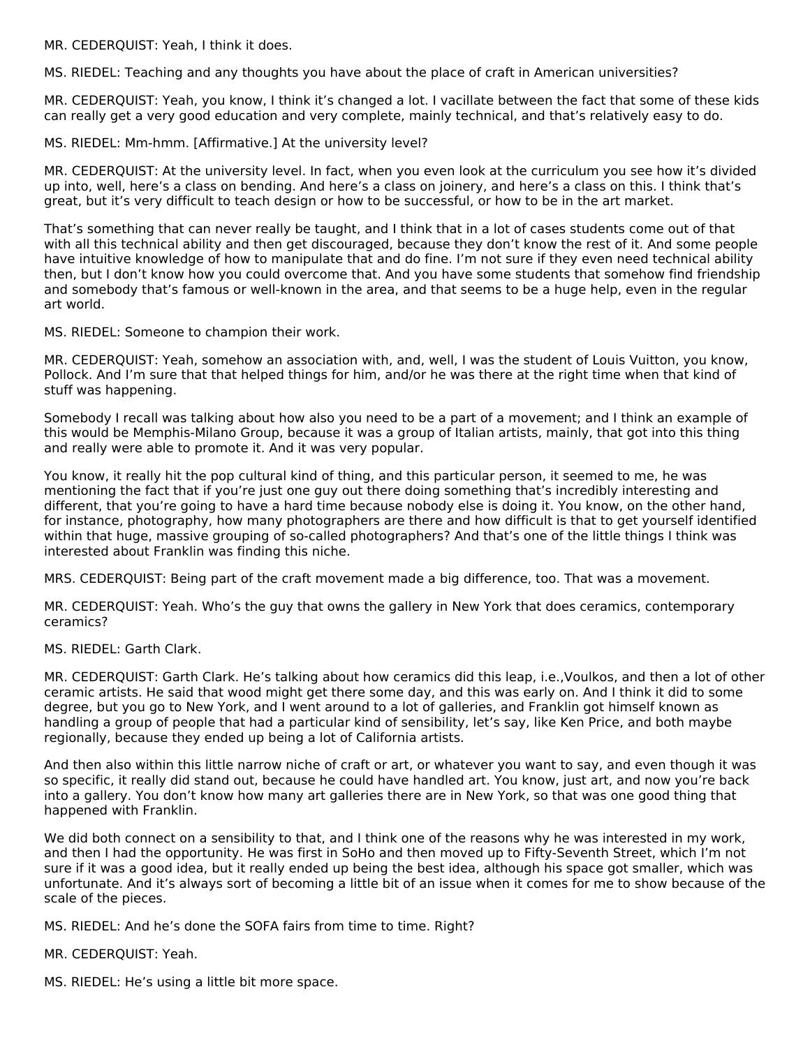MR. CEDERQUIST: Yeah, I think it does.

MS. RIEDEL: Teaching and any thoughts you have about the place of craft in American universities?

MR. CEDERQUIST: Yeah, you know, I think it's changed a lot. I vacillate between the fact that some of these kids can really get a very good education and very complete, mainly technical, and that's relatively easy to do.

MS. RIEDEL: Mm-hmm. [Affirmative.] At the university level?

MR. CEDERQUIST: At the university level. In fact, when you even look at the curriculum you see how it's divided up into, well, here's a class on bending. And here's a class on joinery, and here's a class on this. I think that's great, but it's very difficult to teach design or how to be successful, or how to be in the art market.

That's something that can never really be taught, and I think that in a lot of cases students come out of that with all this technical ability and then get discouraged, because they don't know the rest of it. And some people have intuitive knowledge of how to manipulate that and do fine. I'm not sure if they even need technical ability then, but I don't know how you could overcome that. And you have some students that somehow find friendship and somebody that's famous or well-known in the area, and that seems to be a huge help, even in the regular art world.

MS. RIEDEL: Someone to champion their work.

MR. CEDERQUIST: Yeah, somehow an association with, and, well, I was the student of Louis Vuitton, you know, Pollock. And I'm sure that that helped things for him, and/or he was there at the right time when that kind of stuff was happening.

Somebody I recall was talking about how also you need to be a part of a movement; and I think an example of this would be Memphis-Milano Group, because it was a group of Italian artists, mainly, that got into this thing and really were able to promote it. And it was very popular.

You know, it really hit the pop cultural kind of thing, and this particular person, it seemed to me, he was mentioning the fact that if you're just one guy out there doing something that's incredibly interesting and different, that you're going to have a hard time because nobody else is doing it. You know, on the other hand, for instance, photography, how many photographers are there and how difficult is that to get yourself identified within that huge, massive grouping of so-called photographers? And that's one of the little things I think was interested about Franklin was finding this niche.

MRS. CEDERQUIST: Being part of the craft movement made a big difference, too. That was a movement.

MR. CEDERQUIST: Yeah. Who's the guy that owns the gallery in New York that does ceramics, contemporary ceramics?

MS. RIEDEL: Garth Clark.

MR. CEDERQUIST: Garth Clark. He's talking about how ceramics did this leap, i.e.,Voulkos, and then a lot of other ceramic artists. He said that wood might get there some day, and this was early on. And I think it did to some degree, but you go to New York, and I went around to a lot of galleries, and Franklin got himself known as handling a group of people that had a particular kind of sensibility, let's say, like Ken Price, and both maybe regionally, because they ended up being a lot of California artists.

And then also within this little narrow niche of craft or art, or whatever you want to say, and even though it was so specific, it really did stand out, because he could have handled art. You know, just art, and now you're back into a gallery. You don't know how many art galleries there are in New York, so that was one good thing that happened with Franklin.

We did both connect on a sensibility to that, and I think one of the reasons why he was interested in my work, and then I had the opportunity. He was first in SoHo and then moved up to Fifty-Seventh Street, which I'm not sure if it was a good idea, but it really ended up being the best idea, although his space got smaller, which was unfortunate. And it's always sort of becoming a little bit of an issue when it comes for me to show because of the scale of the pieces.

MS. RIEDEL: And he's done the SOFA fairs from time to time. Right?

MR. CEDERQUIST: Yeah.

MS. RIEDEL: He's using a little bit more space.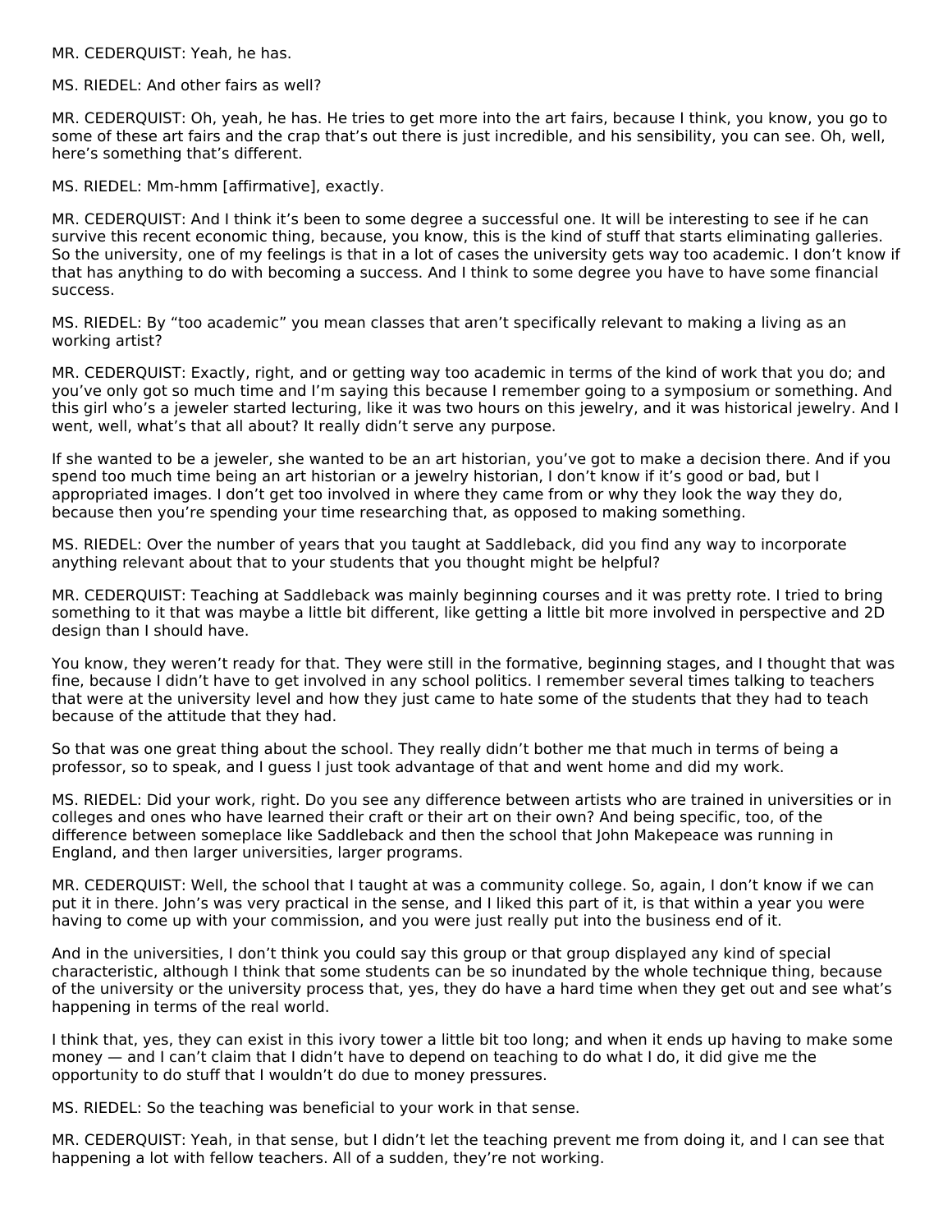MR. CEDERQUIST: Yeah, he has.

MS. RIEDEL: And other fairs as well?

MR. CEDERQUIST: Oh, yeah, he has. He tries to get more into the art fairs, because I think, you know, you go to some of these art fairs and the crap that's out there is just incredible, and his sensibility, you can see. Oh, well, here's something that's different.

MS. RIEDEL: Mm-hmm [affirmative], exactly.

MR. CEDERQUIST: And I think it's been to some degree a successful one. It will be interesting to see if he can survive this recent economic thing, because, you know, this is the kind of stuff that starts eliminating galleries. So the university, one of my feelings is that in a lot of cases the university gets way too academic. I don't know if that has anything to do with becoming a success. And I think to some degree you have to have some financial success.

MS. RIEDEL: By "too academic" you mean classes that aren't specifically relevant to making a living as an working artist?

MR. CEDERQUIST: Exactly, right, and or getting way too academic in terms of the kind of work that you do; and you've only got so much time and I'm saying this because I remember going to a symposium or something. And this girl who's a jeweler started lecturing, like it was two hours on this jewelry, and it was historical jewelry. And I went, well, what's that all about? It really didn't serve any purpose.

If she wanted to be a jeweler, she wanted to be an art historian, you've got to make a decision there. And if you spend too much time being an art historian or a jewelry historian, I don't know if it's good or bad, but I appropriated images. I don't get too involved in where they came from or why they look the way they do, because then you're spending your time researching that, as opposed to making something.

MS. RIEDEL: Over the number of years that you taught at Saddleback, did you find any way to incorporate anything relevant about that to your students that you thought might be helpful?

MR. CEDERQUIST: Teaching at Saddleback was mainly beginning courses and it was pretty rote. I tried to bring something to it that was maybe a little bit different, like getting a little bit more involved in perspective and 2D design than I should have.

You know, they weren't ready for that. They were still in the formative, beginning stages, and I thought that was fine, because I didn't have to get involved in any school politics. I remember several times talking to teachers that were at the university level and how they just came to hate some of the students that they had to teach because of the attitude that they had.

So that was one great thing about the school. They really didn't bother me that much in terms of being a professor, so to speak, and I guess I just took advantage of that and went home and did my work.

MS. RIEDEL: Did your work, right. Do you see any difference between artists who are trained in universities or in colleges and ones who have learned their craft or their art on their own? And being specific, too, of the difference between someplace like Saddleback and then the school that John Makepeace was running in England, and then larger universities, larger programs.

MR. CEDERQUIST: Well, the school that I taught at was a community college. So, again, I don't know if we can put it in there. John's was very practical in the sense, and I liked this part of it, is that within a year you were having to come up with your commission, and you were just really put into the business end of it.

And in the universities, I don't think you could say this group or that group displayed any kind of special characteristic, although I think that some students can be so inundated by the whole technique thing, because of the university or the university process that, yes, they do have a hard time when they get out and see what's happening in terms of the real world.

I think that, yes, they can exist in this ivory tower a little bit too long; and when it ends up having to make some money — and I can't claim that I didn't have to depend on teaching to do what I do, it did give me the opportunity to do stuff that I wouldn't do due to money pressures.

MS. RIEDEL: So the teaching was beneficial to your work in that sense.

MR. CEDERQUIST: Yeah, in that sense, but I didn't let the teaching prevent me from doing it, and I can see that happening a lot with fellow teachers. All of a sudden, they're not working.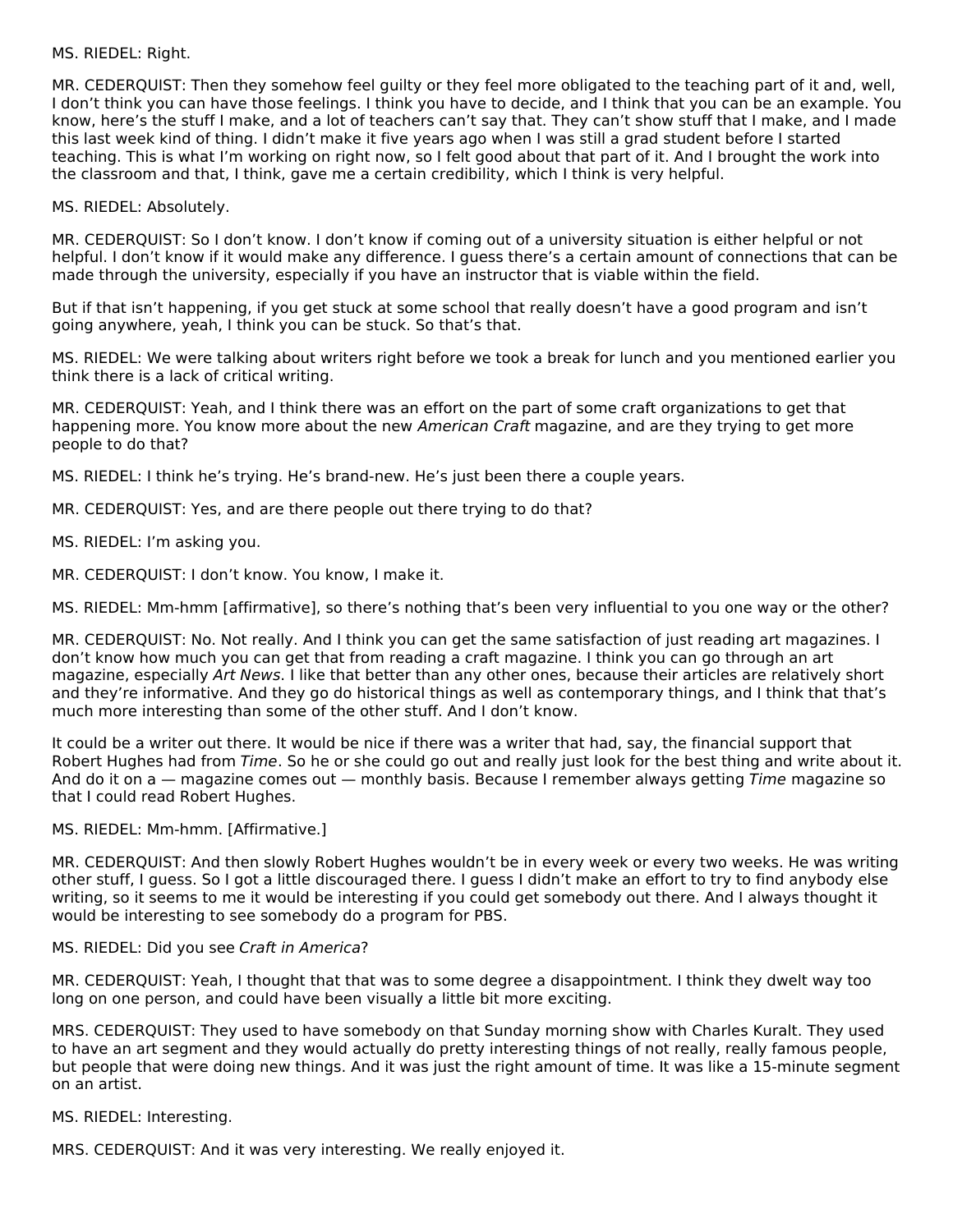MS. RIEDEL: Right.

MR. CEDERQUIST: Then they somehow feel guilty or they feel more obligated to the teaching part of it and, well, I don't think you can have those feelings. I think you have to decide, and I think that you can be an example. You know, here's the stuff I make, and a lot of teachers can't say that. They can't show stuff that I make, and I made this last week kind of thing. I didn't make it five years ago when I was still a grad student before I started teaching. This is what I'm working on right now, so I felt good about that part of it. And I brought the work into the classroom and that, I think, gave me a certain credibility, which I think is very helpful.

MS. RIEDEL: Absolutely.

MR. CEDERQUIST: So I don't know. I don't know if coming out of a university situation is either helpful or not helpful. I don't know if it would make any difference. I guess there's a certain amount of connections that can be made through the university, especially if you have an instructor that is viable within the field.

But if that isn't happening, if you get stuck at some school that really doesn't have a good program and isn't going anywhere, yeah, I think you can be stuck. So that's that.

MS. RIEDEL: We were talking about writers right before we took a break for lunch and you mentioned earlier you think there is a lack of critical writing.

MR. CEDERQUIST: Yeah, and I think there was an effort on the part of some craft organizations to get that happening more. You know more about the new *American Craft* magazine, and are they trying to get more people to do that?

MS. RIEDEL: I think he's trying. He's brand-new. He's just been there a couple years.

MR. CEDERQUIST: Yes, and are there people out there trying to do that?

MS. RIEDEL: I'm asking you.

MR. CEDERQUIST: I don't know. You know, I make it.

MS. RIEDEL: Mm-hmm [affirmative], so there's nothing that's been very influential to you one way or the other?

MR. CEDERQUIST: No. Not really. And I think you can get the same satisfaction of just reading art magazines. I don't know how much you can get that from reading a craft magazine. I think you can go through an art magazine, especially *Art News*. I like that better than any other ones, because their articles are relatively short and they're informative. And they go do historical things as well as contemporary things, and I think that that's much more interesting than some of the other stuff. And I don't know.

It could be a writer out there. It would be nice if there was a writer that had, say, the financial support that Robert Hughes had from *Time*. So he or she could go out and really just look for the best thing and write about it. And do it on a — magazine comes out — monthly basis. Because I remember always getting *Time* magazine so that I could read Robert Hughes.

MS. RIEDEL: Mm-hmm. [Affirmative.]

MR. CEDERQUIST: And then slowly Robert Hughes wouldn't be in every week or every two weeks. He was writing other stuff, I guess. So I got a little discouraged there. I guess I didn't make an effort to try to find anybody else writing, so it seems to me it would be interesting if you could get somebody out there. And I always thought it would be interesting to see somebody do a program for PBS.

MS. RIEDEL: Did you see *Craft in America*?

MR. CEDERQUIST: Yeah, I thought that that was to some degree a disappointment. I think they dwelt way too long on one person, and could have been visually a little bit more exciting.

MRS. CEDERQUIST: They used to have somebody on that Sunday morning show with Charles Kuralt. They used to have an art segment and they would actually do pretty interesting things of not really, really famous people, but people that were doing new things. And it was just the right amount of time. It was like a 15-minute segment on an artist.

MS. RIEDEL: Interesting.

MRS. CEDERQUIST: And it was very interesting. We really enjoyed it.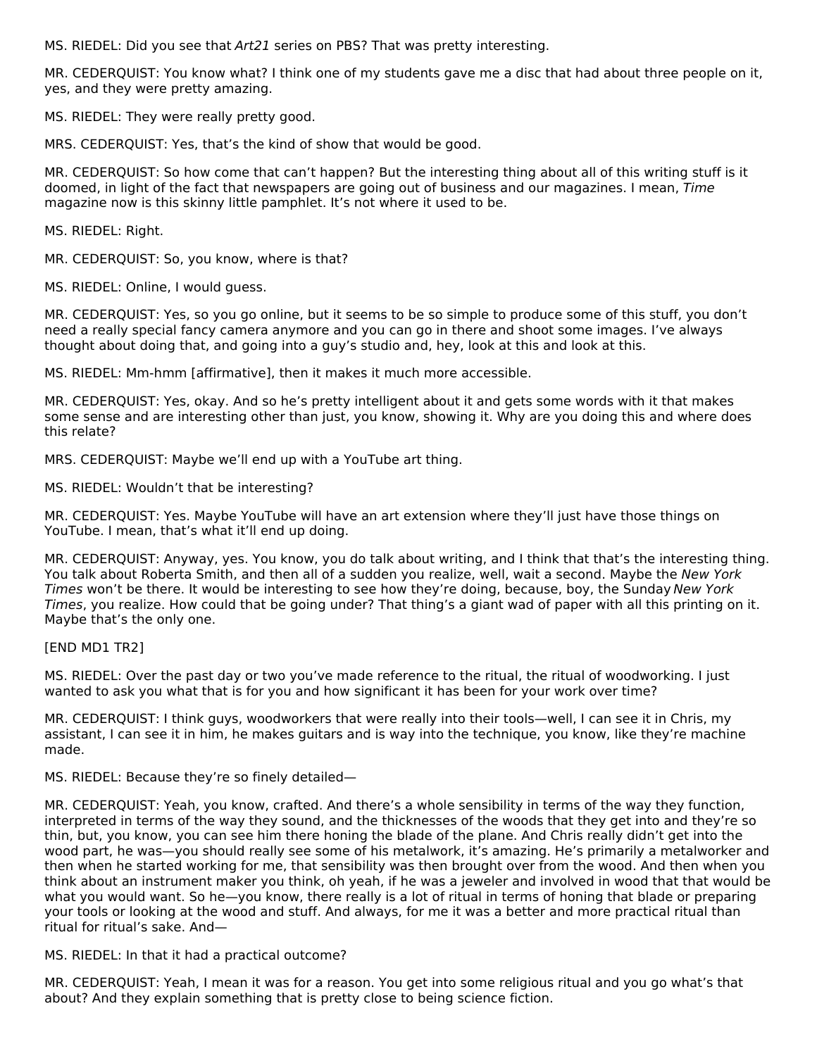MS. RIEDEL: Did you see that *Art21* series on PBS? That was pretty interesting.

MR. CEDERQUIST: You know what? I think one of my students gave me a disc that had about three people on it, yes, and they were pretty amazing.

MS. RIEDEL: They were really pretty good.

MRS. CEDERQUIST: Yes, that's the kind of show that would be good.

MR. CEDERQUIST: So how come that can't happen? But the interesting thing about all of this writing stuff is it doomed, in light of the fact that newspapers are going out of business and our magazines. I mean, *Time* magazine now is this skinny little pamphlet. It's not where it used to be.

MS. RIEDEL: Right.

MR. CEDERQUIST: So, you know, where is that?

MS. RIEDEL: Online, I would guess.

MR. CEDERQUIST: Yes, so you go online, but it seems to be so simple to produce some of this stuff, you don't need a really special fancy camera anymore and you can go in there and shoot some images. I've always thought about doing that, and going into a guy's studio and, hey, look at this and look at this.

MS. RIEDEL: Mm-hmm [affirmative], then it makes it much more accessible.

MR. CEDERQUIST: Yes, okay. And so he's pretty intelligent about it and gets some words with it that makes some sense and are interesting other than just, you know, showing it. Why are you doing this and where does this relate?

MRS. CEDERQUIST: Maybe we'll end up with a YouTube art thing.

MS. RIEDEL: Wouldn't that be interesting?

MR. CEDERQUIST: Yes. Maybe YouTube will have an art extension where they'll just have those things on YouTube. I mean, that's what it'll end up doing.

MR. CEDERQUIST: Anyway, yes. You know, you do talk about writing, and I think that that's the interesting thing. You talk about Roberta Smith, and then all of a sudden you realize, well, wait a second. Maybe the *New York Times* won't be there. It would be interesting to see how they're doing, because, boy, the Sunday *New York Times*, you realize. How could that be going under? That thing's a giant wad of paper with all this printing on it. Maybe that's the only one.

[END MD1 TR2]

MS. RIEDEL: Over the past day or two you've made reference to the ritual, the ritual of woodworking. I just wanted to ask you what that is for you and how significant it has been for your work over time?

MR. CEDERQUIST: I think guys, woodworkers that were really into their tools—well, I can see it in Chris, my assistant, I can see it in him, he makes guitars and is way into the technique, you know, like they're machine made.

MS. RIEDEL: Because they're so finely detailed—

MR. CEDERQUIST: Yeah, you know, crafted. And there's a whole sensibility in terms of the way they function, interpreted in terms of the way they sound, and the thicknesses of the woods that they get into and they're so thin, but, you know, you can see him there honing the blade of the plane. And Chris really didn't get into the wood part, he was—you should really see some of his metalwork, it's amazing. He's primarily a metalworker and then when he started working for me, that sensibility was then brought over from the wood. And then when you think about an instrument maker you think, oh yeah, if he was a jeweler and involved in wood that that would be what you would want. So he—you know, there really is a lot of ritual in terms of honing that blade or preparing your tools or looking at the wood and stuff. And always, for me it was a better and more practical ritual than ritual for ritual's sake. And—

MS. RIEDEL: In that it had a practical outcome?

MR. CEDERQUIST: Yeah, I mean it was for a reason. You get into some religious ritual and you go what's that about? And they explain something that is pretty close to being science fiction.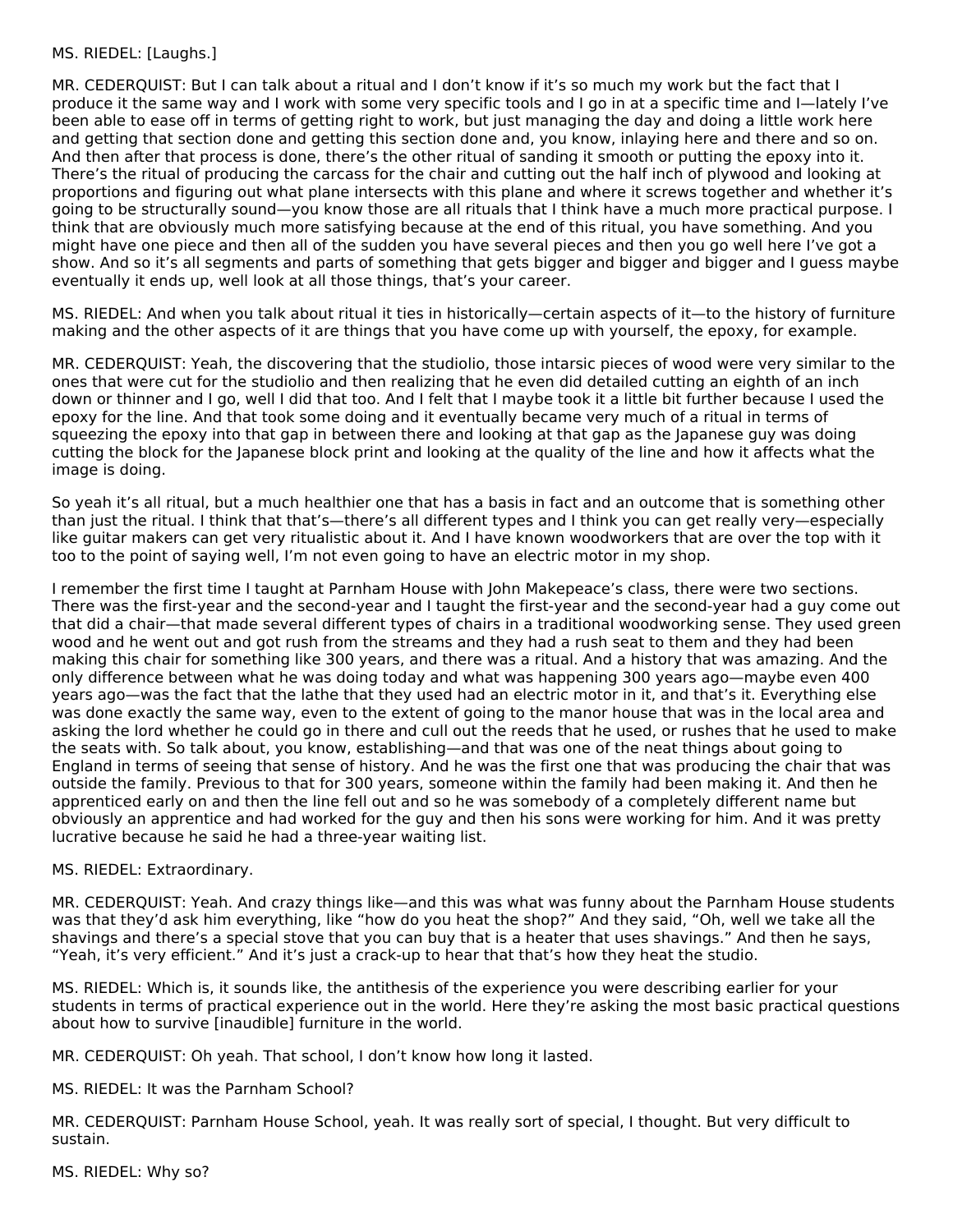MS. RIEDEL: [Laughs.]

MR. CEDERQUIST: But I can talk about a ritual and I don't know if it's so much my work but the fact that I produce it the same way and I work with some very specific tools and I go in at a specific time and I—lately I've been able to ease off in terms of getting right to work, but just managing the day and doing a little work here and getting that section done and getting this section done and, you know, inlaying here and there and so on. And then after that process is done, there's the other ritual of sanding it smooth or putting the epoxy into it. There's the ritual of producing the carcass for the chair and cutting out the half inch of plywood and looking at proportions and figuring out what plane intersects with this plane and where it screws together and whether it's going to be structurally sound—you know those are all rituals that I think have a much more practical purpose. I think that are obviously much more satisfying because at the end of this ritual, you have something. And you might have one piece and then all of the sudden you have several pieces and then you go well here I've got a show. And so it's all segments and parts of something that gets bigger and bigger and bigger and I guess maybe eventually it ends up, well look at all those things, that's your career.

MS. RIEDEL: And when you talk about ritual it ties in historically—certain aspects of it—to the history of furniture making and the other aspects of it are things that you have come up with yourself, the epoxy, for example.

MR. CEDERQUIST: Yeah, the discovering that the studiolio, those intarsic pieces of wood were very similar to the ones that were cut for the studiolio and then realizing that he even did detailed cutting an eighth of an inch down or thinner and I go, well I did that too. And I felt that I maybe took it a little bit further because I used the epoxy for the line. And that took some doing and it eventually became very much of a ritual in terms of squeezing the epoxy into that gap in between there and looking at that gap as the Japanese guy was doing cutting the block for the Japanese block print and looking at the quality of the line and how it affects what the image is doing.

So yeah it's all ritual, but a much healthier one that has a basis in fact and an outcome that is something other than just the ritual. I think that that's—there's all different types and I think you can get really very—especially like guitar makers can get very ritualistic about it. And I have known woodworkers that are over the top with it too to the point of saying well, I'm not even going to have an electric motor in my shop.

I remember the first time I taught at Parnham House with John Makepeace's class, there were two sections. There was the first-year and the second-year and I taught the first-year and the second-year had a guy come out that did a chair—that made several different types of chairs in a traditional woodworking sense. They used green wood and he went out and got rush from the streams and they had a rush seat to them and they had been making this chair for something like 300 years, and there was a ritual. And a history that was amazing. And the only difference between what he was doing today and what was happening 300 years ago—maybe even 400 years ago—was the fact that the lathe that they used had an electric motor in it, and that's it. Everything else was done exactly the same way, even to the extent of going to the manor house that was in the local area and asking the lord whether he could go in there and cull out the reeds that he used, or rushes that he used to make the seats with. So talk about, you know, establishing—and that was one of the neat things about going to England in terms of seeing that sense of history. And he was the first one that was producing the chair that was outside the family. Previous to that for 300 years, someone within the family had been making it. And then he apprenticed early on and then the line fell out and so he was somebody of a completely different name but obviously an apprentice and had worked for the guy and then his sons were working for him. And it was pretty lucrative because he said he had a three-year waiting list.

MS. RIEDEL: Extraordinary.

MR. CEDERQUIST: Yeah. And crazy things like—and this was what was funny about the Parnham House students was that they'd ask him everything, like "how do you heat the shop?" And they said, "Oh, well we take all the shavings and there's a special stove that you can buy that is a heater that uses shavings." And then he says, "Yeah, it's very efficient." And it's just a crack-up to hear that that's how they heat the studio.

MS. RIEDEL: Which is, it sounds like, the antithesis of the experience you were describing earlier for your students in terms of practical experience out in the world. Here they're asking the most basic practical questions about how to survive [inaudible] furniture in the world.

MR. CEDERQUIST: Oh yeah. That school, I don't know how long it lasted.

MS. RIEDEL: It was the Parnham School?

MR. CEDERQUIST: Parnham House School, yeah. It was really sort of special, I thought. But very difficult to sustain.

MS. RIEDEL: Why so?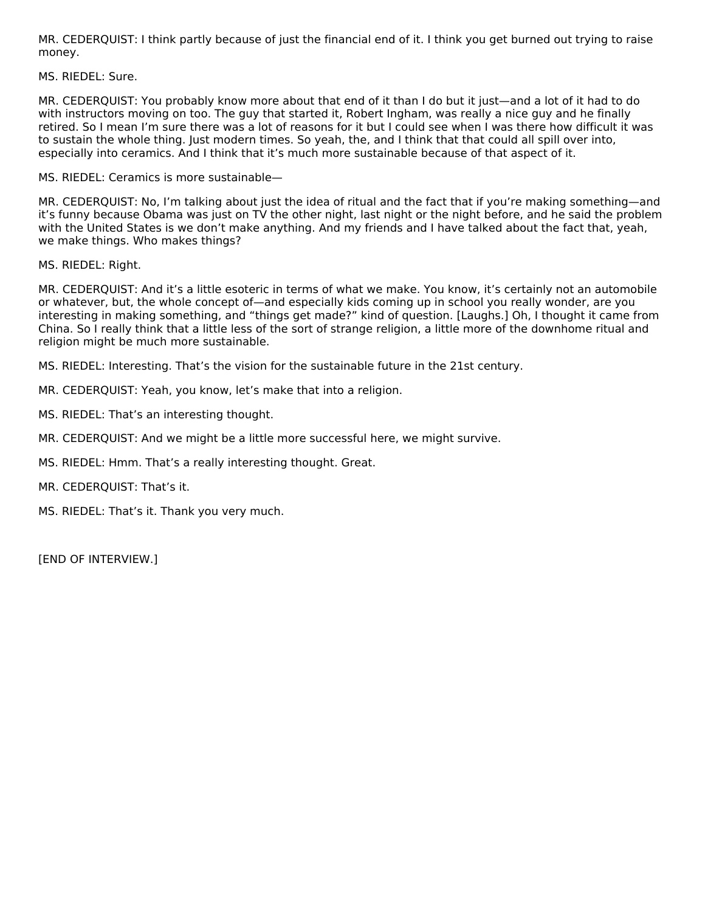MR. CEDERQUIST: I think partly because of just the financial end of it. I think you get burned out trying to raise money.

MS. RIEDEL: Sure.

MR. CEDERQUIST: You probably know more about that end of it than I do but it just—and a lot of it had to do with instructors moving on too. The guy that started it, Robert Ingham, was really a nice guy and he finally retired. So I mean I'm sure there was a lot of reasons for it but I could see when I was there how difficult it was to sustain the whole thing. Just modern times. So yeah, the, and I think that that could all spill over into, especially into ceramics. And I think that it's much more sustainable because of that aspect of it.

MS. RIEDEL: Ceramics is more sustainable—

MR. CEDERQUIST: No, I'm talking about just the idea of ritual and the fact that if you're making something—and it's funny because Obama was just on TV the other night, last night or the night before, and he said the problem with the United States is we don't make anything. And my friends and I have talked about the fact that, yeah, we make things. Who makes things?

MS. RIEDEL: Right.

MR. CEDERQUIST: And it's a little esoteric in terms of what we make. You know, it's certainly not an automobile or whatever, but, the whole concept of—and especially kids coming up in school you really wonder, are you interesting in making something, and "things get made?" kind of question. [Laughs.] Oh, I thought it came from China. So I really think that a little less of the sort of strange religion, a little more of the downhome ritual and religion might be much more sustainable.

MS. RIEDEL: Interesting. That's the vision for the sustainable future in the 21st century.

MR. CEDERQUIST: Yeah, you know, let's make that into a religion.

MS. RIEDEL: That's an interesting thought.

MR. CEDERQUIST: And we might be a little more successful here, we might survive.

MS. RIEDEL: Hmm. That's a really interesting thought. Great.

MR. CEDERQUIST: That's it.

MS. RIEDEL: That's it. Thank you very much.

[END OF INTERVIEW.]